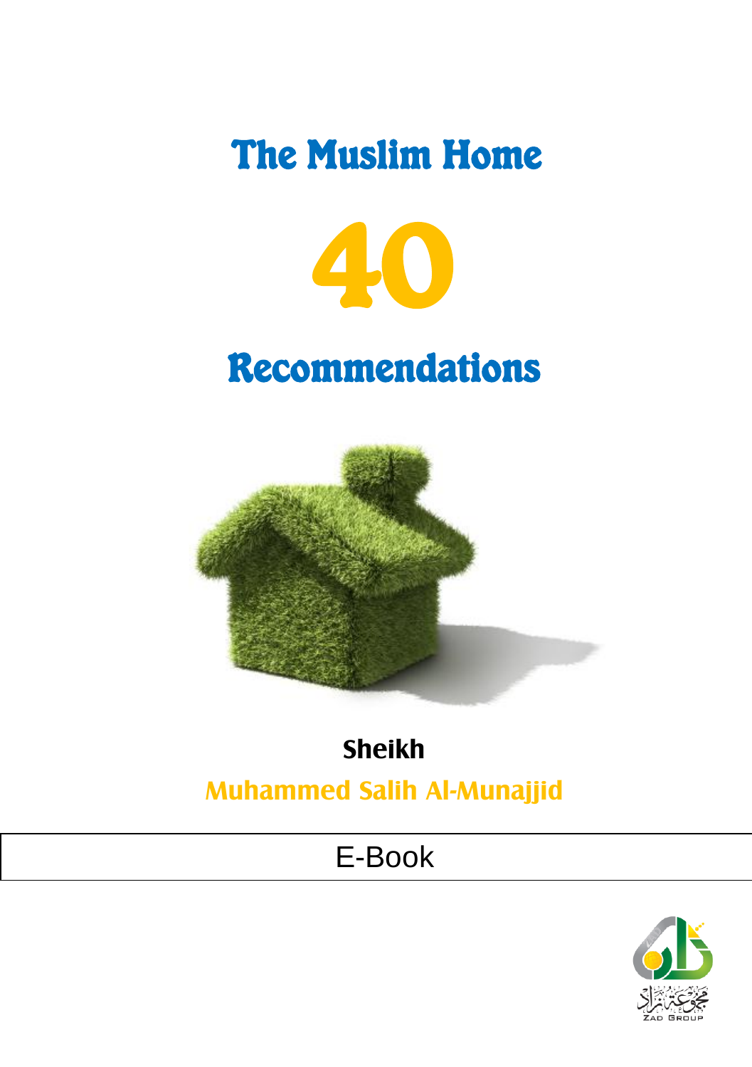# The Muslim Home

# 40

# Recommendations

**Sheikh**

**Muhammed Salih Al-Munajjid**

E-Book

مجموعة زاد

Zad Group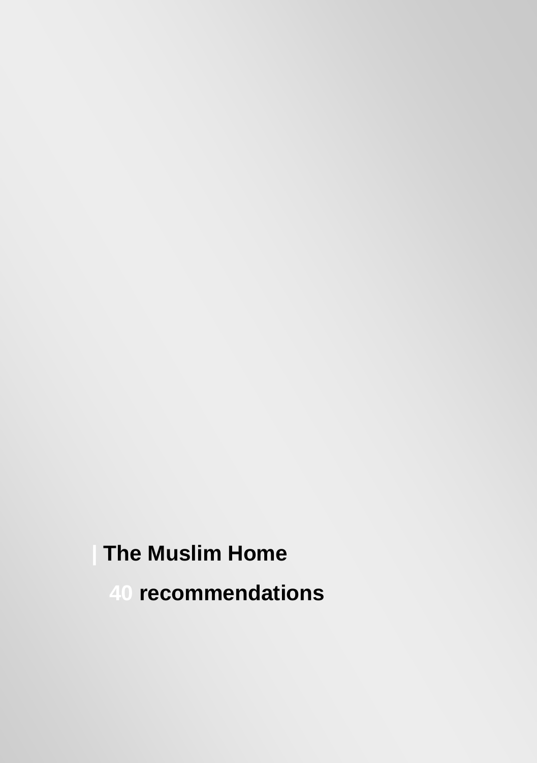# | The Muslim Home

## 40 recommendations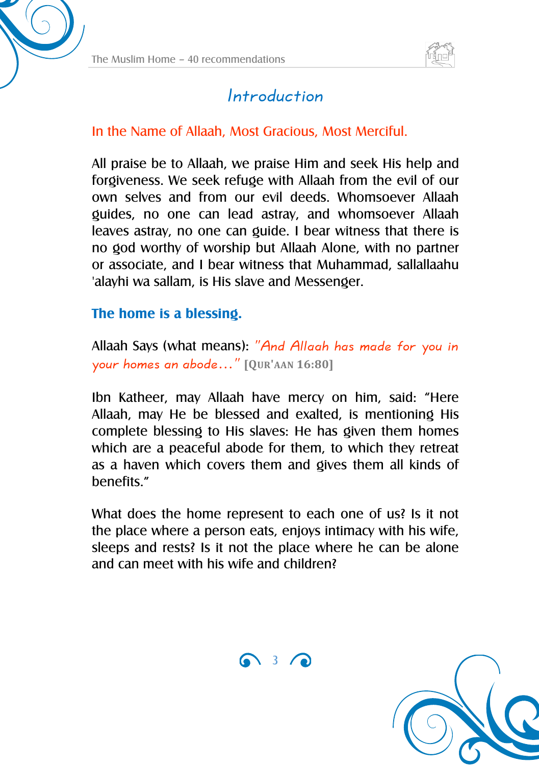# Introduction

In the Name of Allaah, Most Gracious, Most Merciful.

All praise be to Allaah, we praise Him and seek His help and forgiveness. We seek refuge with Allaah from the evil of our own selves and from our evil deeds. Whomsoever Allaah guides, no one can lead astray, and whomsoever Allaah leaves astray, no one can guide. I bear witness that there is no god worthy of worship but Allaah Alone, with no partner or associate, and I bear witness that Muhammad, sallallaahu 'alayhi wa sallam, is His slave and Messenger.

## The home is a blessing.

Allaah Says (what means): *"And Allaah has made for you in your homes an abode…"* **[QUR'AAN 16:80]**

Ibn Katheer, may Allaah have mercy on him, said: "Here Allaah, may He be blessed and exalted, is mentioning His complete blessing to His slaves: He has given them homes which are a peaceful abode for them, to which they retreat as a haven which covers them and gives them all kinds of benefits."

What does the home represent to each one of us? Is it not the place where a person eats, enjoys intimacy with his wife, sleeps and rests? Is it not the place where he can be alone and can meet with his wife and children?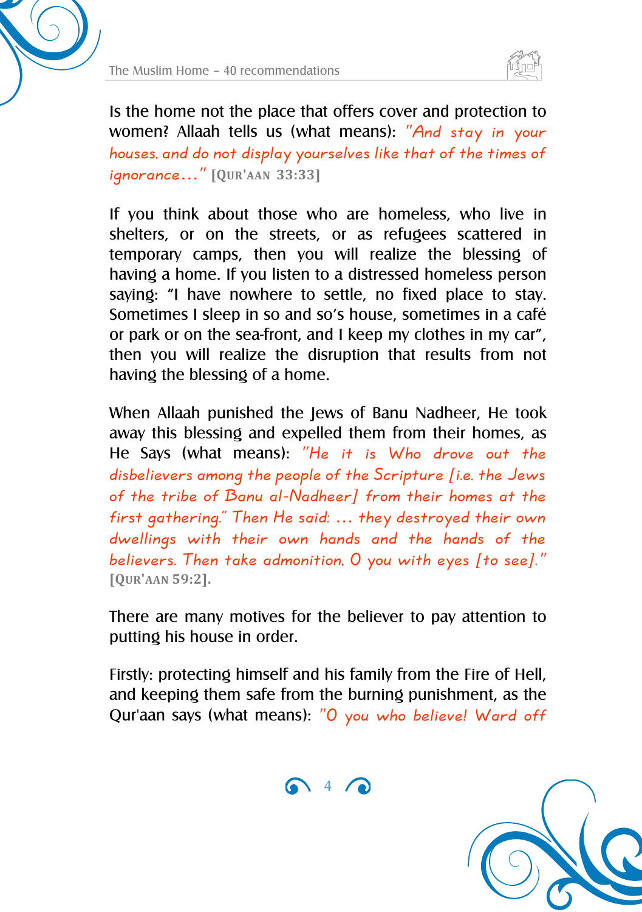Is the home not the place that offers cover and protection to women? Allaah tells us (what means): *"And stay in your houses, and do not display yourselves like that of the times of ignorance…"* **[QUR'AAN 33:33]**

If you think about those who are homeless, who live in shelters, or on the streets, or as refugees scattered in temporary camps, then you will realize the blessing of having a home. If you listen to a distressed homeless person saying: "I have nowhere to settle, no fixed place to stay. Sometimes I sleep in so and so's house, sometimes in a café or park or on the sea-front, and I keep my clothes in my car", then you will realize the disruption that results from not having the blessing of a home.

When Allaah punished the Jews of Banu Nadheer, He took away this blessing and expelled them from their homes, as He Says (what means): *"He it is Who drove out the disbelievers among the people of the Scripture [i.e. the Jews of the tribe of Banu al-Nadheer] from their homes at the first gathering." Then He said: … they destroyed their own dwellings with their own hands and the hands of the believers. Then take admonition, O you with eyes [to see]."* **[QUR'AAN 59:2].**

There are many motives for the believer to pay attention to putting his house in order.

Firstly: protecting himself and his family from the Fire of Hell, and keeping them safe from the burning punishment, as the Qur'aan says (what means): *"O you who believe! Ward off*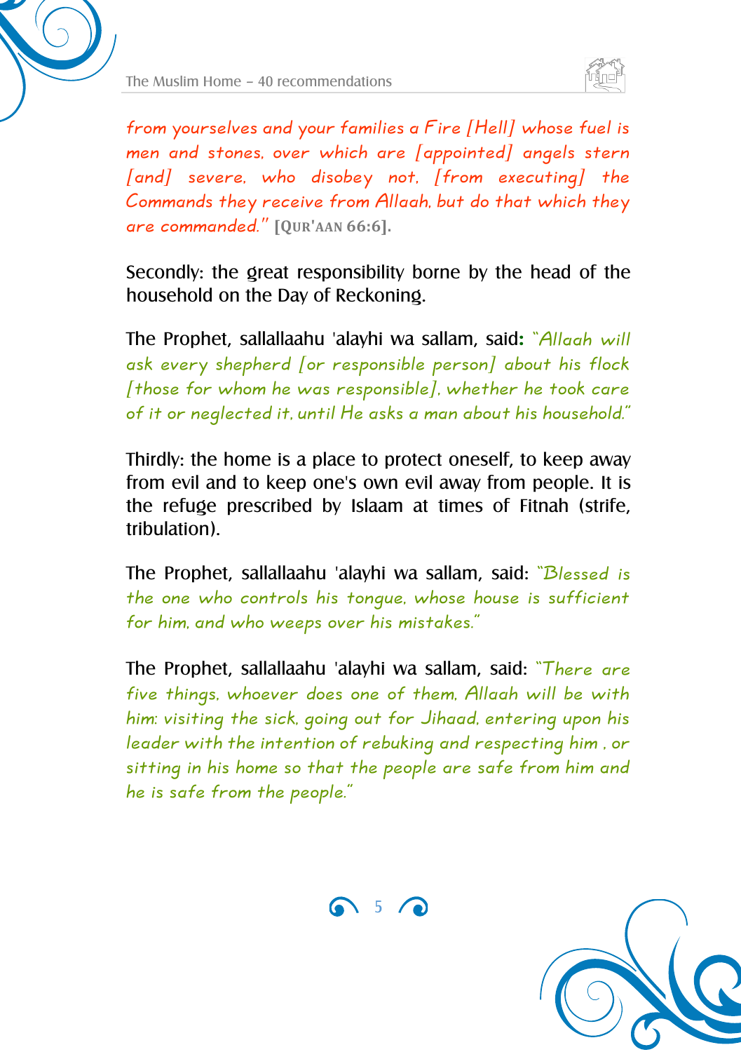*from yourselves and your families a Fire [Hell] whose fuel is men and stones, over which are [appointed] angels stern [and] severe, who disobey not, [from executing] the Commands they receive from Allaah, but do that which they are commanded."* **[QUR'AAN 66:6].**

Secondly: the great responsibility borne by the head of the household on the Day of Reckoning.

The Prophet, sallallaahu 'alayhi wa sallam, said**:** *"Allaah will ask every shepherd [or responsible person] about his flock [those for whom he was responsible], whether he took care of it or neglected it, until He asks a man about his household."*

Thirdly: the home is a place to protect oneself, to keep away from evil and to keep one's own evil away from people. It is the refuge prescribed by Islaam at times of Fitnah (strife, tribulation).

The Prophet, sallallaahu 'alayhi wa sallam, said: *"Blessed is the one who controls his tongue, whose house is sufficient for him, and who weeps over his mistakes."*

The Prophet, sallallaahu 'alayhi wa sallam, said: *"There are five things, whoever does one of them, Allaah will be with him: visiting the sick, going out for Jihaad, entering upon his leader with the intention of rebuking and respecting him , or sitting in his home so that the people are safe from him and he is safe from the people."*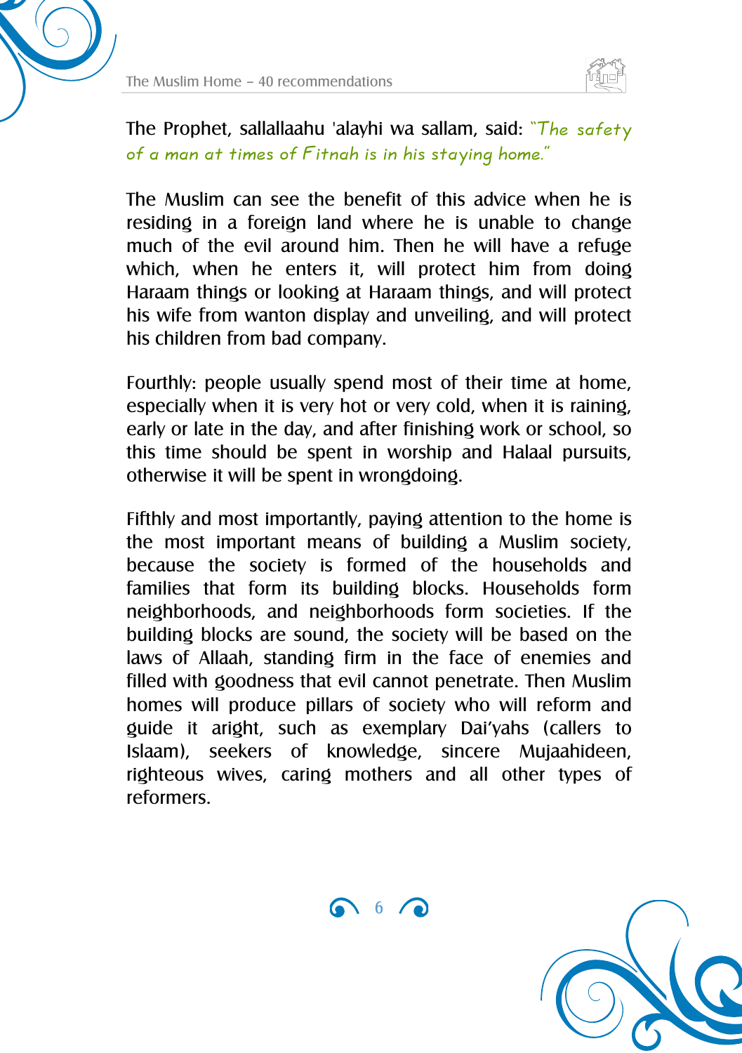The Prophet, sallallaahu 'alayhi wa sallam, said: *"The safety of a man at times of Fitnah is in his staying home."*

The Muslim can see the benefit of this advice when he is residing in a foreign land where he is unable to change much of the evil around him. Then he will have a refuge which, when he enters it, will protect him from doing Haraam things or looking at Haraam things, and will protect his wife from wanton display and unveiling, and will protect his children from bad company.

Fourthly: people usually spend most of their time at home, especially when it is very hot or very cold, when it is raining, early or late in the day, and after finishing work or school, so this time should be spent in worship and Halaal pursuits, otherwise it will be spent in wrongdoing.

Fifthly and most importantly, paying attention to the home is the most important means of building a Muslim society, because the society is formed of the households and families that form its building blocks. Households form neighborhoods, and neighborhoods form societies. If the building blocks are sound, the society will be based on the laws of Allaah, standing firm in the face of enemies and filled with goodness that evil cannot penetrate. Then Muslim homes will produce pillars of society who will reform and guide it aright, such as exemplary Dai'yahs (callers to Islaam), seekers of knowledge, sincere Mujaahideen, righteous wives, caring mothers and all other types of reformers.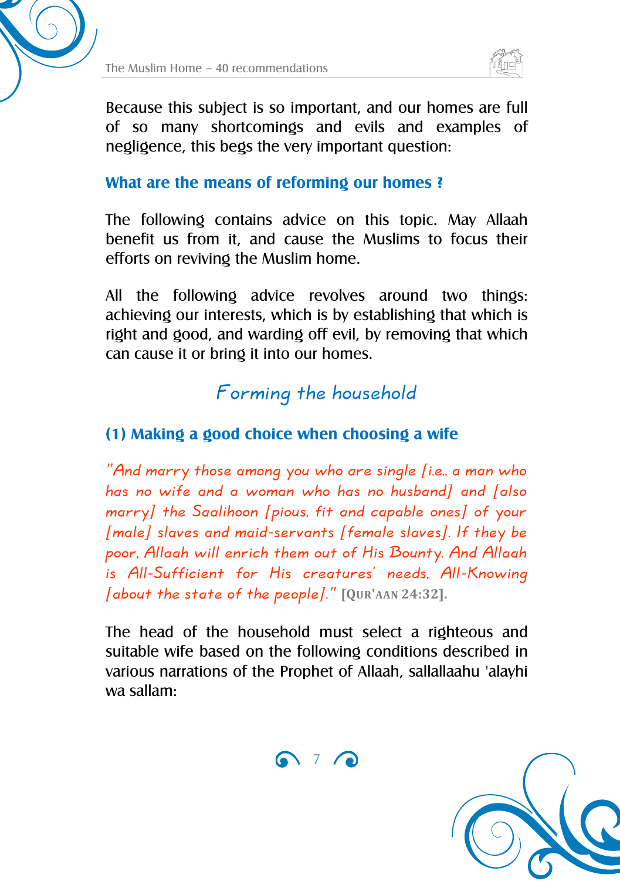Because this subject is so important, and our homes are full of so many shortcomings and evils and examples of negligence, this begs the very important question:

### What are the means of reforming our homes ?

The following contains advice on this topic. May Allaah benefit us from it, and cause the Muslims to focus their efforts on reviving the Muslim home.

All the following advice revolves around two things: achieving our interests, which is by establishing that which is right and good, and warding off evil, by removing that which can cause it or bring it into our homes.

## Forming the household

### (1) Making a good choice when choosing a wife

*"And marry those among you who are single [i.e., a man who has no wife and a woman who has no husband] and [also marry] the Saalihoon [pious, fit and capable ones] of your [male] slaves and maid-servants [female slaves]. If they be poor, Allaah will enrich them out of His Bounty. And Allaah is All-Sufficient for His creatures' needs, All-Knowing [about the state of the people]."* **[Qur'aan 24:32].**

The head of the household must select a righteous and suitable wife based on the following conditions described in various narrations of the Prophet of Allaah, sallallaahu 'alayhi wa sallam: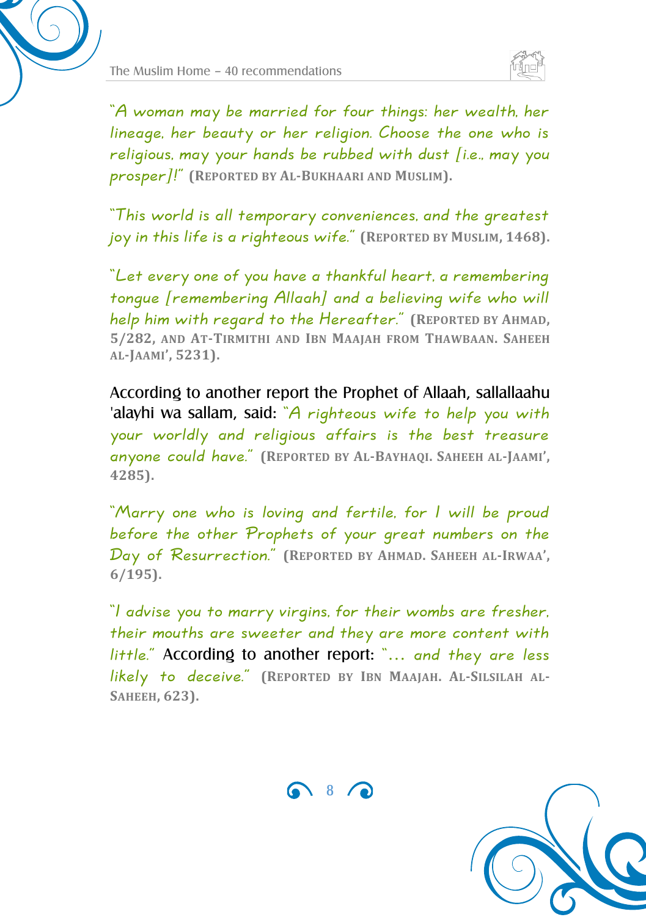*"A woman may be married for four things: her wealth, her lineage, her beauty or her religion. Choose the one who is religious, may your hands be rubbed with dust [i.e., may you prosper]!"* **(Reported by al-Bukhaari and Muslim).**

*"This world is all temporary conveniences, and the greatest joy in this life is a righteous wife."* **(Reported by Muslim, 1468).**

*"Let every one of you have a thankful heart, a remembering tongue [remembering Allaah] and a believing wife who will help him with regard to the Hereafter."* **(Reported by Ahmad, 5/282, and at-Tirmithi and Ibn Maajah from Thawbaan. Saheeh al-Jaami', 5231).**

According to another report the Prophet of Allaah, sallallaahu 'alayhi wa sallam, said: *"A righteous wife to help you with your worldly and religious affairs is the best treasure anyone could have."* **(Reported by al-Bayhaqi. Saheeh al-Jaami', 4285).**

*"Marry one who is loving and fertile, for I will be proud before the other Prophets of your great numbers on the Day of Resurrection."* **(Reported by Ahmad. Saheeh al-Irwaa', 6/195).**

*"I advise you to marry virgins, for their wombs are fresher, their mouths are sweeter and they are more content with little."* According to another report: *"... and they are less likely to deceive."* **(Reported by Ibn Maajah. Al-Silsilah al-Saheeh, 623).**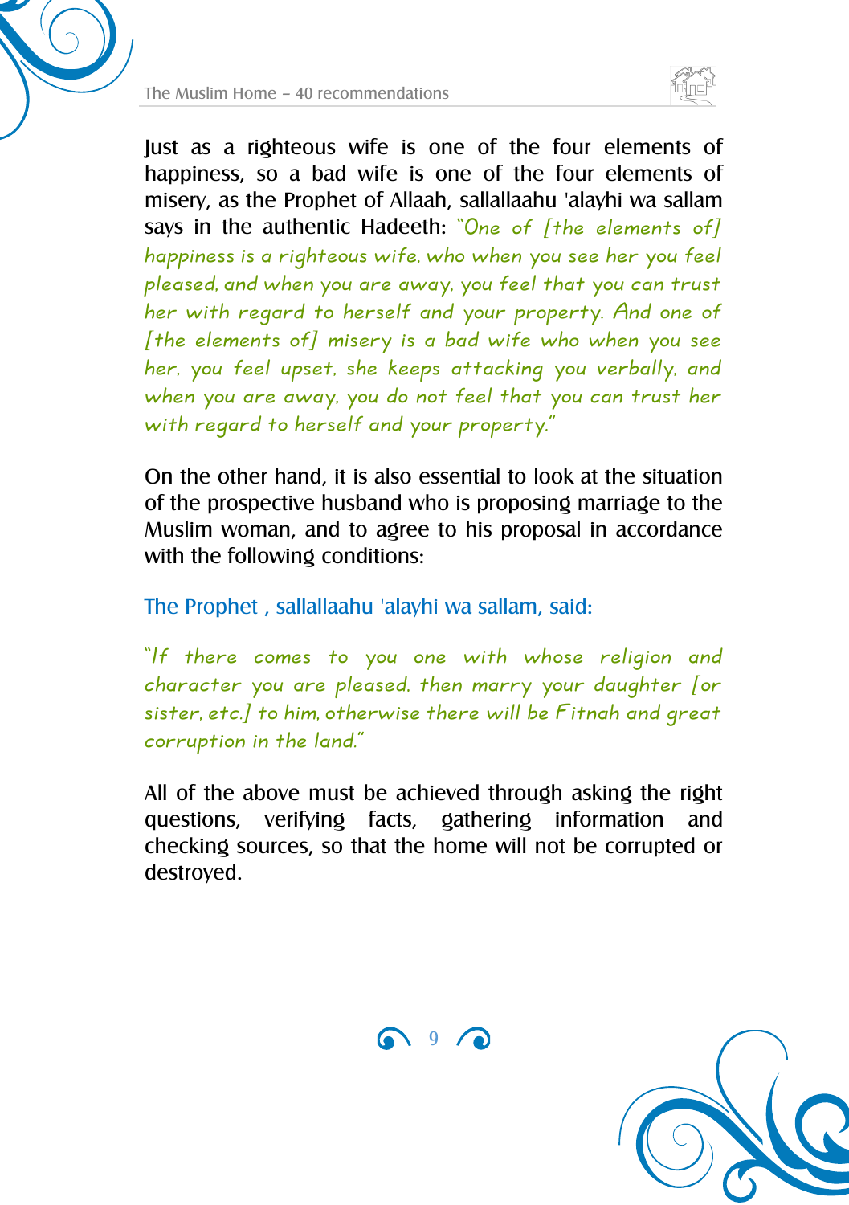Just as a righteous wife is one of the four elements of happiness, so a bad wife is one of the four elements of misery, as the Prophet of Allaah, sallallaahu 'alayhi wa sallam says in the authentic Hadeeth: *"One of [the elements of] happiness is a righteous wife, who when you see her you feel pleased, and when you are away, you feel that you can trust her with regard to herself and your property. And one of [the elements of] misery is a bad wife who when you see her, you feel upset, she keeps attacking you verbally, and when you are away, you do not feel that you can trust her with regard to herself and your property."*

On the other hand, it is also essential to look at the situation of the prospective husband who is proposing marriage to the Muslim woman, and to agree to his proposal in accordance with the following conditions:

The Prophet , sallallaahu 'alayhi wa sallam, said:

*"If there comes to you one with whose religion and character you are pleased, then marry your daughter [or sister, etc.] to him, otherwise there will be Fitnah and great corruption in the land."*

All of the above must be achieved through asking the right questions, verifying facts, gathering information and checking sources, so that the home will not be corrupted or destroyed.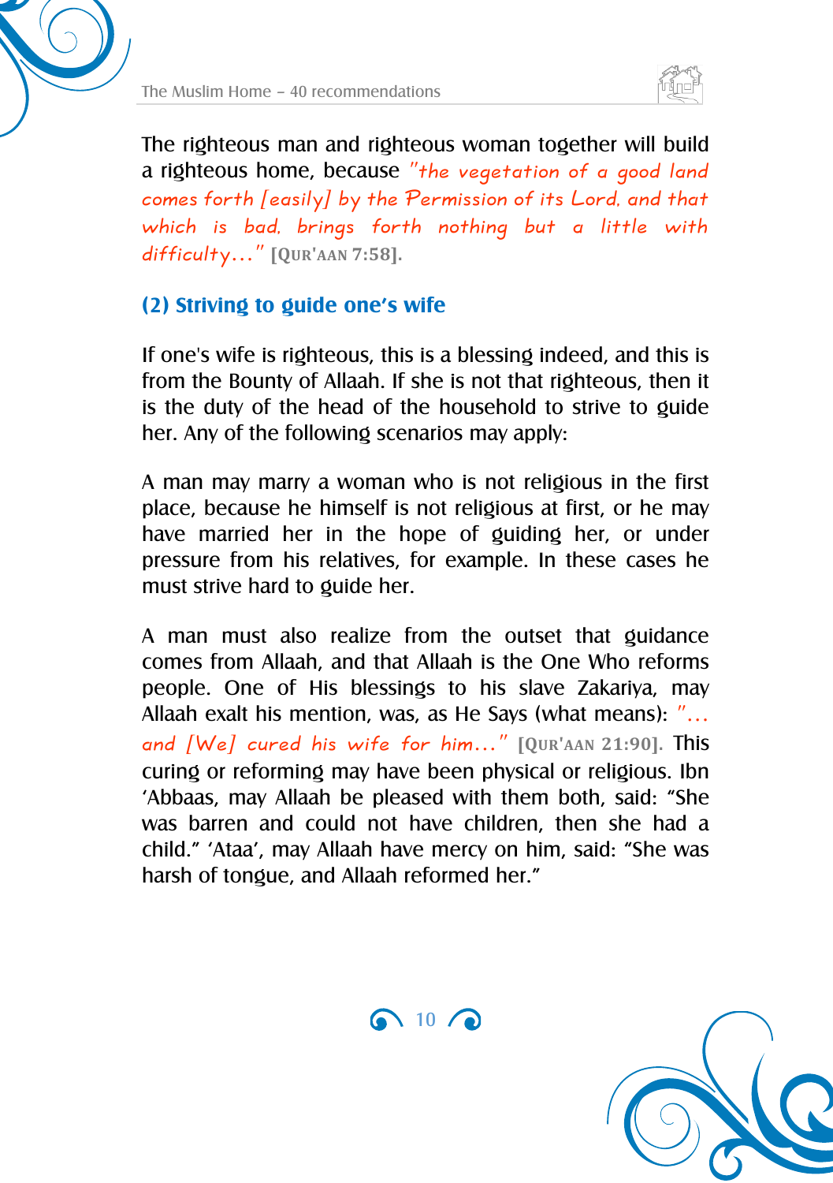The righteous man and righteous woman together will build a righteous home, because *"the vegetation of a good land comes forth [easily] by the Permission of its Lord, and that which is bad, brings forth nothing but a little with difficulty..."* **[QUR'AAN 7:58].**

### (2) Striving to guide one's wife

If one's wife is righteous, this is a blessing indeed, and this is from the Bounty of Allaah. If she is not that righteous, then it is the duty of the head of the household to strive to guide her. Any of the following scenarios may apply:

A man may marry a woman who is not religious in the first place, because he himself is not religious at first, or he may have married her in the hope of guiding her, or under pressure from his relatives, for example. In these cases he must strive hard to guide her.

A man must also realize from the outset that guidance comes from Allaah, and that Allaah is the One Who reforms people. One of His blessings to his slave Zakariya, may Allaah exalt his mention, was, as He Says (what means): *"... and [We] cured his wife for him..."* **[QUR'AAN 21:90].** This curing or reforming may have been physical or religious. Ibn 'Abbaas, may Allaah be pleased with them both, said: "She was barren and could not have children, then she had a child." 'Ataa', may Allaah have mercy on him, said: "She was harsh of tongue, and Allaah reformed her."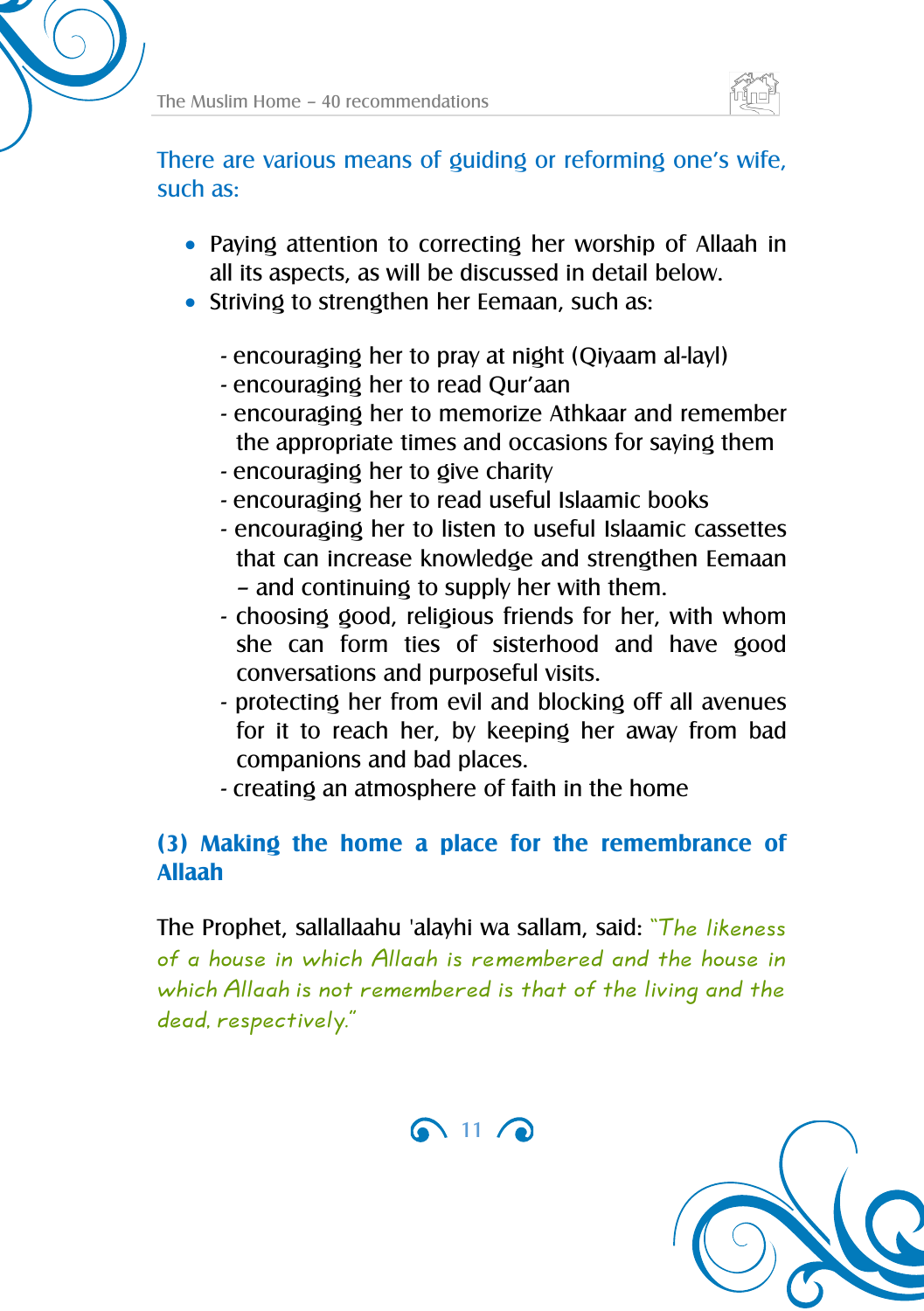There are various means of guiding or reforming one's wife, such as:

- Paying attention to correcting her worship of Allaah in all its aspects, as will be discussed in detail below.
- Striving to strengthen her Eemaan, such as:

  - encouraging her to pray at night (Qiyaam al-layl)
  - encouraging her to read Qur'aan
  - encouraging her to memorize Athkaar and remember the appropriate times and occasions for saying them
  - encouraging her to give charity
  - encouraging her to read useful Islaamic books
  - encouraging her to listen to useful Islaamic cassettes that can increase knowledge and strengthen Eemaan – and continuing to supply her with them.
  - choosing good, religious friends for her, with whom she can form ties of sisterhood and have good conversations and purposeful visits.
  - protecting her from evil and blocking off all avenues for it to reach her, by keeping her away from bad companions and bad places.
  - creating an atmosphere of faith in the home

### (3) Making the home a place for the remembrance of Allaah

The Prophet, sallallaahu 'alayhi wa sallam, said: *"The likeness of a house in which Allaah is remembered and the house in which Allaah is not remembered is that of the living and the dead, respectively."*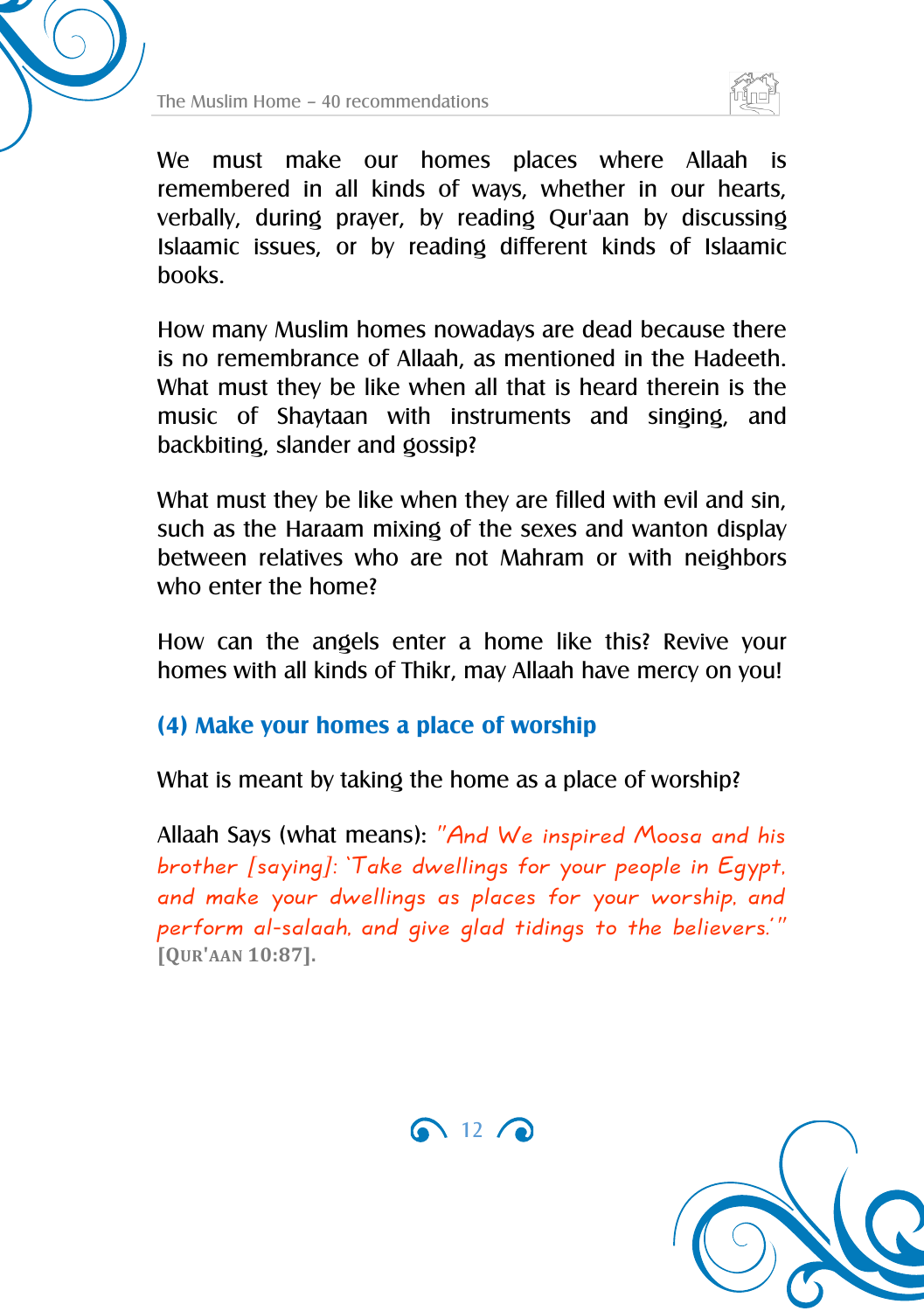We must make our homes places where Allaah is remembered in all kinds of ways, whether in our hearts, verbally, during prayer, by reading Qur'aan by discussing Islaamic issues, or by reading different kinds of Islaamic books.

How many Muslim homes nowadays are dead because there is no remembrance of Allaah, as mentioned in the Hadeeth. What must they be like when all that is heard therein is the music of Shaytaan with instruments and singing, and backbiting, slander and gossip?

What must they be like when they are filled with evil and sin, such as the Haraam mixing of the sexes and wanton display between relatives who are not Mahram or with neighbors who enter the home?

How can the angels enter a home like this? Revive your homes with all kinds of Thikr, may Allaah have mercy on you!

### (4) Make your homes a place of worship

What is meant by taking the home as a place of worship?

Allaah Says (what means): *"And We inspired Moosa and his brother [saying]: 'Take dwellings for your people in Egypt, and make your dwellings as places for your worship, and perform al-salaah, and give glad tidings to the believers.'"* **[QUR'AAN 10:87].**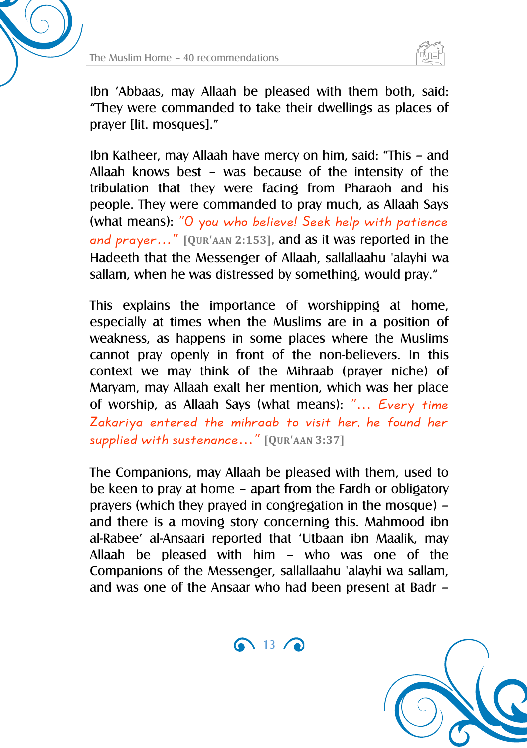Ibn 'Abbaas, may Allaah be pleased with them both, said: "They were commanded to take their dwellings as places of prayer [lit. mosques]."

Ibn Katheer, may Allaah have mercy on him, said: "This – and Allaah knows best – was because of the intensity of the tribulation that they were facing from Pharaoh and his people. They were commanded to pray much, as Allaah Says (what means): *"O you who believe! Seek help with patience and prayer…"* **[Qur'aan 2:153]**, and as it was reported in the Hadeeth that the Messenger of Allaah, sallallaahu 'alayhi wa sallam, when he was distressed by something, would pray."

This explains the importance of worshipping at home, especially at times when the Muslims are in a position of weakness, as happens in some places where the Muslims cannot pray openly in front of the non-believers. In this context we may think of the Mihraab (prayer niche) of Maryam, may Allaah exalt her mention, which was her place of worship, as Allaah Says (what means): *"… Every time Zakariya entered the mihraab to visit her, he found her supplied with sustenance…"* **[Qur'aan 3:37]**

The Companions, may Allaah be pleased with them, used to be keen to pray at home – apart from the Fardh or obligatory prayers (which they prayed in congregation in the mosque) – and there is a moving story concerning this. Mahmood ibn al-Rabee' al-Ansaari reported that 'Utbaan ibn Maalik, may Allaah be pleased with him – who was one of the Companions of the Messenger, sallallaahu 'alayhi wa sallam, and was one of the Ansaar who had been present at Badr –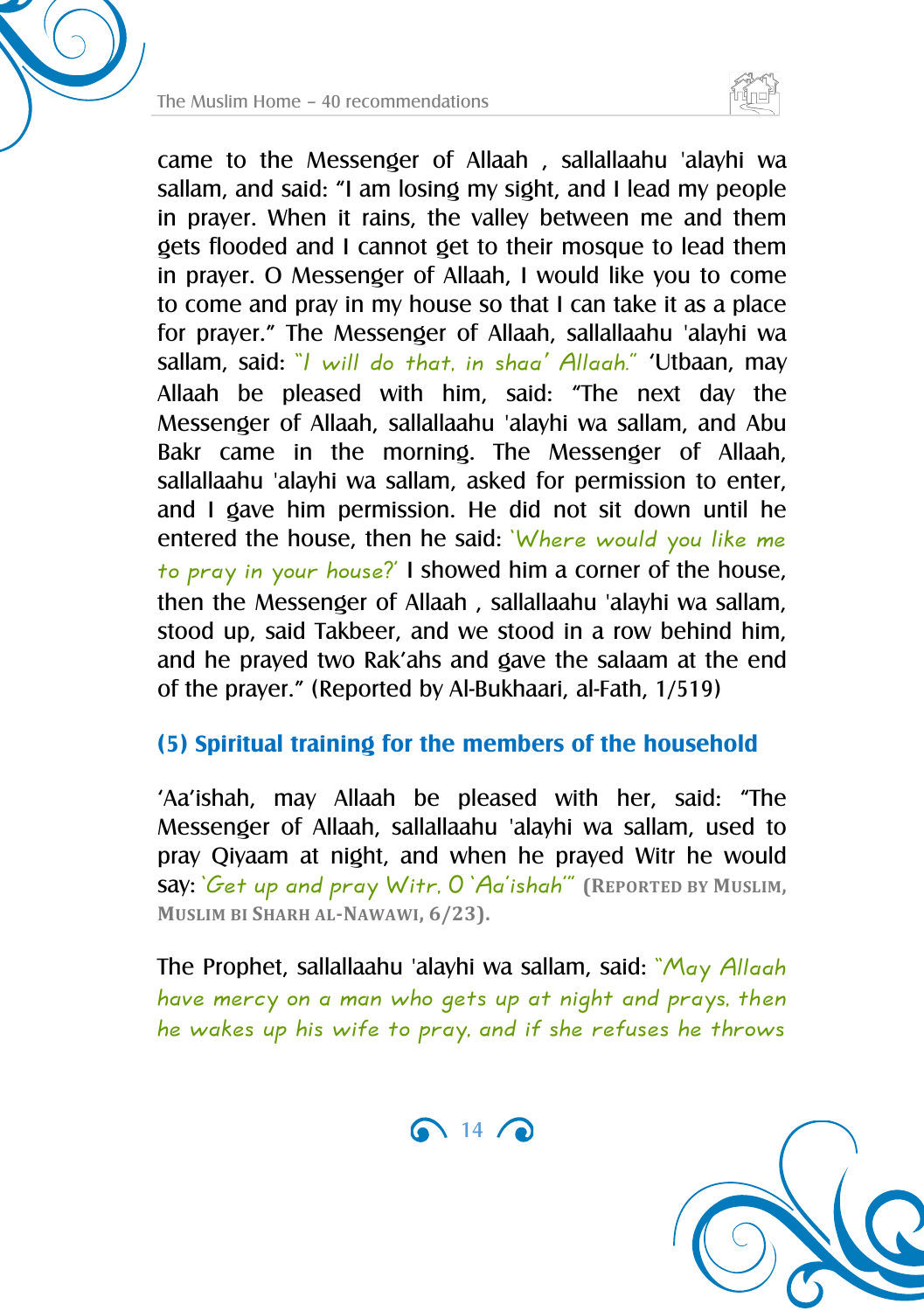came to the Messenger of Allaah , sallallaahu 'alayhi wa sallam, and said: "I am losing my sight, and I lead my people in prayer. When it rains, the valley between me and them gets flooded and I cannot get to their mosque to lead them in prayer. O Messenger of Allaah, I would like you to come to come and pray in my house so that I can take it as a place for prayer." The Messenger of Allaah, sallallaahu 'alayhi wa sallam, said: *"I will do that, in shaa' Allaah."* 'Utbaan, may Allaah be pleased with him, said: "The next day the Messenger of Allaah, sallallaahu 'alayhi wa sallam, and Abu Bakr came in the morning. The Messenger of Allaah, sallallaahu 'alayhi wa sallam, asked for permission to enter, and I gave him permission. He did not sit down until he entered the house, then he said: *'Where would you like me to pray in your house?'* I showed him a corner of the house, then the Messenger of Allaah , sallallaahu 'alayhi wa sallam, stood up, said Takbeer, and we stood in a row behind him, and he prayed two Rak'ahs and gave the salaam at the end of the prayer." (Reported by Al-Bukhaari, al-Fath, 1/519)

### (5) Spiritual training for the members of the household

'Aa'ishah, may Allaah be pleased with her, said: "The Messenger of Allaah, sallallaahu 'alayhi wa sallam, used to pray Qiyaam at night, and when he prayed Witr he would say: *'Get up and pray Witr, O 'Aa'ishah'"* **(Reported by Muslim, Muslim bi Sharh al-Nawawi, 6/23).**

The Prophet, sallallaahu 'alayhi wa sallam, said: *"May Allaah have mercy on a man who gets up at night and prays, then he wakes up his wife to pray, and if she refuses he throws*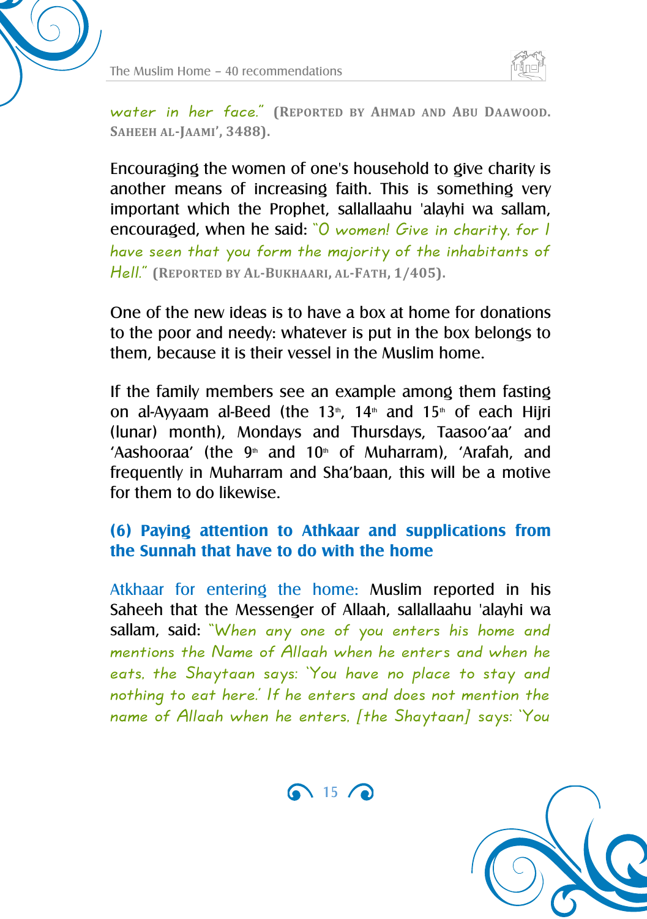*water in her face."* (REPORTED BY AHMAD AND ABU DAAWOOD. SAHEEH AL-JAAMI', 3488).

Encouraging the women of one's household to give charity is another means of increasing faith. This is something very important which the Prophet, sallallaahu 'alayhi wa sallam, encouraged, when he said: *"O women! Give in charity, for I have seen that you form the majority of the inhabitants of Hell."* (REPORTED BY AL-BUKHAARI, AL-FATH, 1/405).

One of the new ideas is to have a box at home for donations to the poor and needy: whatever is put in the box belongs to them, because it is their vessel in the Muslim home.

If the family members see an example among them fasting on al-Ayyaam al-Beed (the 13th, 14th and 15th of each Hijri (lunar) month), Mondays and Thursdays, Taasoo'aa' and 'Aashooraa' (the 9th and 10th of Muharram), 'Arafah, and frequently in Muharram and Sha'baan, this will be a motive for them to do likewise.

### (6) Paying attention to Athkaar and supplications from the Sunnah that have to do with the home

Atkhaar for entering the home: Muslim reported in his Saheeh that the Messenger of Allaah, sallallaahu 'alayhi wa sallam, said: *"When any one of you enters his home and mentions the Name of Allaah when he enters and when he eats, the Shaytaan says: 'You have no place to stay and nothing to eat here.' If he enters and does not mention the name of Allaah when he enters, [the Shaytaan] says: 'You*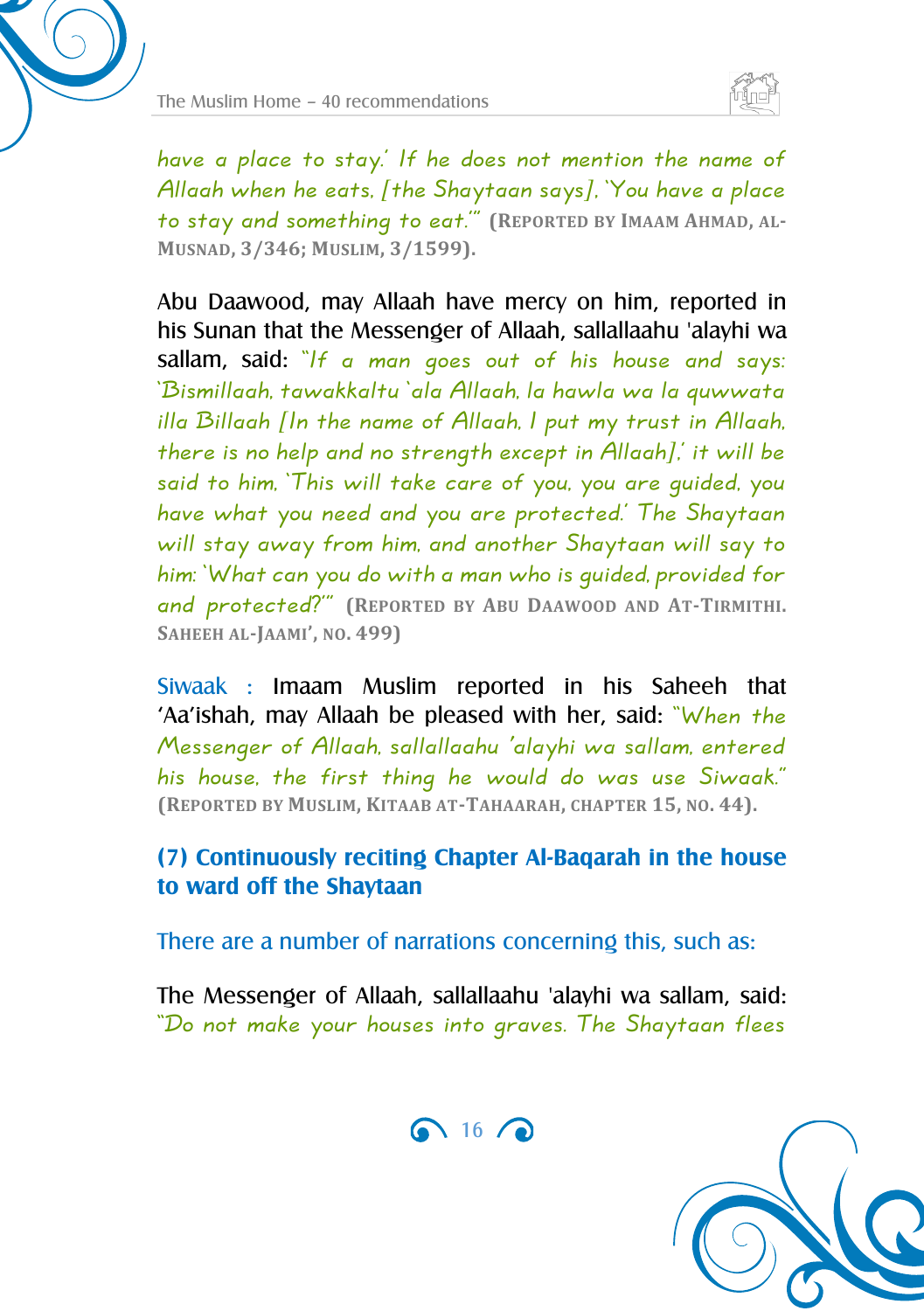*have a place to stay.' If he does not mention the name of Allaah when he eats, [the Shaytaan says], 'You have a place to stay and something to eat.'"* **(Reported by Imaam Ahmad, al-Musnad, 3/346; Muslim, 3/1599).**

Abu Daawood, may Allaah have mercy on him, reported in his Sunan that the Messenger of Allaah, sallallaahu 'alayhi wa sallam, said: *"If a man goes out of his house and says: 'Bismillaah, tawakkaltu 'ala Allaah, la hawla wa la quwwata illa Billaah [In the name of Allaah, I put my trust in Allaah, there is no help and no strength except in Allaah],' it will be said to him, 'This will take care of you, you are guided, you have what you need and you are protected.' The Shaytaan will stay away from him, and another Shaytaan will say to him: 'What can you do with a man who is guided, provided for and protected?'"* **(Reported by Abu Daawood and At-Tirmithi. Saheeh al-Jaami', no. 499)**

Siwaak : Imaam Muslim reported in his Saheeh that 'Aa'ishah, may Allaah be pleased with her, said: *"When the Messenger of Allaah, sallallaahu 'alayhi wa sallam, entered his house, the first thing he would do was use Siwaak."* **(Reported by Muslim, Kitaab at-Tahaarah, chapter 15, no. 44).**

### (7) Continuously reciting Chapter Al-Baqarah in the house to ward off the Shaytaan

There are a number of narrations concerning this, such as:

The Messenger of Allaah, sallallaahu 'alayhi wa sallam, said: *"Do not make your houses into graves. The Shaytaan flees*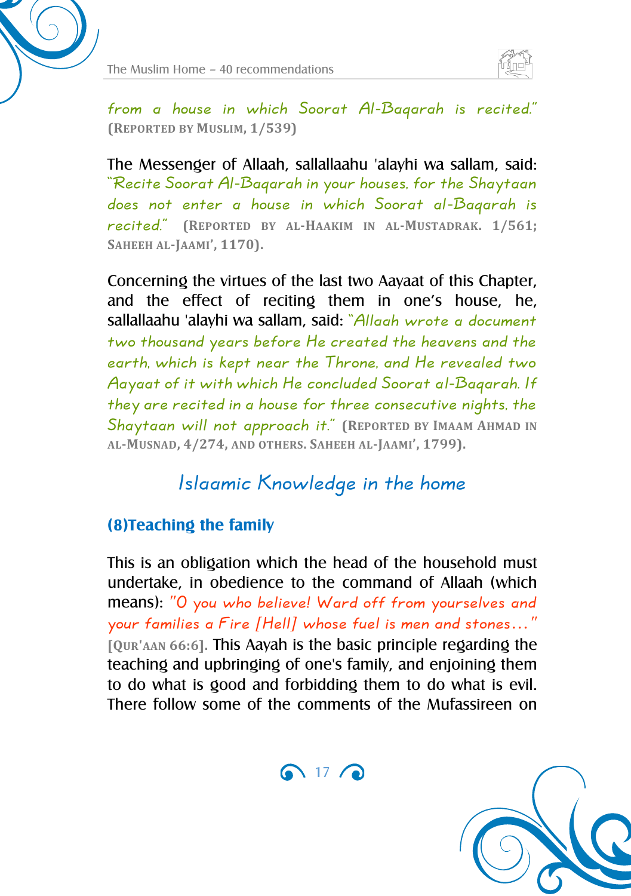*from a house in which Soorat Al-Baqarah is recited."* (REPORTED BY MUSLIM, 1/539)

The Messenger of Allaah, sallallaahu 'alayhi wa sallam, said: *"Recite Soorat Al-Baqarah in your houses, for the Shaytaan does not enter a house in which Soorat al-Baqarah is recited."* (REPORTED BY AL-HAAKIM IN AL-MUSTADRAK. 1/561; SAHEEH AL-JAAMI', 1170).

Concerning the virtues of the last two Aayaat of this Chapter, and the effect of reciting them in one's house, he, sallallaahu 'alayhi wa sallam, said: *"Allaah wrote a document two thousand years before He created the heavens and the earth, which is kept near the Throne, and He revealed two Aayaat of it with which He concluded Soorat al-Baqarah. If they are recited in a house for three consecutive nights, the Shaytaan will not approach it."* (REPORTED BY IMAAM AHMAD IN AL-MUSNAD, 4/274, AND OTHERS. SAHEEH AL-JAAMI', 1799).

## Islaamic Knowledge in the home

### (8)Teaching the family

This is an obligation which the head of the household must undertake, in obedience to the command of Allaah (which means): *"O you who believe! Ward off from yourselves and your families a Fire [Hell] whose fuel is men and stones…"* [QUR'AAN 66:6]. This Aayah is the basic principle regarding the teaching and upbringing of one's family, and enjoining them to do what is good and forbidding them to do what is evil. There follow some of the comments of the Mufassireen on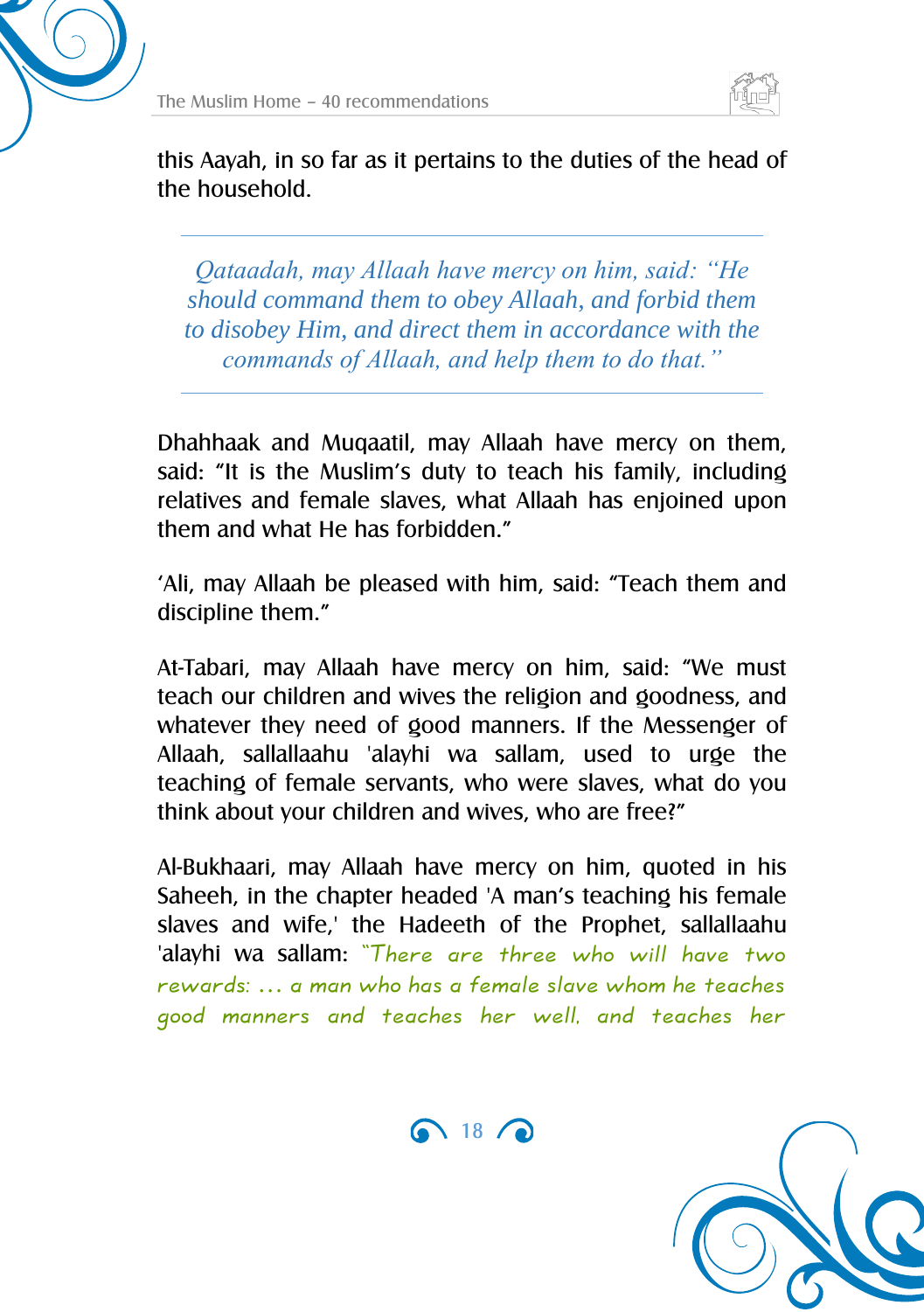this Aayah, in so far as it pertains to the duties of the head of the household.

---

> *Qataadah, may Allaah have mercy on him, said: "He should command them to obey Allaah, and forbid them to disobey Him, and direct them in accordance with the commands of Allaah, and help them to do that."*

---

Dhahhaak and Muqaatil, may Allaah have mercy on them, said: "It is the Muslim's duty to teach his family, including relatives and female slaves, what Allaah has enjoined upon them and what He has forbidden."

'Ali, may Allaah be pleased with him, said: "Teach them and discipline them."

At-Tabari, may Allaah have mercy on him, said: "We must teach our children and wives the religion and goodness, and whatever they need of good manners. If the Messenger of Allaah, sallallaahu 'alayhi wa sallam, used to urge the teaching of female servants, who were slaves, what do you think about your children and wives, who are free?"

Al-Bukhaari, may Allaah have mercy on him, quoted in his Saheeh, in the chapter headed 'A man's teaching his female slaves and wife,' the Hadeeth of the Prophet, sallallaahu 'alayhi wa sallam: *"There are three who will have two rewards: ... a man who has a female slave whom he teaches good manners and teaches her well, and teaches her*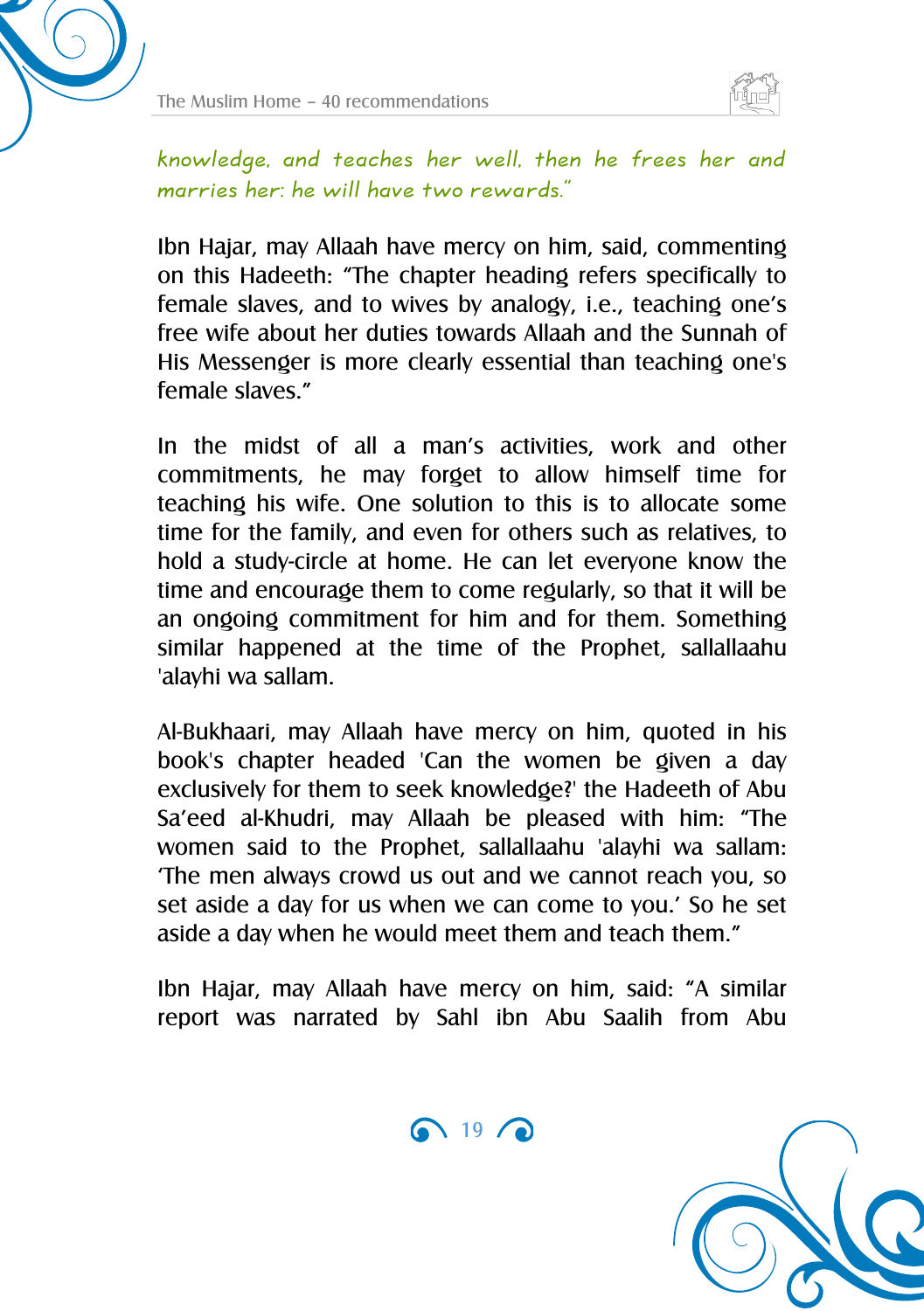*knowledge, and teaches her well, then he frees her and marries her: he will have two rewards."*

Ibn Hajar, may Allaah have mercy on him, said, commenting on this Hadeeth: "The chapter heading refers specifically to female slaves, and to wives by analogy, i.e., teaching one's free wife about her duties towards Allaah and the Sunnah of His Messenger is more clearly essential than teaching one's female slaves."

In the midst of all a man's activities, work and other commitments, he may forget to allow himself time for teaching his wife. One solution to this is to allocate some time for the family, and even for others such as relatives, to hold a study-circle at home. He can let everyone know the time and encourage them to come regularly, so that it will be an ongoing commitment for him and for them. Something similar happened at the time of the Prophet, sallallaahu 'alayhi wa sallam.

Al-Bukhaari, may Allaah have mercy on him, quoted in his book's chapter headed 'Can the women be given a day exclusively for them to seek knowledge?' the Hadeeth of Abu Sa'eed al-Khudri, may Allaah be pleased with him: "The women said to the Prophet, sallallaahu 'alayhi wa sallam: 'The men always crowd us out and we cannot reach you, so set aside a day for us when we can come to you.' So he set aside a day when he would meet them and teach them."

Ibn Hajar, may Allaah have mercy on him, said: "A similar report was narrated by Sahl ibn Abu Saalih from Abu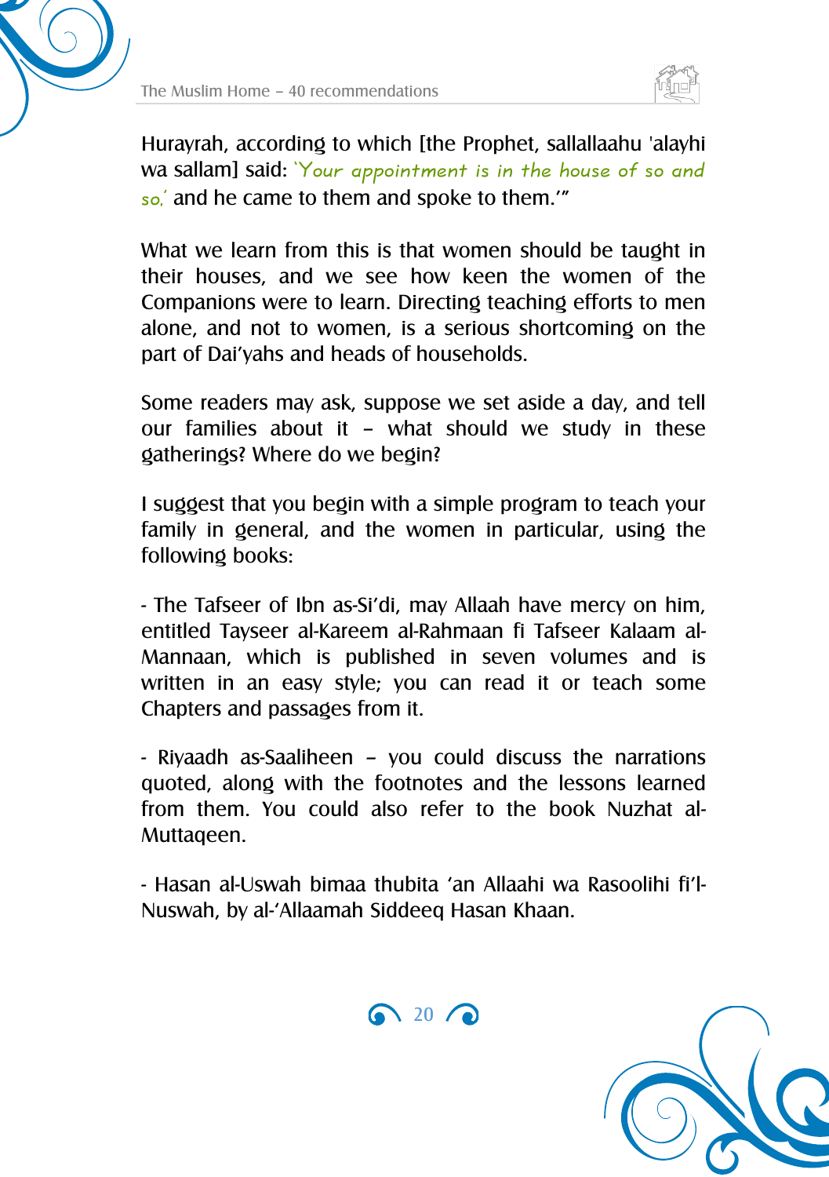Hurayrah, according to which [the Prophet, sallallaahu 'alayhi wa sallam] said: *'Your appointment is in the house of so and so,'* and he came to them and spoke to them.'"

What we learn from this is that women should be taught in their houses, and we see how keen the women of the Companions were to learn. Directing teaching efforts to men alone, and not to women, is a serious shortcoming on the part of Dai'yahs and heads of households.

Some readers may ask, suppose we set aside a day, and tell our families about it – what should we study in these gatherings? Where do we begin?

I suggest that you begin with a simple program to teach your family in general, and the women in particular, using the following books:

- The Tafseer of Ibn as-Si'di, may Allaah have mercy on him, entitled Tayseer al-Kareem al-Rahmaan fi Tafseer Kalaam al-Mannaan, which is published in seven volumes and is written in an easy style; you can read it or teach some Chapters and passages from it.

- Riyaadh as-Saaliheen – you could discuss the narrations quoted, along with the footnotes and the lessons learned from them. You could also refer to the book Nuzhat al-Muttaqeen.

- Hasan al-Uswah bimaa thubita 'an Allaahi wa Rasoolihi fi'l-Nuswah, by al-'Allaamah Siddeeq Hasan Khaan.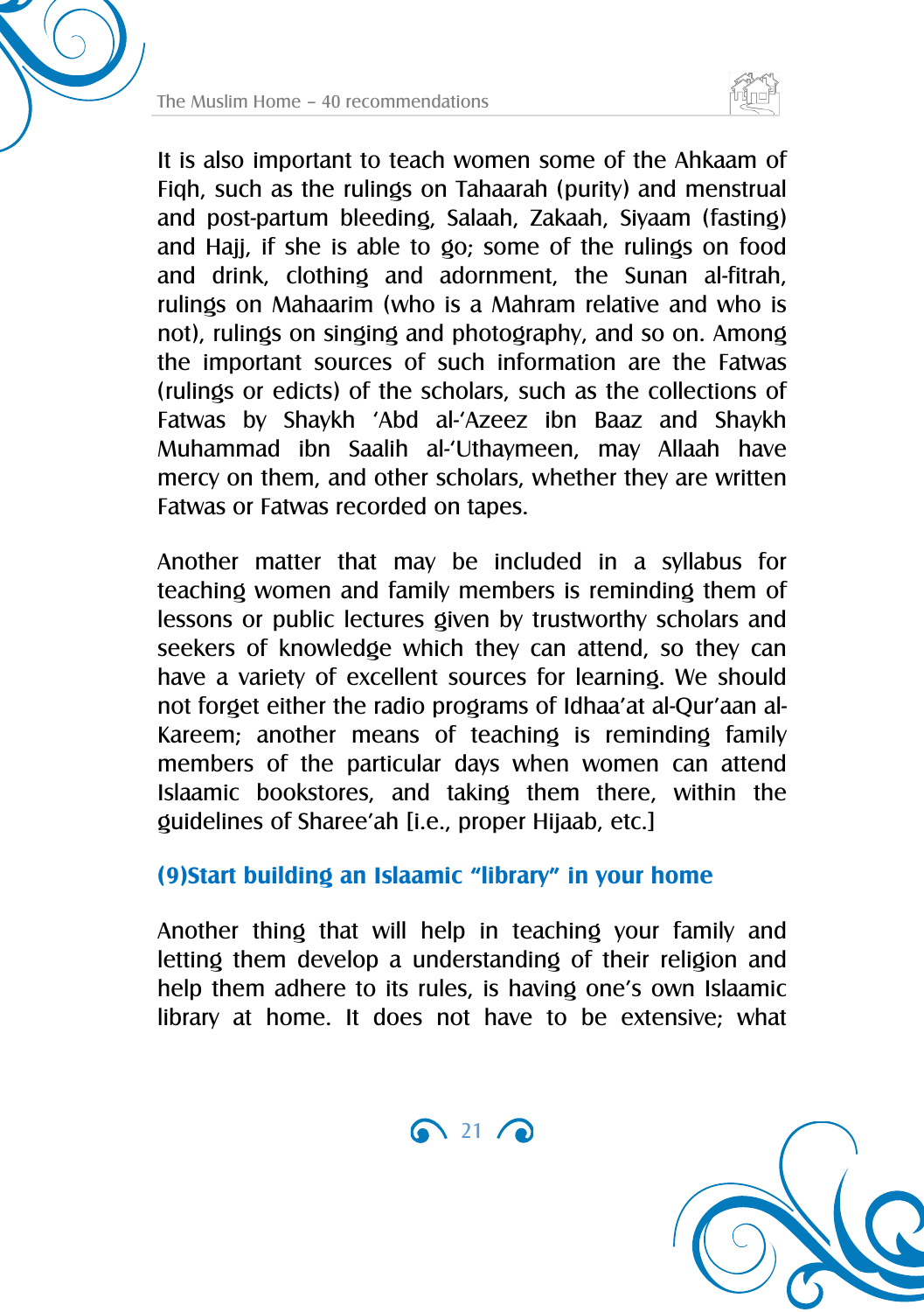It is also important to teach women some of the Ahkaam of Fiqh, such as the rulings on Tahaarah (purity) and menstrual and post-partum bleeding, Salaah, Zakaah, Siyaam (fasting) and Hajj, if she is able to go; some of the rulings on food and drink, clothing and adornment, the Sunan al-fitrah, rulings on Mahaarim (who is a Mahram relative and who is not), rulings on singing and photography, and so on. Among the important sources of such information are the Fatwas (rulings or edicts) of the scholars, such as the collections of Fatwas by Shaykh 'Abd al-'Azeez ibn Baaz and Shaykh Muhammad ibn Saalih al-'Uthaymeen, may Allaah have mercy on them, and other scholars, whether they are written Fatwas or Fatwas recorded on tapes.

Another matter that may be included in a syllabus for teaching women and family members is reminding them of lessons or public lectures given by trustworthy scholars and seekers of knowledge which they can attend, so they can have a variety of excellent sources for learning. We should not forget either the radio programs of Idhaa'at al-Qur'aan al-Kareem; another means of teaching is reminding family members of the particular days when women can attend Islaamic bookstores, and taking them there, within the guidelines of Sharee'ah [i.e., proper Hijaab, etc.]

### (9)Start building an Islaamic "library" in your home

Another thing that will help in teaching your family and letting them develop a understanding of their religion and help them adhere to its rules, is having one's own Islaamic library at home. It does not have to be extensive; what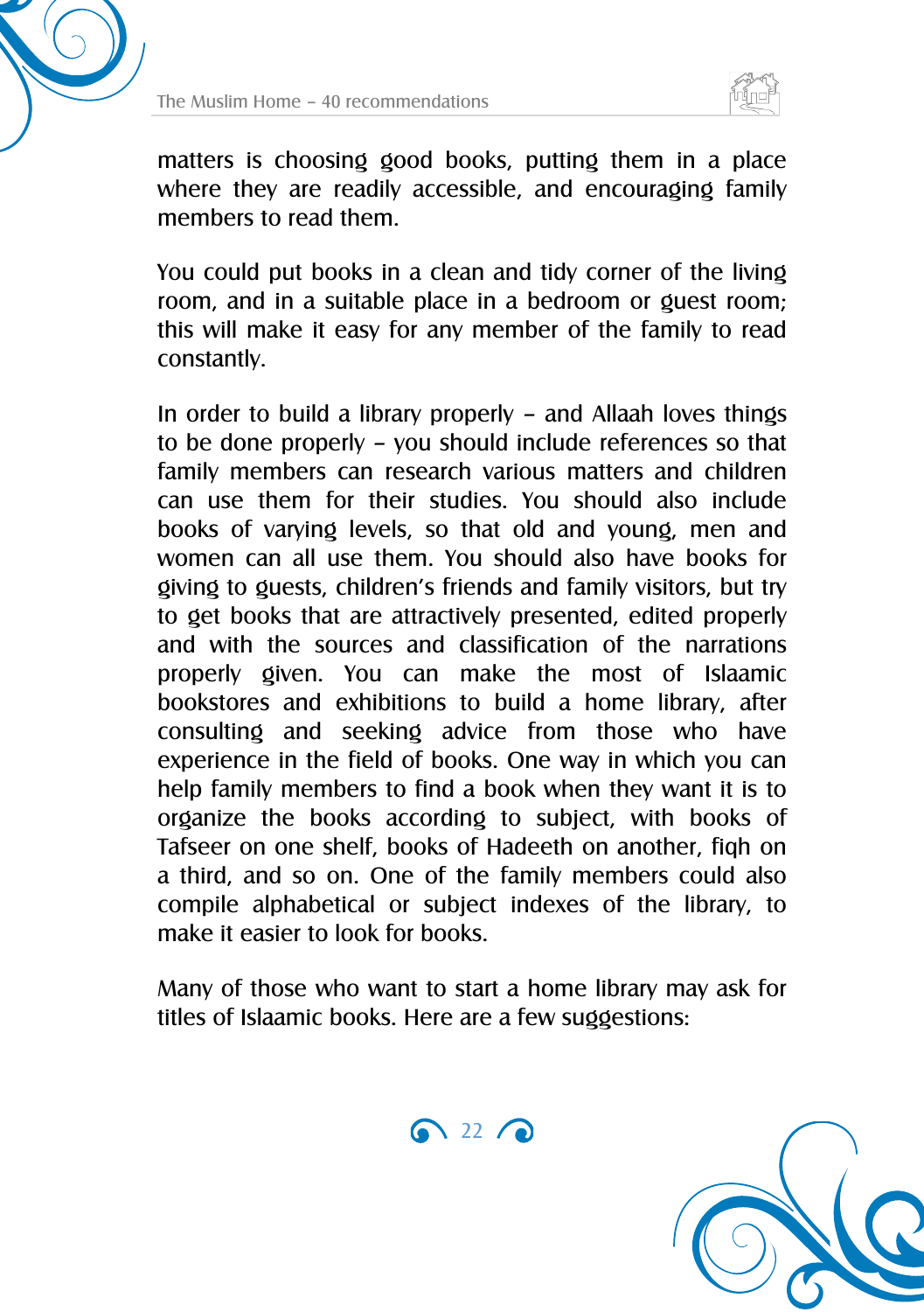matters is choosing good books, putting them in a place where they are readily accessible, and encouraging family members to read them.

You could put books in a clean and tidy corner of the living room, and in a suitable place in a bedroom or guest room; this will make it easy for any member of the family to read constantly.

In order to build a library properly – and Allaah loves things to be done properly – you should include references so that family members can research various matters and children can use them for their studies. You should also include books of varying levels, so that old and young, men and women can all use them. You should also have books for giving to guests, children's friends and family visitors, but try to get books that are attractively presented, edited properly and with the sources and classification of the narrations properly given. You can make the most of Islaamic bookstores and exhibitions to build a home library, after consulting and seeking advice from those who have experience in the field of books. One way in which you can help family members to find a book when they want it is to organize the books according to subject, with books of Tafseer on one shelf, books of Hadeeth on another, fiqh on a third, and so on. One of the family members could also compile alphabetical or subject indexes of the library, to make it easier to look for books.

Many of those who want to start a home library may ask for titles of Islaamic books. Here are a few suggestions: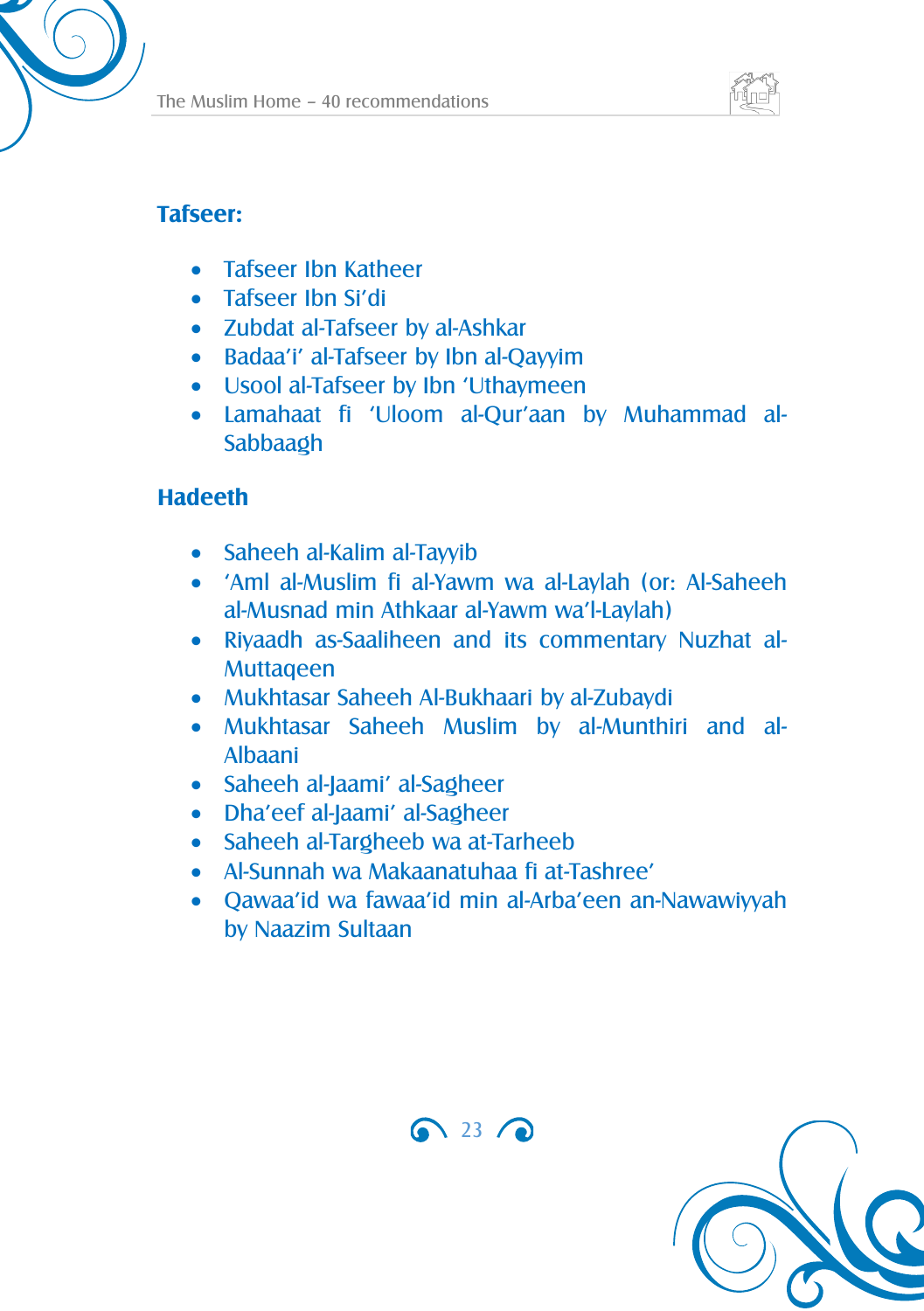### Tafseer:

- Tafseer Ibn Katheer
- Tafseer Ibn Si'di
- Zubdat al-Tafseer by al-Ashkar
- Badaa'i' al-Tafseer by Ibn al-Qayyim
- Usool al-Tafseer by Ibn 'Uthaymeen
- Lamahaat fi 'Uloom al-Qur'aan by Muhammad al-Sabbaagh

### Hadeeth

- Saheeh al-Kalim al-Tayyib
- 'Aml al-Muslim fi al-Yawm wa al-Laylah (or: Al-Saheeh al-Musnad min Athkaar al-Yawm wa'l-Laylah)
- Riyaadh as-Saaliheen and its commentary Nuzhat al-Muttaqeen
- Mukhtasar Saheeh Al-Bukhaari by al-Zubaydi
- Mukhtasar Saheeh Muslim by al-Munthiri and al-Albaani
- Saheeh al-Jaami' al-Sagheer
- Dha'eef al-Jaami' al-Sagheer
- Saheeh al-Targheeb wa at-Tarheeb
- Al-Sunnah wa Makaanatuhaa fi at-Tashree'
- Qawaa'id wa fawaa'id min al-Arba'een an-Nawawiyyah by Naazim Sultaan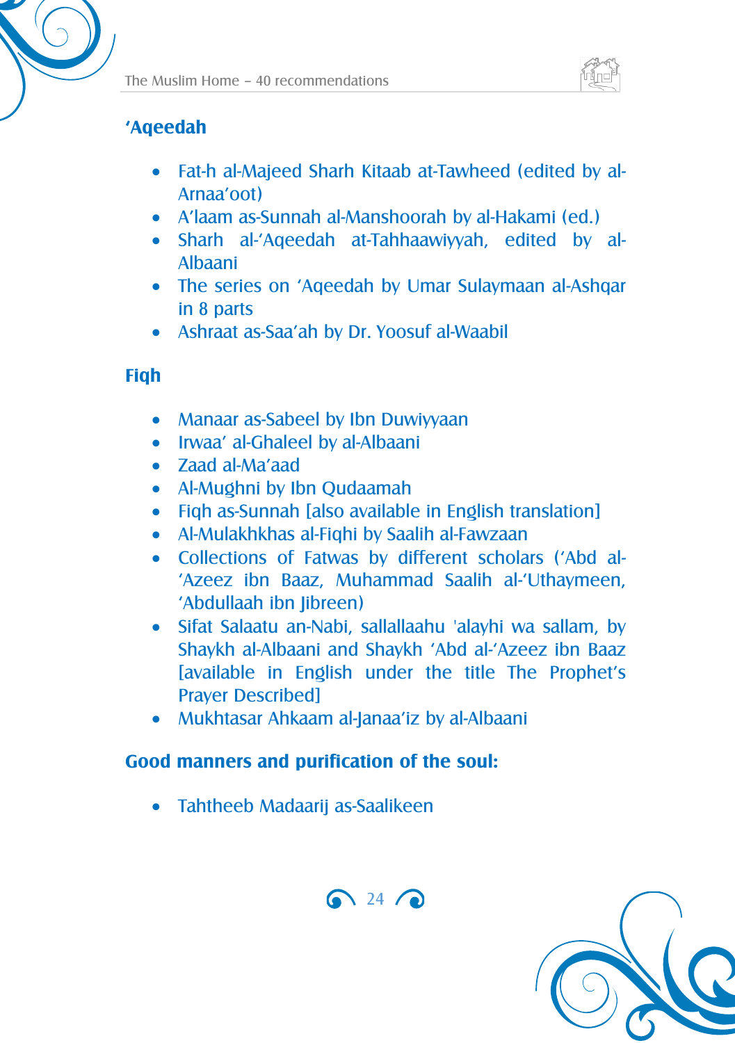### 'Aqeedah

- Fat-h al-Majeed Sharh Kitaab at-Tawheed (edited by al-Arnaa'oot)
- A'laam as-Sunnah al-Manshoorah by al-Hakami (ed.)
- Sharh al-'Aqeedah at-Tahhaawiyyah, edited by al-Albaani
- The series on 'Aqeedah by Umar Sulaymaan al-Ashqar in 8 parts
- Ashraat as-Saa'ah by Dr. Yoosuf al-Waabil

### Fiqh

- Manaar as-Sabeel by Ibn Duwiyyaan
- Irwaa' al-Ghaleel by al-Albaani
- Zaad al-Ma'aad
- Al-Mughni by Ibn Qudaamah
- Fiqh as-Sunnah [also available in English translation]
- Al-Mulakhkhas al-Fiqhi by Saalih al-Fawzaan
- Collections of Fatwas by different scholars ('Abd al-'Azeez ibn Baaz, Muhammad Saalih al-'Uthaymeen, 'Abdullaah ibn Jibreen)
- Sifat Salaatu an-Nabi, sallallaahu 'alayhi wa sallam, by Shaykh al-Albaani and Shaykh 'Abd al-'Azeez ibn Baaz [available in English under the title The Prophet's Prayer Described]
- Mukhtasar Ahkaam al-Janaa'iz by al-Albaani

### Good manners and purification of the soul:

- Tahtheeb Madaarij as-Saalikeen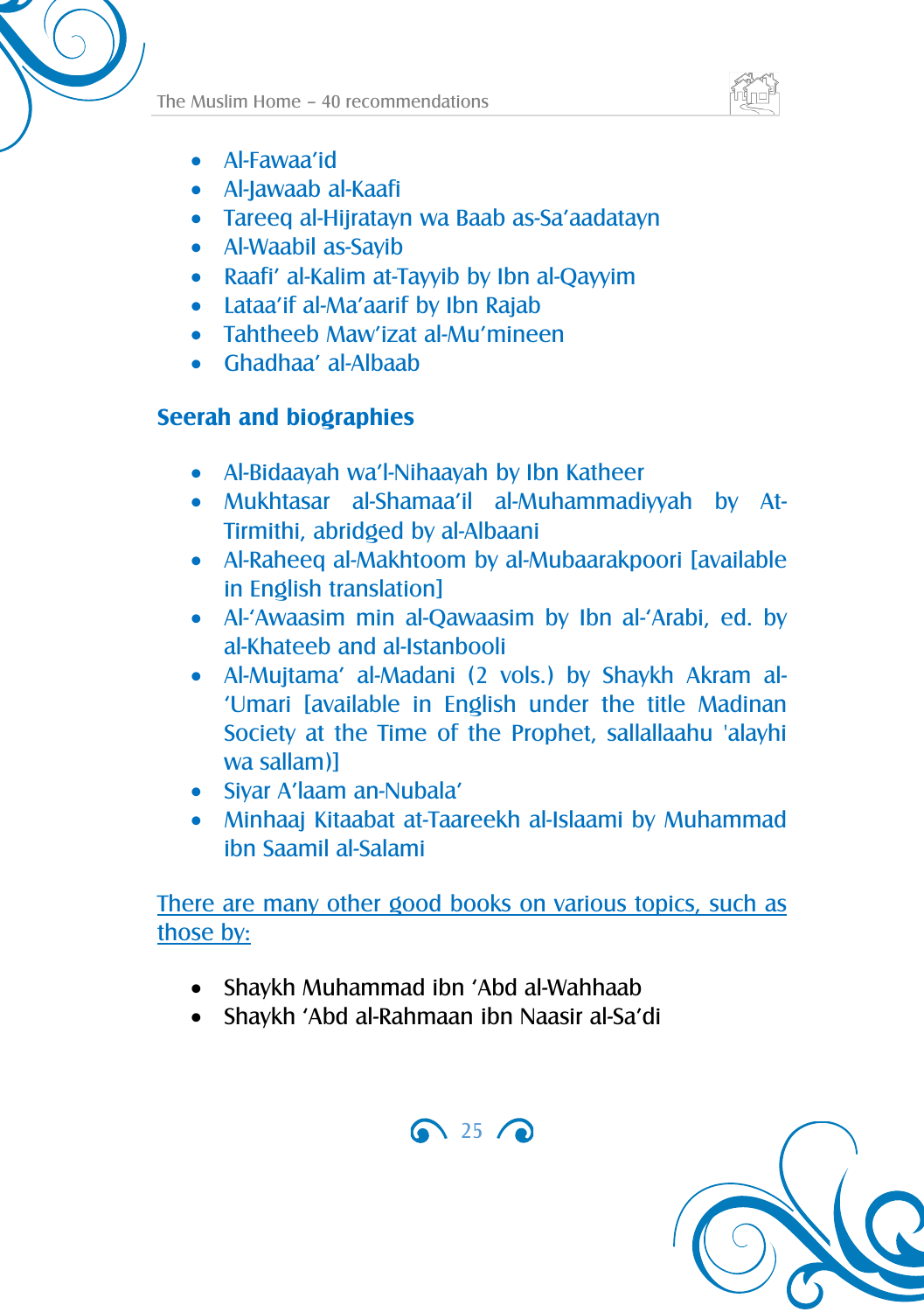- Al-Fawaa'id
- Al-Jawaab al-Kaafi
- Tareeq al-Hijratayn wa Baab as-Sa'aadatayn
- Al-Waabil as-Sayib
- Raafi' al-Kalim at-Tayyib by Ibn al-Qayyim
- Lataa'if al-Ma'aarif by Ibn Rajab
- Tahtheeb Maw'izat al-Mu'mineen
- Ghadhaa' al-Albaab

## Seerah and biographies

- Al-Bidaayah wa'l-Nihaayah by Ibn Katheer
- Mukhtasar al-Shamaa'il al-Muhammadiyyah by At-Tirmithi, abridged by al-Albaani
- Al-Raheeq al-Makhtoom by al-Mubaarakpoori [available in English translation]
- Al-'Awaasim min al-Qawaasim by Ibn al-'Arabi, ed. by al-Khateeb and al-Istanbooli
- Al-Mujtama' al-Madani (2 vols.) by Shaykh Akram al-'Umari [available in English under the title Madinan Society at the Time of the Prophet, sallallaahu 'alayhi wa sallam)]
- Siyar A'laam an-Nubala'
- Minhaaj Kitaabat at-Taareekh al-Islaami by Muhammad ibn Saamil al-Salami

<u>There are many other good books on various topics, such as those by:</u>

- Shaykh Muhammad ibn 'Abd al-Wahhaab
- Shaykh 'Abd al-Rahmaan ibn Naasir al-Sa'di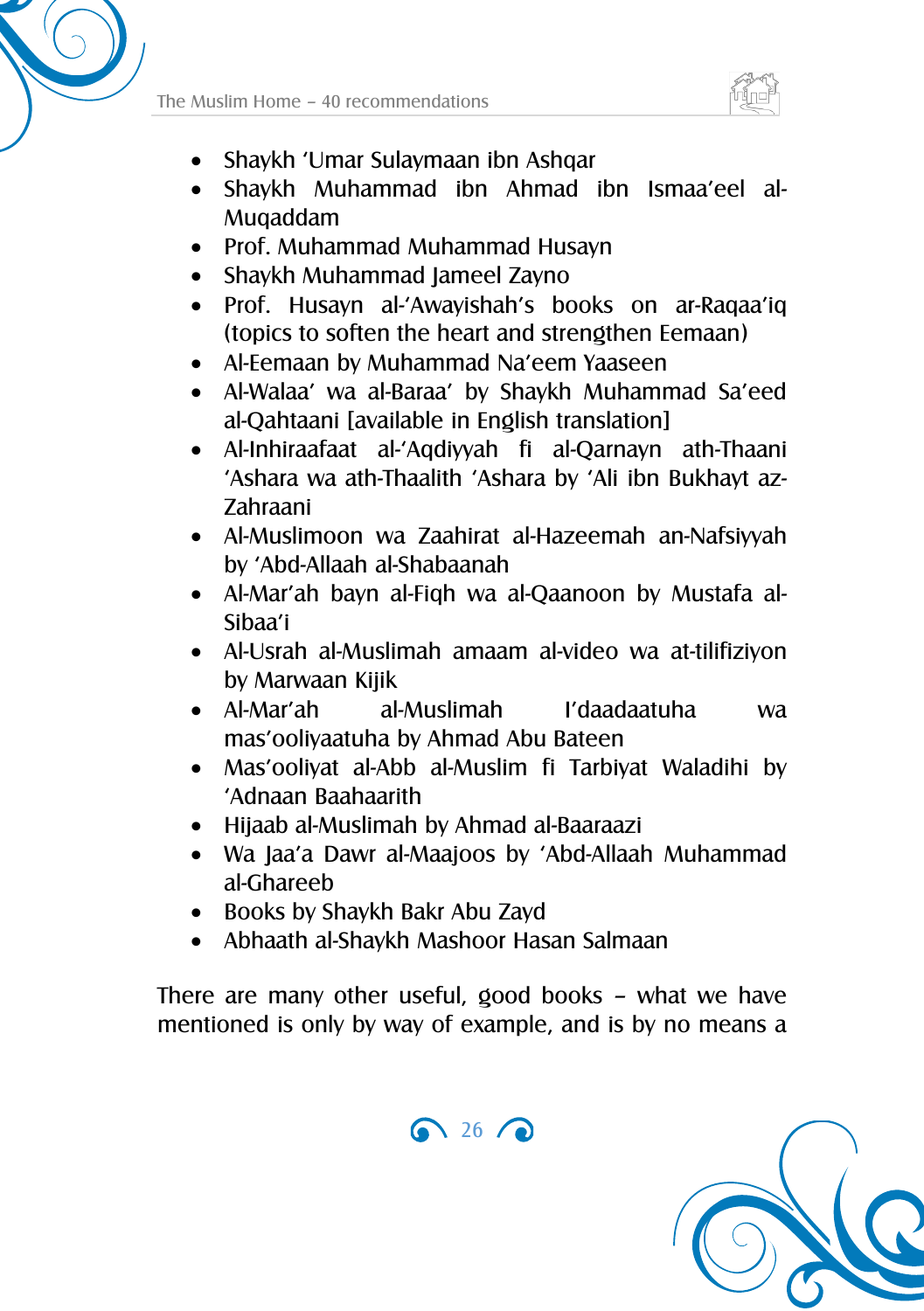- Shaykh 'Umar Sulaymaan ibn Ashqar
- Shaykh Muhammad ibn Ahmad ibn Ismaa'eel al-Muqaddam
- Prof. Muhammad Muhammad Husayn
- Shaykh Muhammad Jameel Zayno
- Prof. Husayn al-'Awayishah's books on ar-Raqaa'iq (topics to soften the heart and strengthen Eemaan)
- Al-Eemaan by Muhammad Na'eem Yaaseen
- Al-Walaa' wa al-Baraa' by Shaykh Muhammad Sa'eed al-Qahtaani [available in English translation]
- Al-Inhiraafaat al-'Aqdiyyah fi al-Qarnayn ath-Thaani 'Ashara wa ath-Thaalith 'Ashara by 'Ali ibn Bukhayt az-Zahraani
- Al-Muslimoon wa Zaahirat al-Hazeemah an-Nafsiyyah by 'Abd-Allaah al-Shabaanah
- Al-Mar'ah bayn al-Fiqh wa al-Qaanoon by Mustafa al-Sibaa'i
- Al-Usrah al-Muslimah amaam al-video wa at-tilifiziyon by Marwaan Kijik
- Al-Mar'ah al-Muslimah I'daadaatuha wa mas'ooliyaatuha by Ahmad Abu Bateen
- Mas'ooliyat al-Abb al-Muslim fi Tarbiyat Waladihi by 'Adnaan Baahaarith
- Hijaab al-Muslimah by Ahmad al-Baaraazi
- Wa Jaa'a Dawr al-Maajoos by 'Abd-Allaah Muhammad al-Ghareeb
- Books by Shaykh Bakr Abu Zayd
- Abhaath al-Shaykh Mashoor Hasan Salmaan

There are many other useful, good books – what we have mentioned is only by way of example, and is by no means a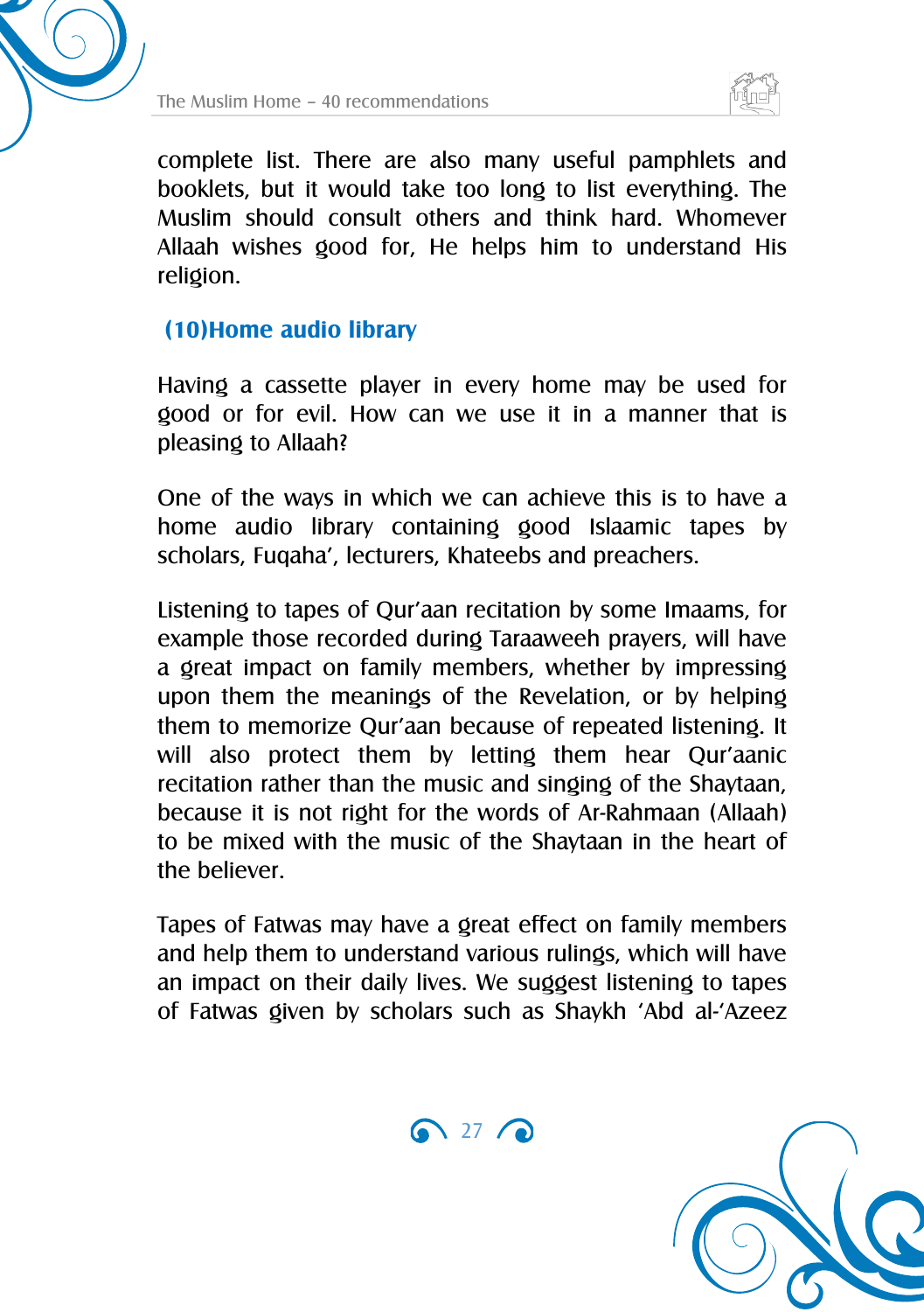complete list. There are also many useful pamphlets and booklets, but it would take too long to list everything. The Muslim should consult others and think hard. Whomever Allaah wishes good for, He helps him to understand His religion.

### (10)Home audio library

Having a cassette player in every home may be used for good or for evil. How can we use it in a manner that is pleasing to Allaah?

One of the ways in which we can achieve this is to have a home audio library containing good Islaamic tapes by scholars, Fuqaha', lecturers, Khateebs and preachers.

Listening to tapes of Qur'aan recitation by some Imaams, for example those recorded during Taraaweeh prayers, will have a great impact on family members, whether by impressing upon them the meanings of the Revelation, or by helping them to memorize Qur'aan because of repeated listening. It will also protect them by letting them hear Qur'aanic recitation rather than the music and singing of the Shaytaan, because it is not right for the words of Ar-Rahmaan (Allaah) to be mixed with the music of the Shaytaan in the heart of the believer.

Tapes of Fatwas may have a great effect on family members and help them to understand various rulings, which will have an impact on their daily lives. We suggest listening to tapes of Fatwas given by scholars such as Shaykh 'Abd al-'Azeez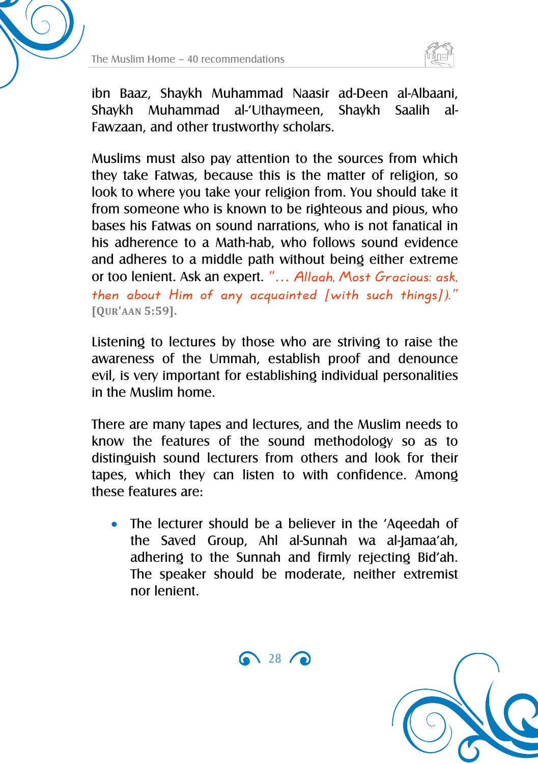ibn Baaz, Shaykh Muhammad Naasir ad-Deen al-Albaani, Shaykh Muhammad al-'Uthaymeen, Shaykh Saalih al-Fawzaan, and other trustworthy scholars.

Muslims must also pay attention to the sources from which they take Fatwas, because this is the matter of religion, so look to where you take your religion from. You should take it from someone who is known to be righteous and pious, who bases his Fatwas on sound narrations, who is not fanatical in his adherence to a Math-hab, who follows sound evidence and adheres to a middle path without being either extreme or too lenient. Ask an expert. *"… Allaah, Most Gracious: ask, then about Him of any acquainted [with such things])."* **[QUR'AAN 5:59].**

Listening to lectures by those who are striving to raise the awareness of the Ummah, establish proof and denounce evil, is very important for establishing individual personalities in the Muslim home.

There are many tapes and lectures, and the Muslim needs to know the features of the sound methodology so as to distinguish sound lecturers from others and look for their tapes, which they can listen to with confidence. Among these features are:

- The lecturer should be a believer in the 'Aqeedah of the Saved Group, Ahl al-Sunnah wa al-Jamaa'ah, adhering to the Sunnah and firmly rejecting Bid'ah. The speaker should be moderate, neither extremist nor lenient.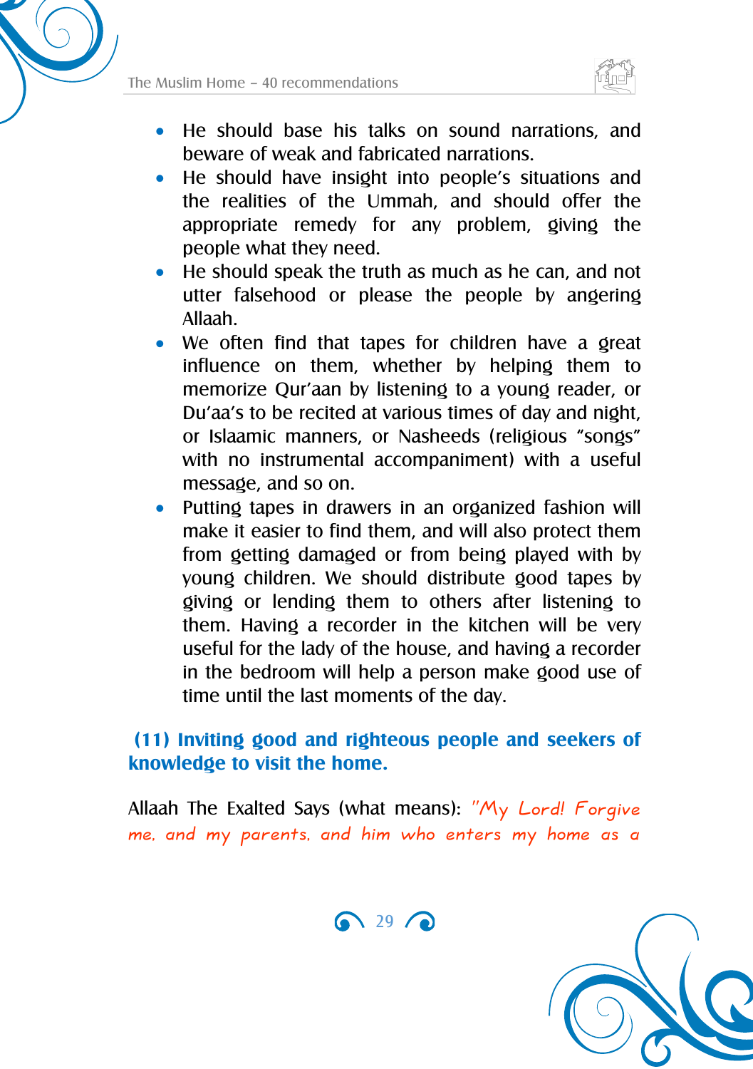- He should base his talks on sound narrations, and beware of weak and fabricated narrations.
- He should have insight into people's situations and the realities of the Ummah, and should offer the appropriate remedy for any problem, giving the people what they need.
- He should speak the truth as much as he can, and not utter falsehood or please the people by angering Allaah.
- We often find that tapes for children have a great influence on them, whether by helping them to memorize Qur'aan by listening to a young reader, or Du'aa's to be recited at various times of day and night, or Islaamic manners, or Nasheeds (religious "songs" with no instrumental accompaniment) with a useful message, and so on.
- Putting tapes in drawers in an organized fashion will make it easier to find them, and will also protect them from getting damaged or from being played with by young children. We should distribute good tapes by giving or lending them to others after listening to them. Having a recorder in the kitchen will be very useful for the lady of the house, and having a recorder in the bedroom will help a person make good use of time until the last moments of the day.

### (11) Inviting good and righteous people and seekers of knowledge to visit the home.

Allaah The Exalted Says (what means): *"My Lord! Forgive me, and my parents, and him who enters my home as a*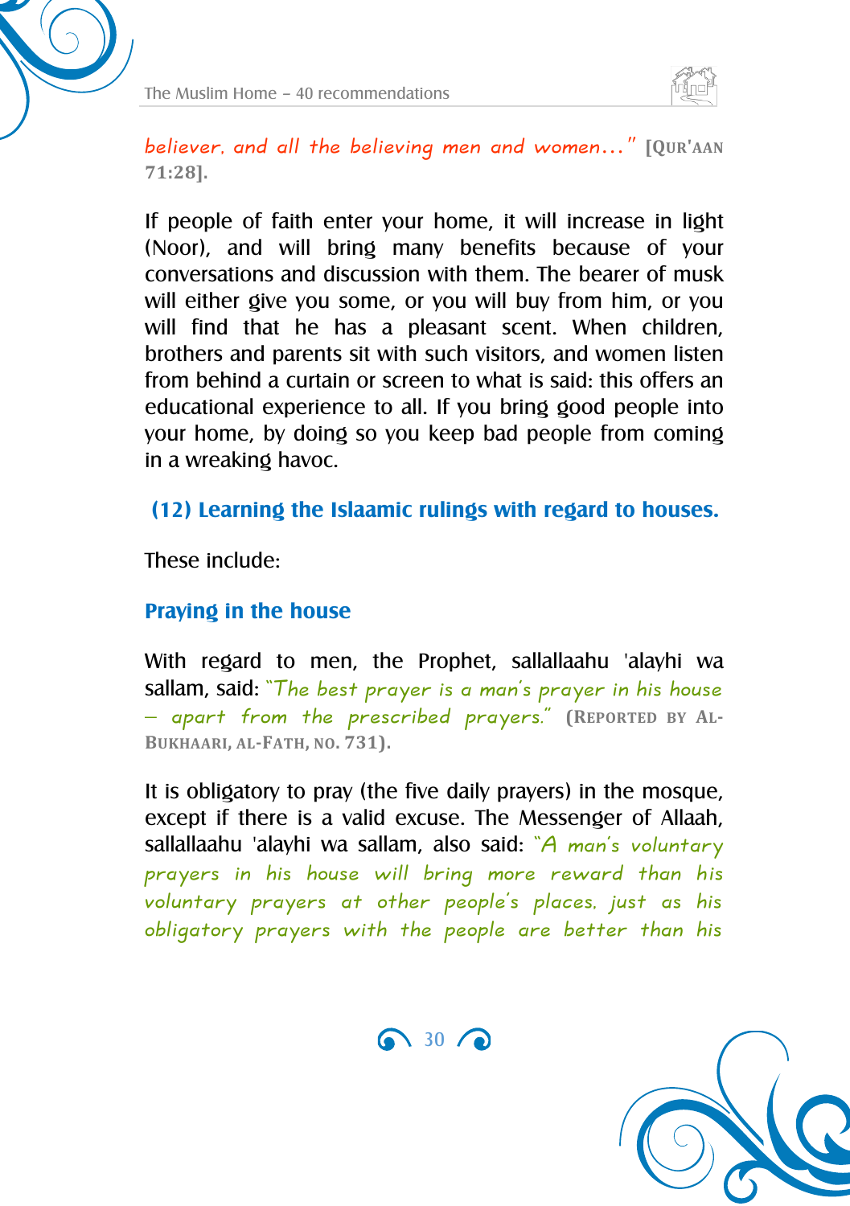*believer, and all the believing men and women…"* **[QUR'AAN 71:28].**

If people of faith enter your home, it will increase in light (Noor), and will bring many benefits because of your conversations and discussion with them. The bearer of musk will either give you some, or you will buy from him, or you will find that he has a pleasant scent. When children, brothers and parents sit with such visitors, and women listen from behind a curtain or screen to what is said: this offers an educational experience to all. If you bring good people into your home, by doing so you keep bad people from coming in a wreaking havoc.

## (12) Learning the Islaamic rulings with regard to houses.

These include:

### Praying in the house

With regard to men, the Prophet, sallallaahu 'alayhi wa sallam, said: *"The best prayer is a man's prayer in his house – apart from the prescribed prayers."* **(REPORTED BY AL-BUKHAARI, AL-FATH, NO. 731).**

It is obligatory to pray (the five daily prayers) in the mosque, except if there is a valid excuse. The Messenger of Allaah, sallallaahu 'alayhi wa sallam, also said: *"A man's voluntary prayers in his house will bring more reward than his voluntary prayers at other people's places, just as his obligatory prayers with the people are better than his*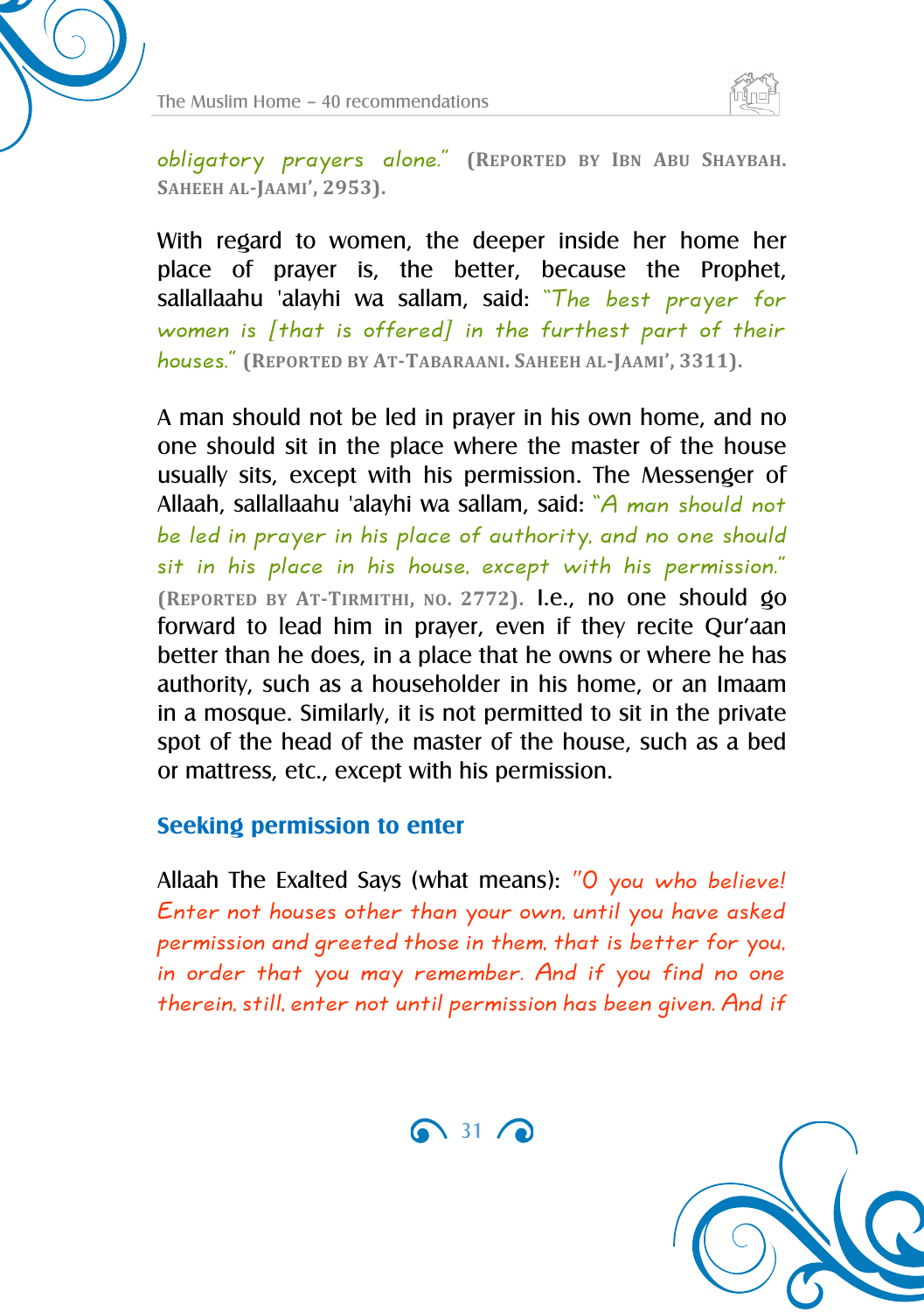*obligatory prayers alone."* (Reported by Ibn Abu Shaybah. Saheeh al-Jaami', 2953).

With regard to women, the deeper inside her home her place of prayer is, the better, because the Prophet, sallallaahu 'alayhi wa sallam, said: *"The best prayer for women is [that is offered] in the furthest part of their houses."* (Reported by At-Tabaraani. Saheeh al-Jaami', 3311).

A man should not be led in prayer in his own home, and no one should sit in the place where the master of the house usually sits, except with his permission. The Messenger of Allaah, sallallaahu 'alayhi wa sallam, said: *"A man should not be led in prayer in his place of authority, and no one should sit in his place in his house, except with his permission."* (Reported by At-Tirmithi, no. 2772). I.e., no one should go forward to lead him in prayer, even if they recite Qur'aan better than he does, in a place that he owns or where he has authority, such as a householder in his home, or an Imaam in a mosque. Similarly, it is not permitted to sit in the private spot of the head of the master of the house, such as a bed or mattress, etc., except with his permission.

## Seeking permission to enter

Allaah The Exalted Says (what means): *"O you who believe! Enter not houses other than your own, until you have asked permission and greeted those in them, that is better for you, in order that you may remember. And if you find no one therein, still, enter not until permission has been given. And if*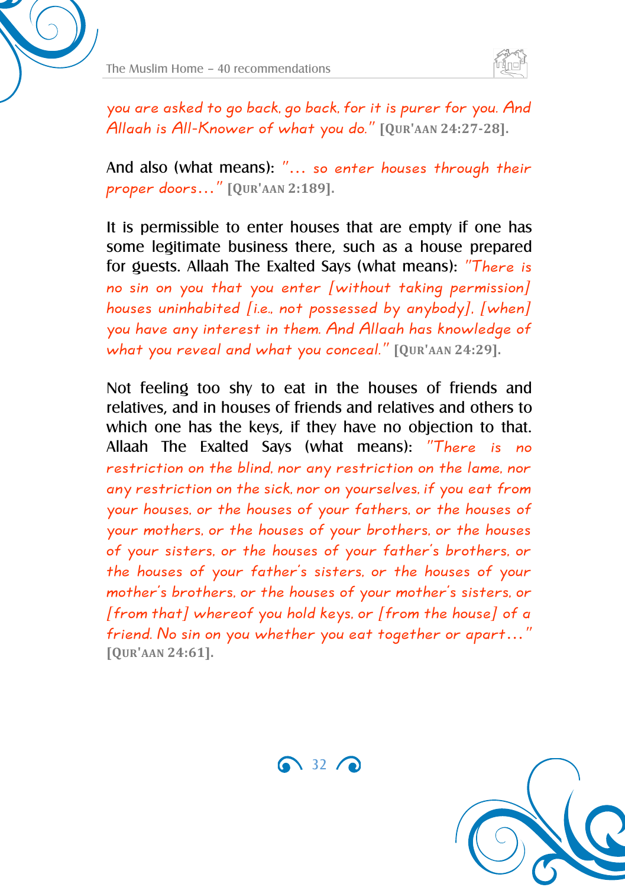*you are asked to go back, go back, for it is purer for you. And Allaah is All-Knower of what you do."* **[QUR'AAN 24:27-28].**

And also (what means): *"... so enter houses through their proper doors..."* **[QUR'AAN 2:189].**

It is permissible to enter houses that are empty if one has some legitimate business there, such as a house prepared for guests. Allaah The Exalted Says (what means): *"There is no sin on you that you enter [without taking permission] houses uninhabited [i.e., not possessed by anybody], [when] you have any interest in them. And Allaah has knowledge of what you reveal and what you conceal."* **[QUR'AAN 24:29].**

Not feeling too shy to eat in the houses of friends and relatives, and in houses of friends and relatives and others to which one has the keys, if they have no objection to that. Allaah The Exalted Says (what means): *"There is no restriction on the blind, nor any restriction on the lame, nor any restriction on the sick, nor on yourselves, if you eat from your houses, or the houses of your fathers, or the houses of your mothers, or the houses of your brothers, or the houses of your sisters, or the houses of your father's brothers, or the houses of your father's sisters, or the houses of your mother's brothers, or the houses of your mother's sisters, or [from that] whereof you hold keys, or [from the house] of a friend. No sin on you whether you eat together or apart..."* **[QUR'AAN 24:61].**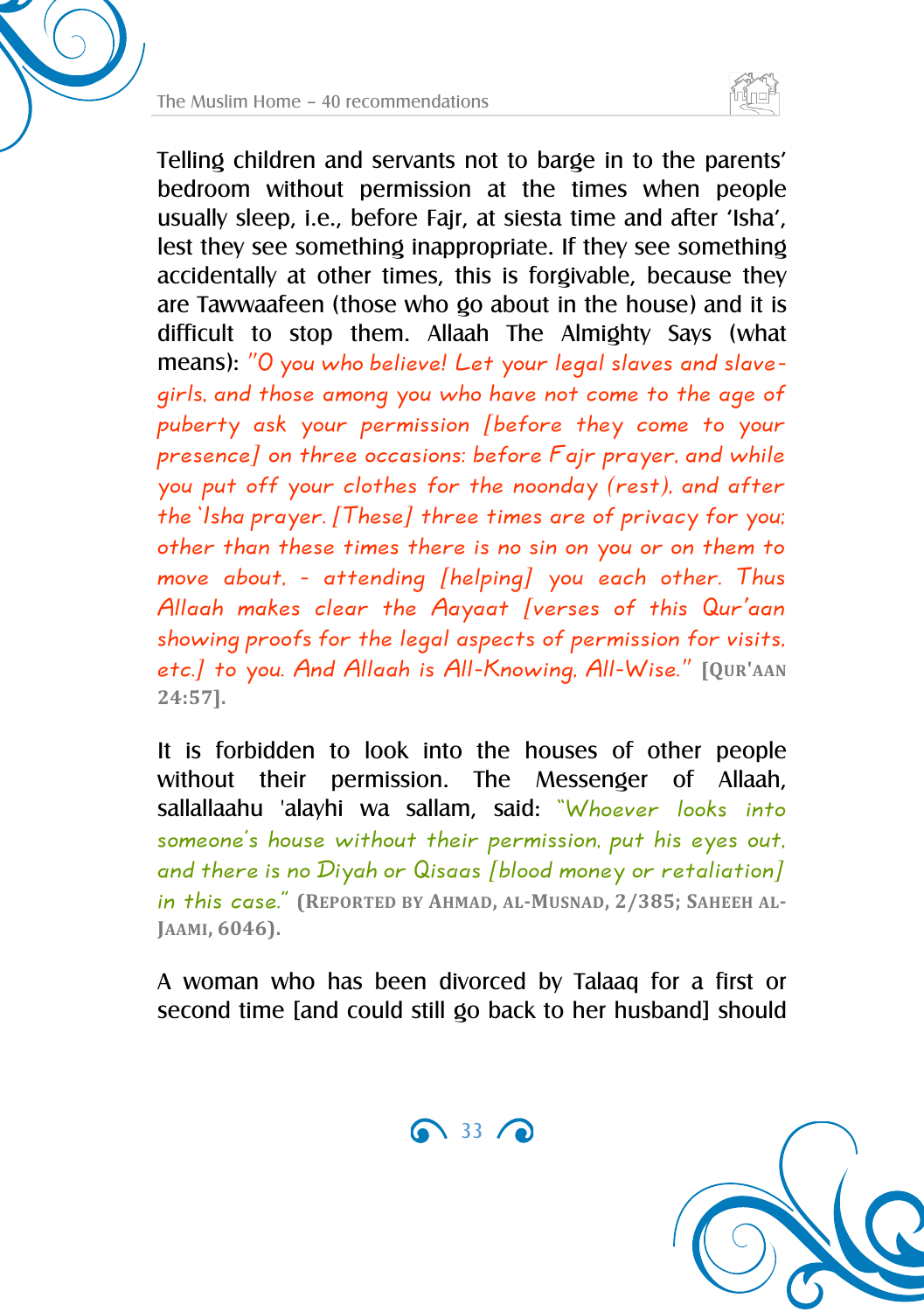Telling children and servants not to barge in to the parents' bedroom without permission at the times when people usually sleep, i.e., before Fajr, at siesta time and after 'Isha', lest they see something inappropriate. If they see something accidentally at other times, this is forgivable, because they are Tawwaafeen (those who go about in the house) and it is difficult to stop them. Allaah The Almighty Says (what means): *"O you who believe! Let your legal slaves and slave-girls, and those among you who have not come to the age of puberty ask your permission [before they come to your presence] on three occasions: before Fajr prayer, and while you put off your clothes for the noonday (rest), and after the `Isha prayer. [These] three times are of privacy for you; other than these times there is no sin on you or on them to move about, - attending [helping] you each other. Thus Allaah makes clear the Aayaat [verses of this Qur'aan showing proofs for the legal aspects of permission for visits, etc.] to you. And Allaah is All-Knowing, All-Wise."* **[QUR'AAN 24:57].**

It is forbidden to look into the houses of other people without their permission. The Messenger of Allaah, sallallaahu 'alayhi wa sallam, said: *"Whoever looks into someone's house without their permission, put his eyes out, and there is no Diyah or Qisaas [blood money or retaliation] in this case."* **(REPORTED BY AHMAD, AL-MUSNAD, 2/385; SAHEEH AL-JAAMI, 6046).**

A woman who has been divorced by Talaaq for a first or second time [and could still go back to her husband] should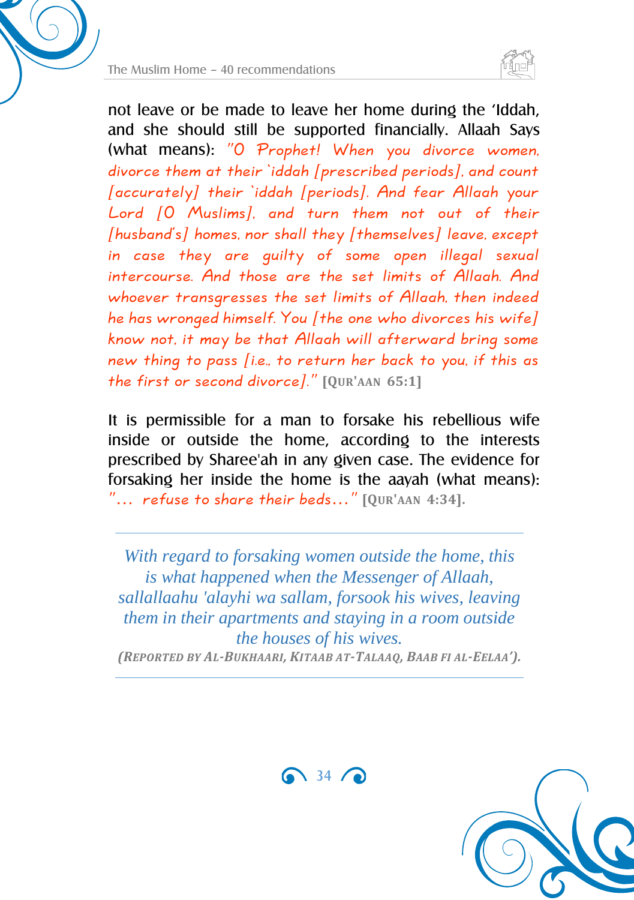not leave or be made to leave her home during the ‘Iddah, and she should still be supported financially. Allaah Says (what means): *"O Prophet! When you divorce women, divorce them at their `iddah [prescribed periods], and count [accurately] their `iddah [periods]. And fear Allaah your Lord [O Muslims], and turn them not out of their [husband's] homes, nor shall they [themselves] leave, except in case they are guilty of some open illegal sexual intercourse. And those are the set limits of Allaah. And whoever transgresses the set limits of Allaah, then indeed he has wronged himself. You [the one who divorces his wife] know not, it may be that Allaah will afterward bring some new thing to pass [i.e., to return her back to you, if this as the first or second divorce]."* **[QUR'AAN 65:1]**

It is permissible for a man to forsake his rebellious wife inside or outside the home, according to the interests prescribed by Sharee'ah in any given case. The evidence for forsaking her inside the home is the aayah (what means): *"... refuse to share their beds..."* **[QUR'AAN 4:34].**

---

*With regard to forsaking women outside the home, this is what happened when the Messenger of Allaah, sallallaahu 'alayhi wa sallam, forsook his wives, leaving them in their apartments and staying in a room outside the houses of his wives.*

***(REPORTED BY AL-BUKHAARI, KITAAB AT-TALAAQ, BAAB FI AL-EELAA').***

---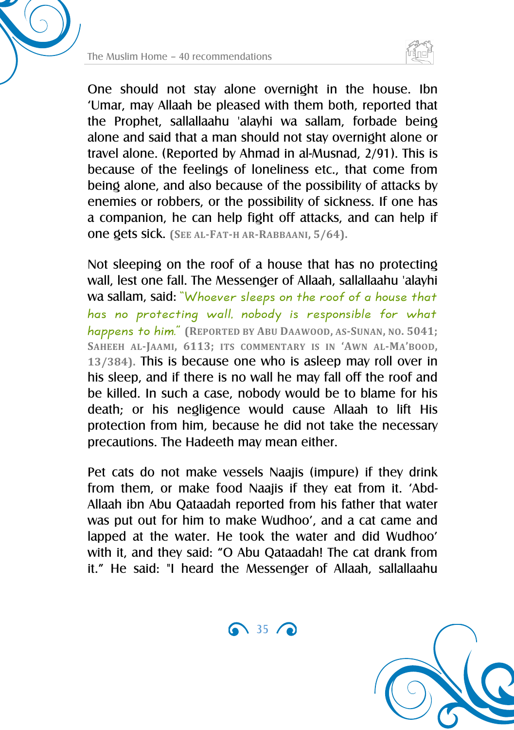One should not stay alone overnight in the house. Ibn 'Umar, may Allaah be pleased with them both, reported that the Prophet, sallallaahu 'alayhi wa sallam, forbade being alone and said that a man should not stay overnight alone or travel alone. (Reported by Ahmad in al-Musnad, 2/91). This is because of the feelings of loneliness etc., that come from being alone, and also because of the possibility of attacks by enemies or robbers, or the possibility of sickness. If one has a companion, he can help fight off attacks, and can help if one gets sick. **(See al-Fat-h ar-Rabbaani, 5/64).**

Not sleeping on the roof of a house that has no protecting wall, lest one fall. The Messenger of Allaah, sallallaahu 'alayhi wa sallam, said: *"Whoever sleeps on the roof of a house that has no protecting wall, nobody is responsible for what happens to him."* **(Reported by Abu Daawood, as-Sunan, no. 5041; Saheeh al-Jaami, 6113; its commentary is in 'Awn al-Ma'bood, 13/384).** This is because one who is asleep may roll over in his sleep, and if there is no wall he may fall off the roof and be killed. In such a case, nobody would be to blame for his death; or his negligence would cause Allaah to lift His protection from him, because he did not take the necessary precautions. The Hadeeth may mean either.

Pet cats do not make vessels Naajis (impure) if they drink from them, or make food Naajis if they eat from it. 'Abd-Allaah ibn Abu Qataadah reported from his father that water was put out for him to make Wudhoo', and a cat came and lapped at the water. He took the water and did Wudhoo' with it, and they said: "O Abu Qataadah! The cat drank from it." He said: "I heard the Messenger of Allaah, sallallaahu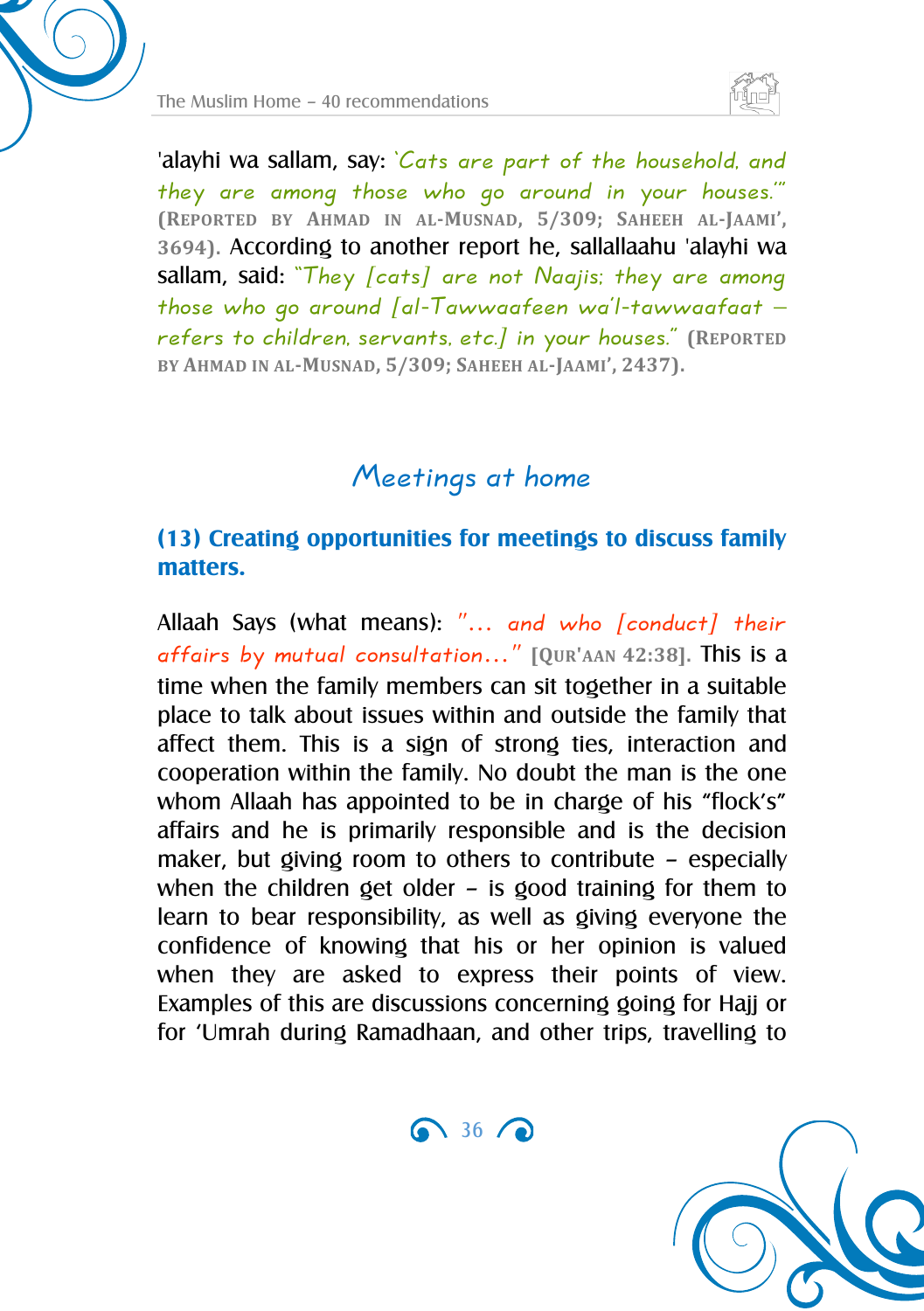'alayhi wa sallam, say: *"Cats are part of the household, and they are among those who go around in your houses.'"* **(Reported by Ahmad in al-Musnad, 5/309; Saheeh al-Jaami', 3694).** According to another report he, sallallaahu 'alayhi wa sallam, said: *"They [cats] are not Naajis; they are among those who go around [al-Tawwaafeen wa'l-tawwaafaat – refers to children, servants, etc.] in your houses."* **(Reported by Ahmad in al-Musnad, 5/309; Saheeh al-Jaami', 2437).**

## Meetings at home

### (13) Creating opportunities for meetings to discuss family matters.

Allaah Says (what means): *"… and who [conduct] their affairs by mutual consultation…"* **[Qur'aan 42:38].** This is a time when the family members can sit together in a suitable place to talk about issues within and outside the family that affect them. This is a sign of strong ties, interaction and cooperation within the family. No doubt the man is the one whom Allaah has appointed to be in charge of his "flock's" affairs and he is primarily responsible and is the decision maker, but giving room to others to contribute – especially when the children get older – is good training for them to learn to bear responsibility, as well as giving everyone the confidence of knowing that his or her opinion is valued when they are asked to express their points of view. Examples of this are discussions concerning going for Hajj or for 'Umrah during Ramadhaan, and other trips, travelling to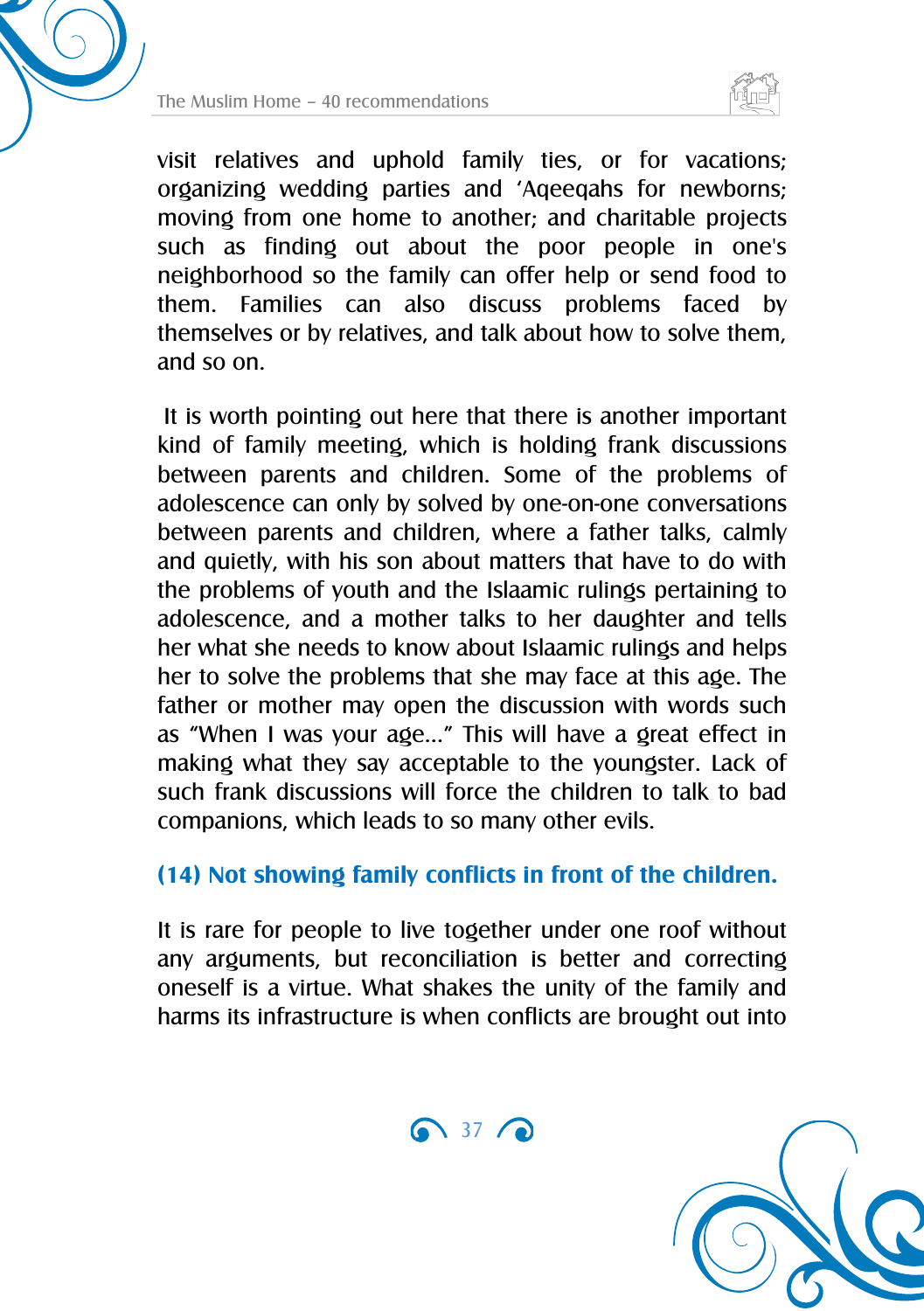visit relatives and uphold family ties, or for vacations; organizing wedding parties and 'Aqeeqahs for newborns; moving from one home to another; and charitable projects such as finding out about the poor people in one's neighborhood so the family can offer help or send food to them. Families can also discuss problems faced by themselves or by relatives, and talk about how to solve them, and so on.

It is worth pointing out here that there is another important kind of family meeting, which is holding frank discussions between parents and children. Some of the problems of adolescence can only by solved by one-on-one conversations between parents and children, where a father talks, calmly and quietly, with his son about matters that have to do with the problems of youth and the Islaamic rulings pertaining to adolescence, and a mother talks to her daughter and tells her what she needs to know about Islaamic rulings and helps her to solve the problems that she may face at this age. The father or mother may open the discussion with words such as "When I was your age..." This will have a great effect in making what they say acceptable to the youngster. Lack of such frank discussions will force the children to talk to bad companions, which leads to so many other evils.

### (14) Not showing family conflicts in front of the children.

It is rare for people to live together under one roof without any arguments, but reconciliation is better and correcting oneself is a virtue. What shakes the unity of the family and harms its infrastructure is when conflicts are brought out into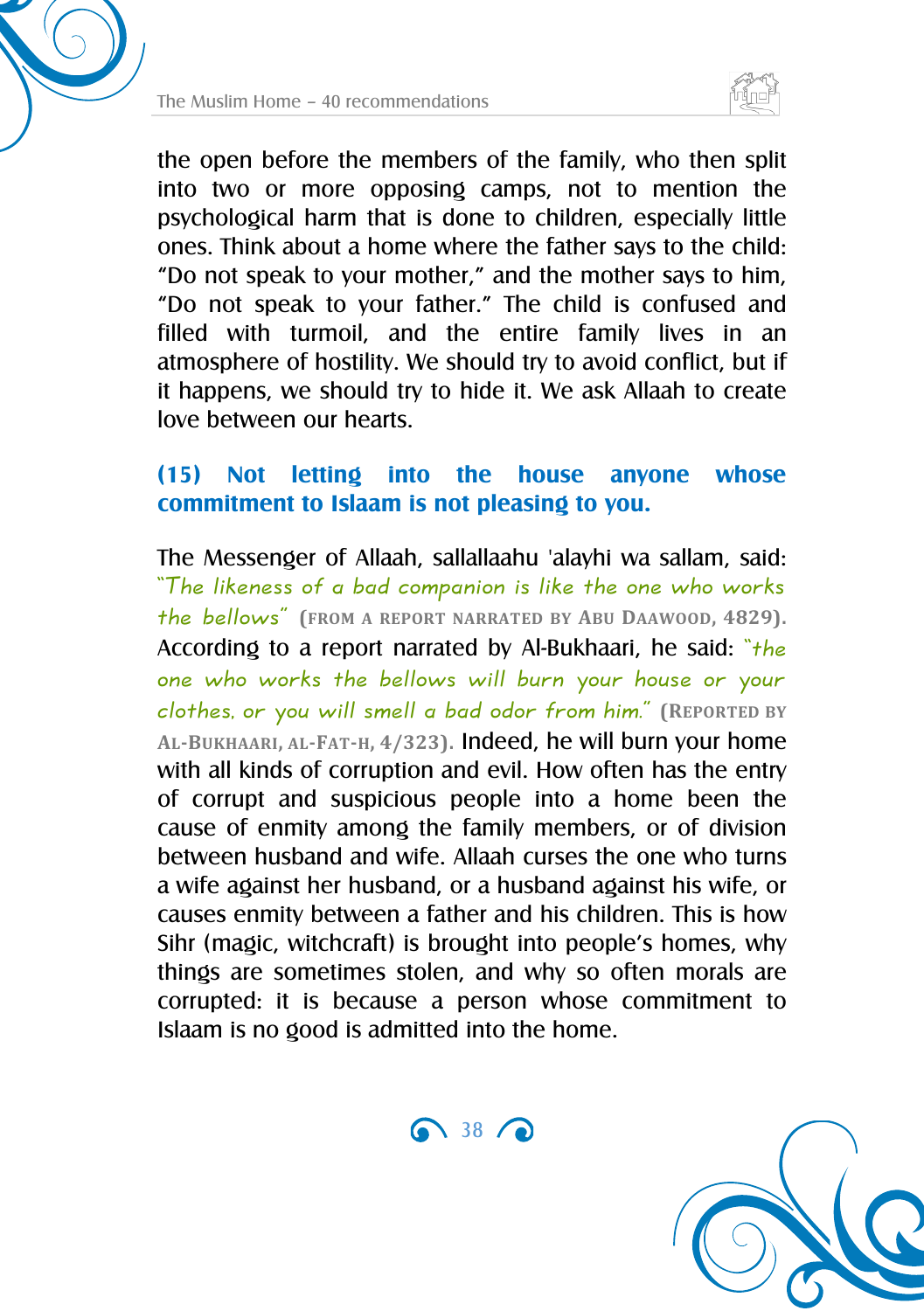the open before the members of the family, who then split into two or more opposing camps, not to mention the psychological harm that is done to children, especially little ones. Think about a home where the father says to the child: "Do not speak to your mother," and the mother says to him, "Do not speak to your father." The child is confused and filled with turmoil, and the entire family lives in an atmosphere of hostility. We should try to avoid conflict, but if it happens, we should try to hide it. We ask Allaah to create love between our hearts.

### (15) Not letting into the house anyone whose commitment to Islaam is not pleasing to you.

The Messenger of Allaah, sallallaahu 'alayhi wa sallam, said: *"The likeness of a bad companion is like the one who works the bellows"* **(From a report narrated by Abu Daawood, 4829).** According to a report narrated by Al-Bukhaari, he said: *"the one who works the bellows will burn your house or your clothes, or you will smell a bad odor from him."* **(Reported by Al-Bukhaari, al-Fat-h, 4/323).** Indeed, he will burn your home with all kinds of corruption and evil. How often has the entry of corrupt and suspicious people into a home been the cause of enmity among the family members, or of division between husband and wife. Allaah curses the one who turns a wife against her husband, or a husband against his wife, or causes enmity between a father and his children. This is how Sihr (magic, witchcraft) is brought into people's homes, why things are sometimes stolen, and why so often morals are corrupted: it is because a person whose commitment to Islaam is no good is admitted into the home.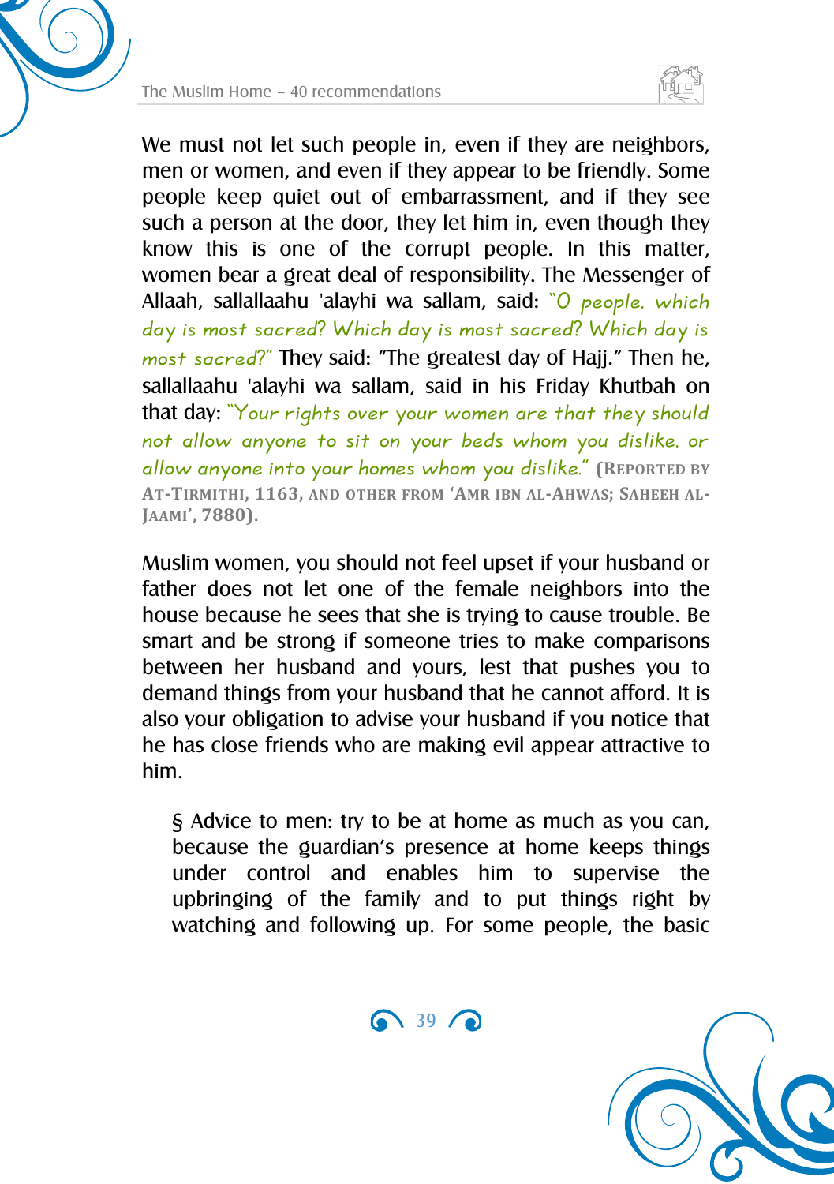We must not let such people in, even if they are neighbors, men or women, and even if they appear to be friendly. Some people keep quiet out of embarrassment, and if they see such a person at the door, they let him in, even though they know this is one of the corrupt people. In this matter, women bear a great deal of responsibility. The Messenger of Allaah, sallallaahu 'alayhi wa sallam, said: *"O people, which day is most sacred? Which day is most sacred? Which day is most sacred?"* They said: "The greatest day of Hajj." Then he, sallallaahu 'alayhi wa sallam, said in his Friday Khutbah on that day: *"Your rights over your women are that they should not allow anyone to sit on your beds whom you dislike, or allow anyone into your homes whom you dislike."* **(Reported by At-Tirmithi, 1163, and other from 'Amr ibn al-Ahwas; Saheeh al-Jaami', 7880).**

Muslim women, you should not feel upset if your husband or father does not let one of the female neighbors into the house because he sees that she is trying to cause trouble. Be smart and be strong if someone tries to make comparisons between her husband and yours, lest that pushes you to demand things from your husband that he cannot afford. It is also your obligation to advise your husband if you notice that he has close friends who are making evil appear attractive to him.

§ Advice to men: try to be at home as much as you can, because the guardian's presence at home keeps things under control and enables him to supervise the upbringing of the family and to put things right by watching and following up. For some people, the basic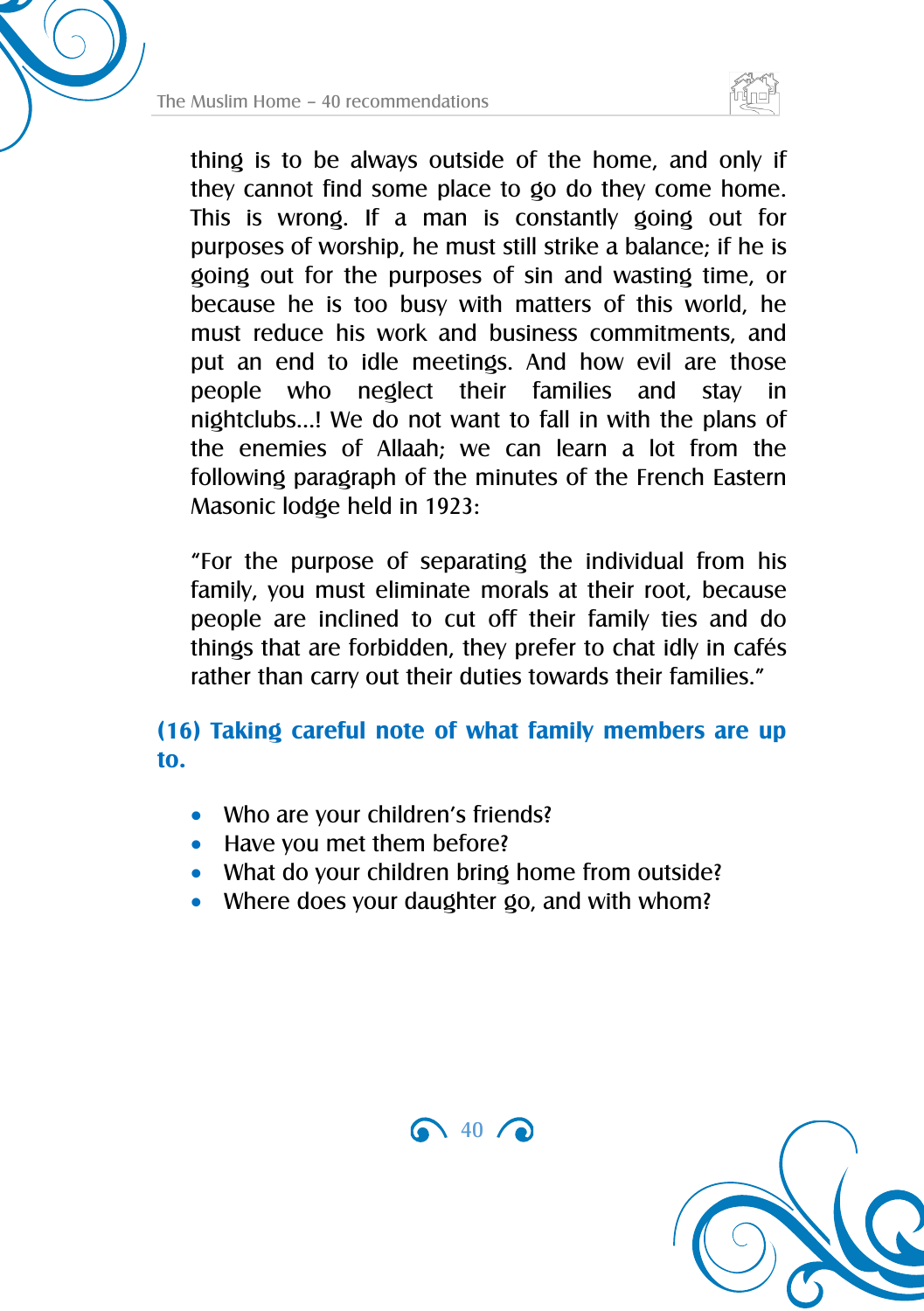thing is to be always outside of the home, and only if they cannot find some place to go do they come home. This is wrong. If a man is constantly going out for purposes of worship, he must still strike a balance; if he is going out for the purposes of sin and wasting time, or because he is too busy with matters of this world, he must reduce his work and business commitments, and put an end to idle meetings. And how evil are those people who neglect their families and stay in nightclubs…! We do not want to fall in with the plans of the enemies of Allaah; we can learn a lot from the following paragraph of the minutes of the French Eastern Masonic lodge held in 1923:

"For the purpose of separating the individual from his family, you must eliminate morals at their root, because people are inclined to cut off their family ties and do things that are forbidden, they prefer to chat idly in cafés rather than carry out their duties towards their families."

### (16) Taking careful note of what family members are up to.

- Who are your children's friends?
- Have you met them before?
- What do your children bring home from outside?
- Where does your daughter go, and with whom?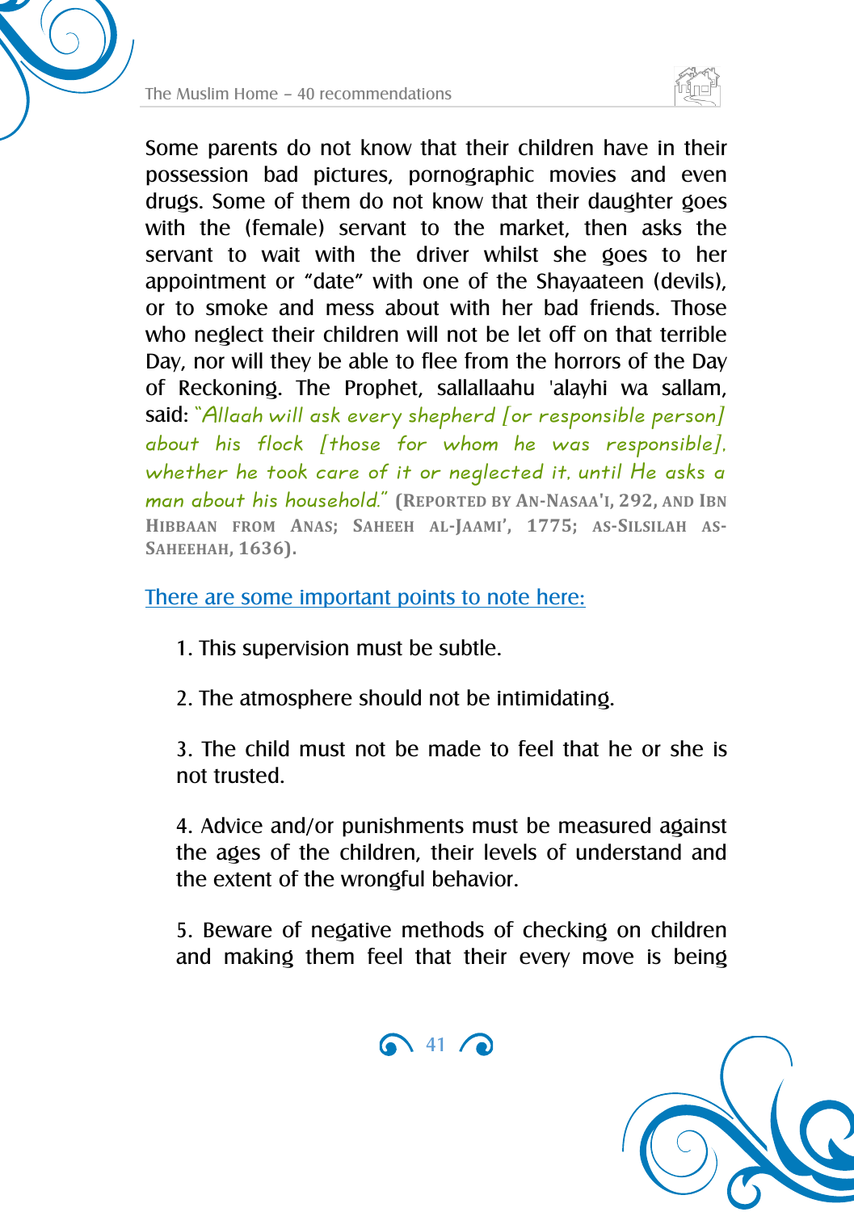Some parents do not know that their children have in their possession bad pictures, pornographic movies and even drugs. Some of them do not know that their daughter goes with the (female) servant to the market, then asks the servant to wait with the driver whilst she goes to her appointment or "date" with one of the Shayaateen (devils), or to smoke and mess about with her bad friends. Those who neglect their children will not be let off on that terrible Day, nor will they be able to flee from the horrors of the Day of Reckoning. The Prophet, sallallaahu 'alayhi wa sallam, said: *"Allaah will ask every shepherd [or responsible person] about his flock [those for whom he was responsible], whether he took care of it or neglected it, until He asks a man about his household."* **(Reported by An-Nasaa'i, 292, and Ibn Hibbaan from Anas; Saheeh al-Jaami', 1775; as-Silsilah as-Saheehah, 1636).**

There are some important points to note here:

1. This supervision must be subtle.

2. The atmosphere should not be intimidating.

3. The child must not be made to feel that he or she is not trusted.

4. Advice and/or punishments must be measured against the ages of the children, their levels of understand and the extent of the wrongful behavior.

5. Beware of negative methods of checking on children and making them feel that their every move is being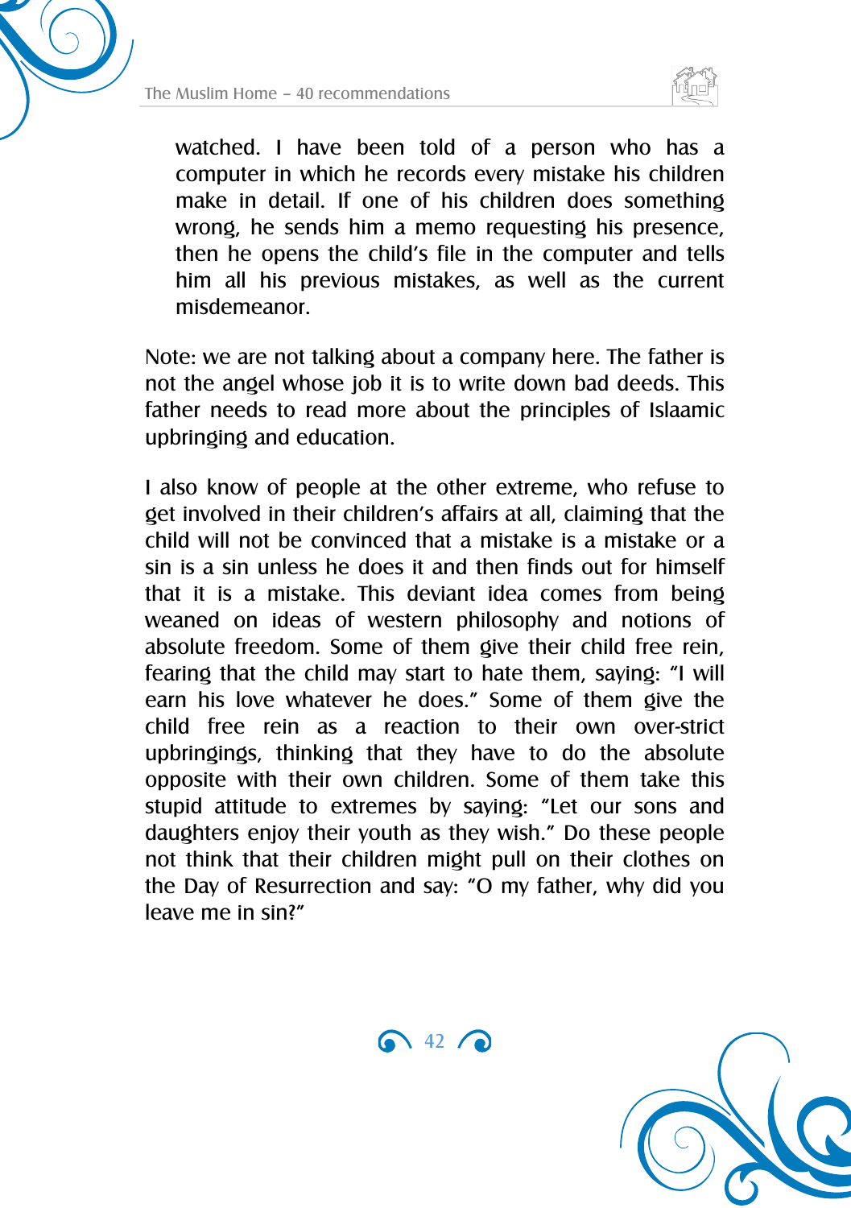watched. I have been told of a person who has a computer in which he records every mistake his children make in detail. If one of his children does something wrong, he sends him a memo requesting his presence, then he opens the child's file in the computer and tells him all his previous mistakes, as well as the current misdemeanor.

Note: we are not talking about a company here. The father is not the angel whose job it is to write down bad deeds. This father needs to read more about the principles of Islaamic upbringing and education.

I also know of people at the other extreme, who refuse to get involved in their children's affairs at all, claiming that the child will not be convinced that a mistake is a mistake or a sin is a sin unless he does it and then finds out for himself that it is a mistake. This deviant idea comes from being weaned on ideas of western philosophy and notions of absolute freedom. Some of them give their child free rein, fearing that the child may start to hate them, saying: "I will earn his love whatever he does." Some of them give the child free rein as a reaction to their own over-strict upbringings, thinking that they have to do the absolute opposite with their own children. Some of them take this stupid attitude to extremes by saying: "Let our sons and daughters enjoy their youth as they wish." Do these people not think that their children might pull on their clothes on the Day of Resurrection and say: "O my father, why did you leave me in sin?"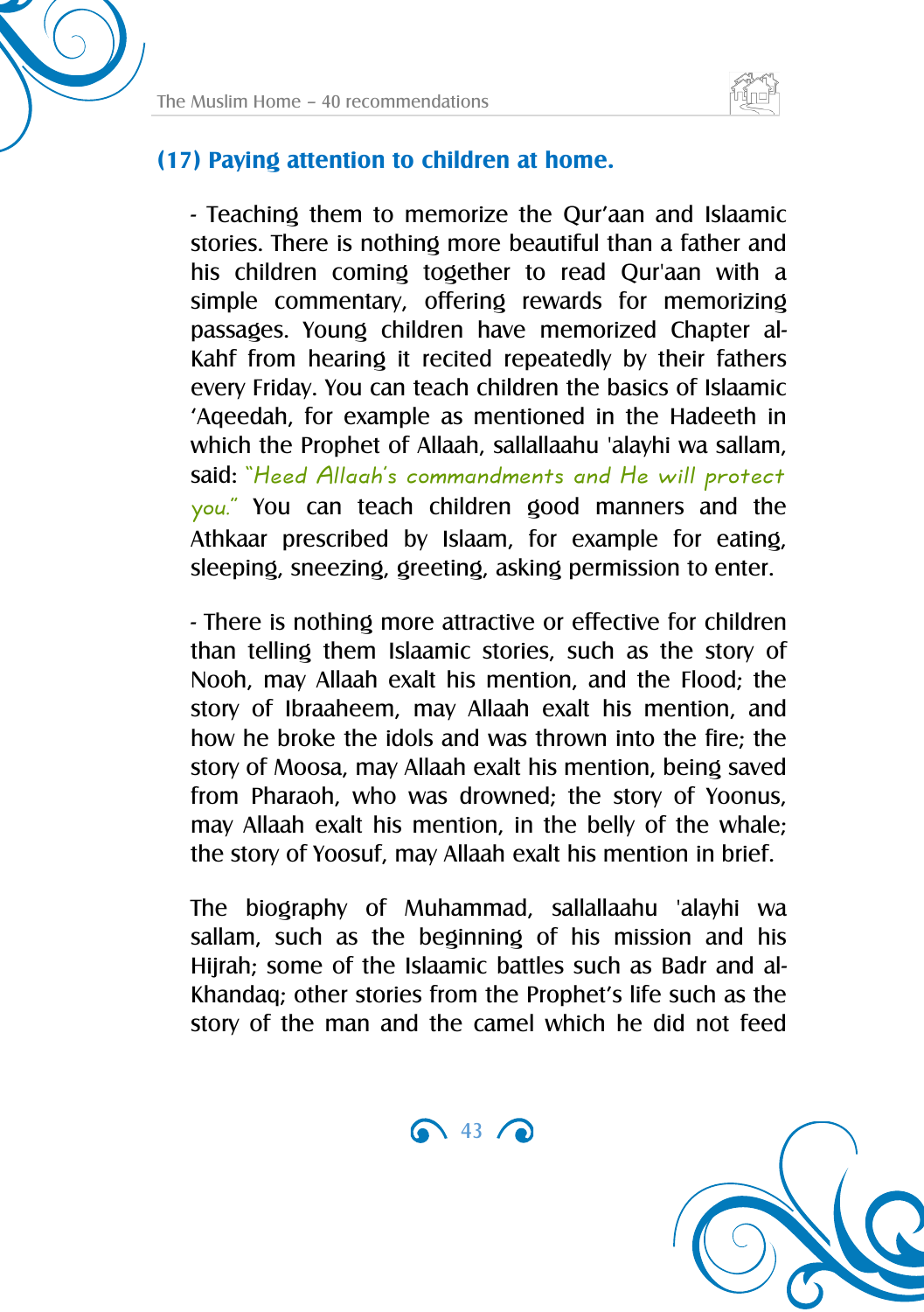### (17) Paying attention to children at home.

- Teaching them to memorize the Qur'aan and Islaamic stories. There is nothing more beautiful than a father and his children coming together to read Qur'aan with a simple commentary, offering rewards for memorizing passages. Young children have memorized Chapter al-Kahf from hearing it recited repeatedly by their fathers every Friday. You can teach children the basics of Islaamic 'Aqeedah, for example as mentioned in the Hadeeth in which the Prophet of Allaah, sallallaahu 'alayhi wa sallam, said: *"Heed Allaah's commandments and He will protect you."* You can teach children good manners and the Athkaar prescribed by Islaam, for example for eating, sleeping, sneezing, greeting, asking permission to enter.

- There is nothing more attractive or effective for children than telling them Islaamic stories, such as the story of Nooh, may Allaah exalt his mention, and the Flood; the story of Ibraaheem, may Allaah exalt his mention, and how he broke the idols and was thrown into the fire; the story of Moosa, may Allaah exalt his mention, being saved from Pharaoh, who was drowned; the story of Yoonus, may Allaah exalt his mention, in the belly of the whale; the story of Yoosuf, may Allaah exalt his mention in brief.

The biography of Muhammad, sallallaahu 'alayhi wa sallam, such as the beginning of his mission and his Hijrah; some of the Islaamic battles such as Badr and al-Khandaq; other stories from the Prophet's life such as the story of the man and the camel which he did not feed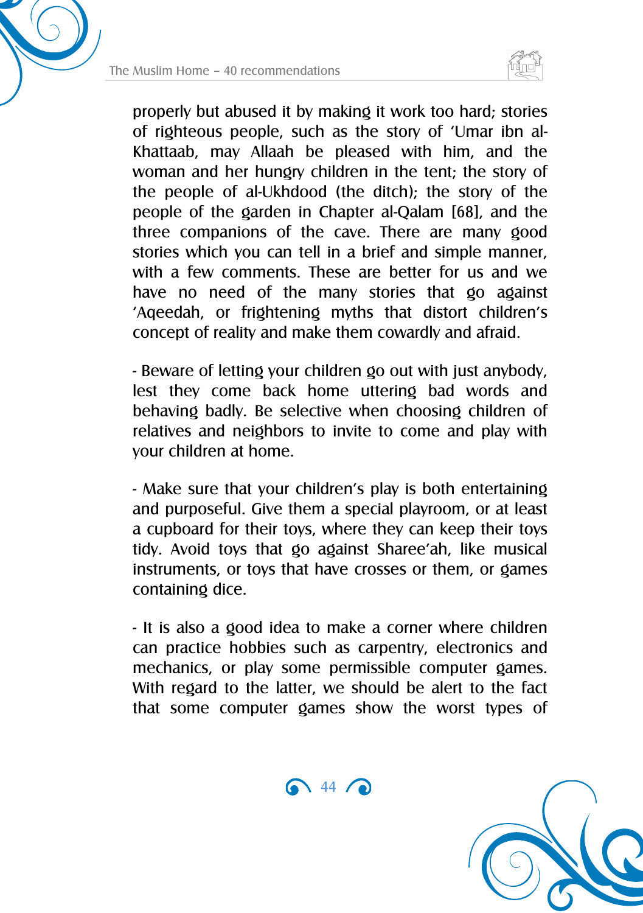properly but abused it by making it work too hard; stories of righteous people, such as the story of 'Umar ibn al-Khattaab, may Allaah be pleased with him, and the woman and her hungry children in the tent; the story of the people of al-Ukhdood (the ditch); the story of the people of the garden in Chapter al-Qalam [68], and the three companions of the cave. There are many good stories which you can tell in a brief and simple manner, with a few comments. These are better for us and we have no need of the many stories that go against 'Aqeedah, or frightening myths that distort children's concept of reality and make them cowardly and afraid.

- Beware of letting your children go out with just anybody, lest they come back home uttering bad words and behaving badly. Be selective when choosing children of relatives and neighbors to invite to come and play with your children at home.

- Make sure that your children's play is both entertaining and purposeful. Give them a special playroom, or at least a cupboard for their toys, where they can keep their toys tidy. Avoid toys that go against Sharee'ah, like musical instruments, or toys that have crosses or them, or games containing dice.

- It is also a good idea to make a corner where children can practice hobbies such as carpentry, electronics and mechanics, or play some permissible computer games. With regard to the latter, we should be alert to the fact that some computer games show the worst types of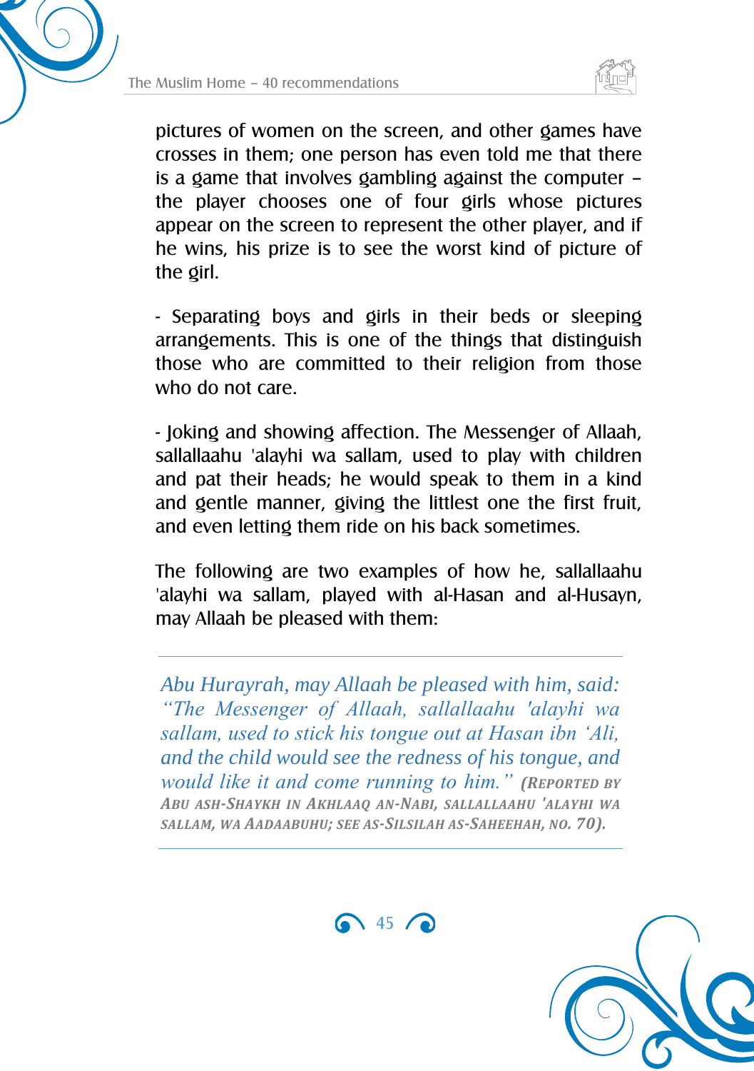pictures of women on the screen, and other games have crosses in them; one person has even told me that there is a game that involves gambling against the computer – the player chooses one of four girls whose pictures appear on the screen to represent the other player, and if he wins, his prize is to see the worst kind of picture of the girl.

- Separating boys and girls in their beds or sleeping arrangements. This is one of the things that distinguish those who are committed to their religion from those who do not care.

- Joking and showing affection. The Messenger of Allaah, sallallaahu 'alayhi wa sallam, used to play with children and pat their heads; he would speak to them in a kind and gentle manner, giving the littlest one the first fruit, and even letting them ride on his back sometimes.

The following are two examples of how he, sallallaahu 'alayhi wa sallam, played with al-Hasan and al-Husayn, may Allaah be pleased with them:

---

*Abu Hurayrah, may Allaah be pleased with him, said: "The Messenger of Allaah, sallallaahu 'alayhi wa sallam, used to stick his tongue out at Hasan ibn 'Ali, and the child would see the redness of his tongue, and would like it and come running to him."* ***(Reported by Abu ash-Shaykh in Akhlaaq an-Nabi, sallallaahu 'alayhi wa sallam, wa Aadaabuhu; see as-Silsilah as-Saheehah, no. 70).***

---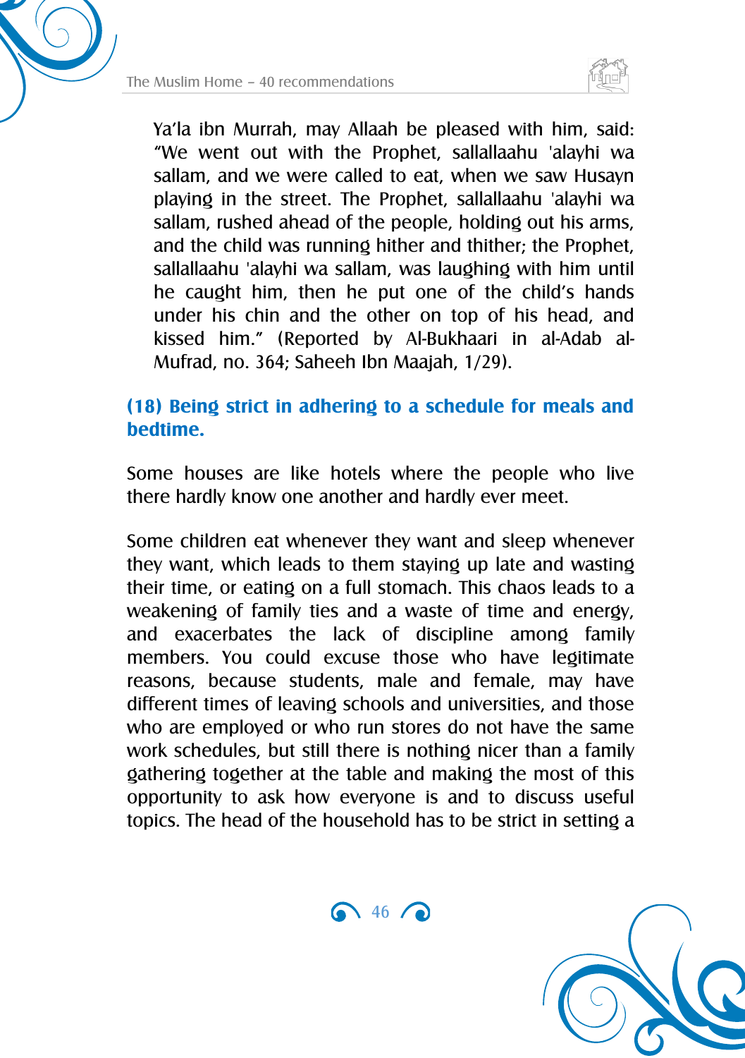Ya'la ibn Murrah, may Allaah be pleased with him, said: "We went out with the Prophet, sallallaahu 'alayhi wa sallam, and we were called to eat, when we saw Husayn playing in the street. The Prophet, sallallaahu 'alayhi wa sallam, rushed ahead of the people, holding out his arms, and the child was running hither and thither; the Prophet, sallallaahu 'alayhi wa sallam, was laughing with him until he caught him, then he put one of the child's hands under his chin and the other on top of his head, and kissed him." (Reported by Al-Bukhaari in al-Adab al-Mufrad, no. 364; Saheeh Ibn Maajah, 1/29).

### (18) Being strict in adhering to a schedule for meals and bedtime.

Some houses are like hotels where the people who live there hardly know one another and hardly ever meet.

Some children eat whenever they want and sleep whenever they want, which leads to them staying up late and wasting their time, or eating on a full stomach. This chaos leads to a weakening of family ties and a waste of time and energy, and exacerbates the lack of discipline among family members. You could excuse those who have legitimate reasons, because students, male and female, may have different times of leaving schools and universities, and those who are employed or who run stores do not have the same work schedules, but still there is nothing nicer than a family gathering together at the table and making the most of this opportunity to ask how everyone is and to discuss useful topics. The head of the household has to be strict in setting a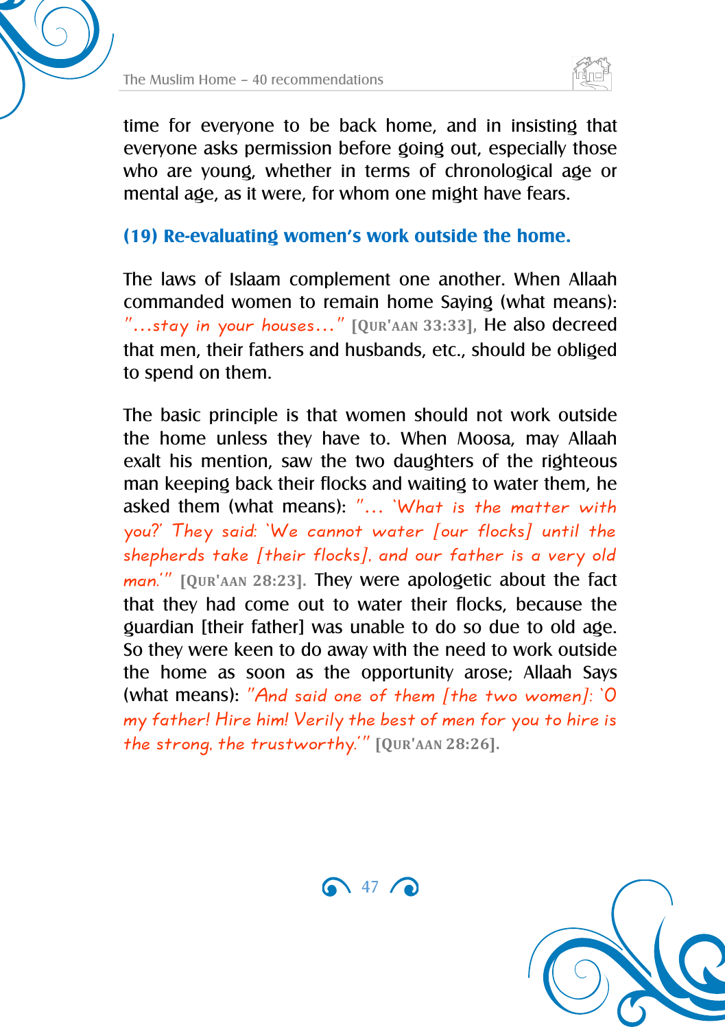time for everyone to be back home, and in insisting that everyone asks permission before going out, especially those who are young, whether in terms of chronological age or mental age, as it were, for whom one might have fears.

### (19) Re-evaluating women's work outside the home.

The laws of Islaam complement one another. When Allaah commanded women to remain home Saying (what means): *"…stay in your houses…"* **[Qur'aan 33:33]**, He also decreed that men, their fathers and husbands, etc., should be obliged to spend on them.

The basic principle is that women should not work outside the home unless they have to. When Moosa, may Allaah exalt his mention, saw the two daughters of the righteous man keeping back their flocks and waiting to water them, he asked them (what means): *"… 'What is the matter with you?' They said: 'We cannot water [our flocks] until the shepherds take [their flocks], and our father is a very old man.'"* **[Qur'aan 28:23]**. They were apologetic about the fact that they had come out to water their flocks, because the guardian [their father] was unable to do so due to old age. So they were keen to do away with the need to work outside the home as soon as the opportunity arose; Allaah Says (what means): *"And said one of them [the two women]: 'O my father! Hire him! Verily the best of men for you to hire is the strong, the trustworthy.'"* **[Qur'aan 28:26]**.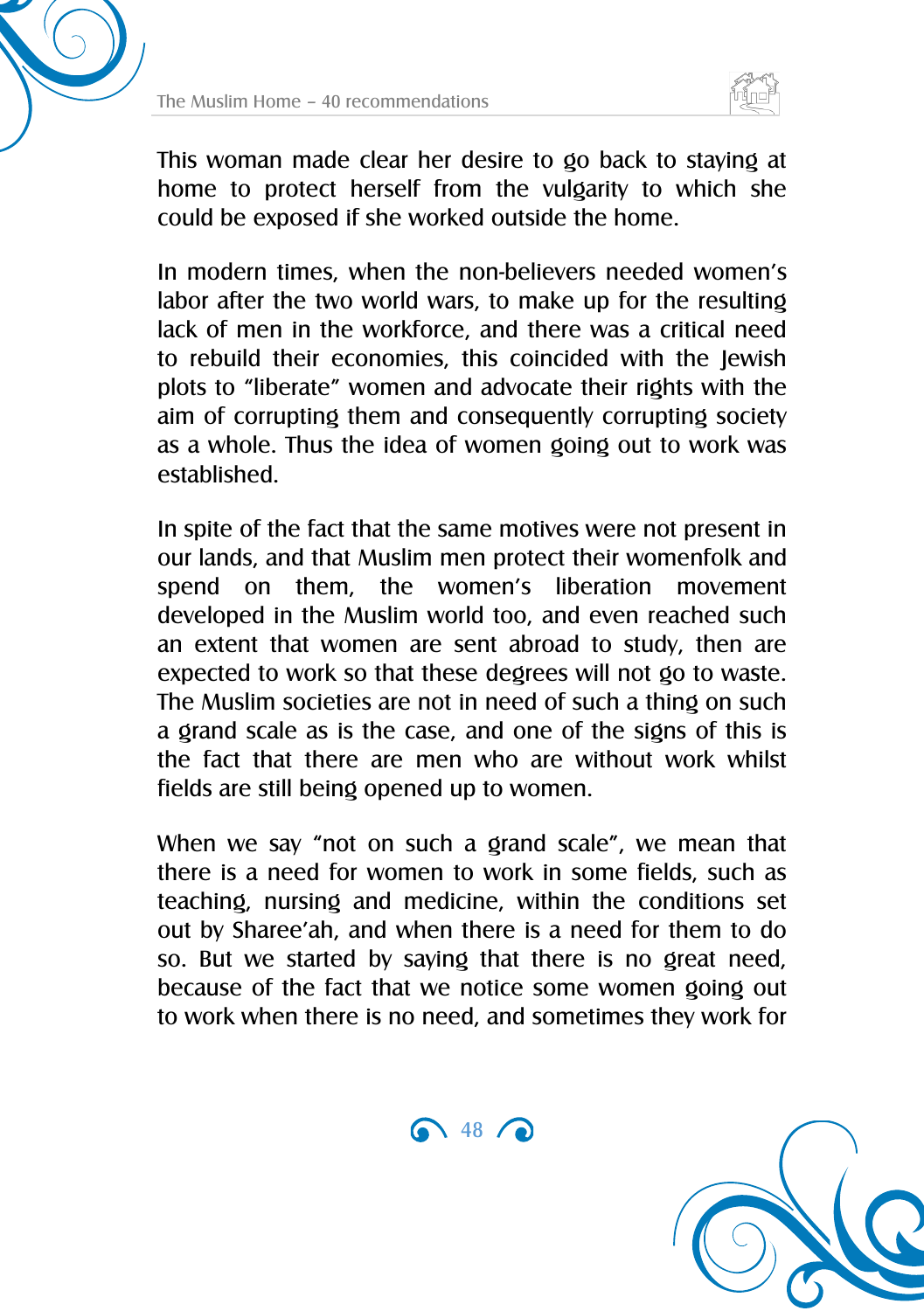This woman made clear her desire to go back to staying at home to protect herself from the vulgarity to which she could be exposed if she worked outside the home.

In modern times, when the non-believers needed women's labor after the two world wars, to make up for the resulting lack of men in the workforce, and there was a critical need to rebuild their economies, this coincided with the Jewish plots to "liberate" women and advocate their rights with the aim of corrupting them and consequently corrupting society as a whole. Thus the idea of women going out to work was established.

In spite of the fact that the same motives were not present in our lands, and that Muslim men protect their womenfolk and spend on them, the women's liberation movement developed in the Muslim world too, and even reached such an extent that women are sent abroad to study, then are expected to work so that these degrees will not go to waste. The Muslim societies are not in need of such a thing on such a grand scale as is the case, and one of the signs of this is the fact that there are men who are without work whilst fields are still being opened up to women.

When we say "not on such a grand scale", we mean that there is a need for women to work in some fields, such as teaching, nursing and medicine, within the conditions set out by Sharee'ah, and when there is a need for them to do so. But we started by saying that there is no great need, because of the fact that we notice some women going out to work when there is no need, and sometimes they work for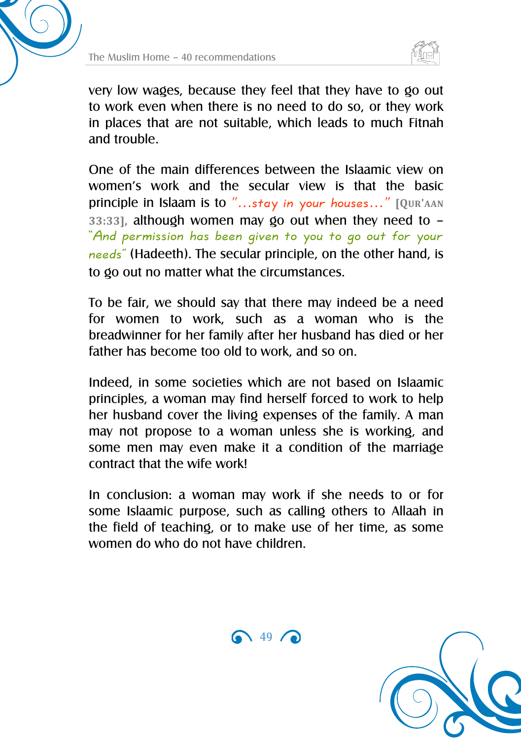very low wages, because they feel that they have to go out to work even when there is no need to do so, or they work in places that are not suitable, which leads to much Fitnah and trouble.

One of the main differences between the Islaamic view on women's work and the secular view is that the basic principle in Islaam is to *"…stay in your houses…"* **[Qur'aan 33:33]**, although women may go out when they need to – *"And permission has been given to you to go out for your needs"* (Hadeeth). The secular principle, on the other hand, is to go out no matter what the circumstances.

To be fair, we should say that there may indeed be a need for women to work, such as a woman who is the breadwinner for her family after her husband has died or her father has become too old to work, and so on.

Indeed, in some societies which are not based on Islaamic principles, a woman may find herself forced to work to help her husband cover the living expenses of the family. A man may not propose to a woman unless she is working, and some men may even make it a condition of the marriage contract that the wife work!

In conclusion: a woman may work if she needs to or for some Islaamic purpose, such as calling others to Allaah in the field of teaching, or to make use of her time, as some women do who do not have children.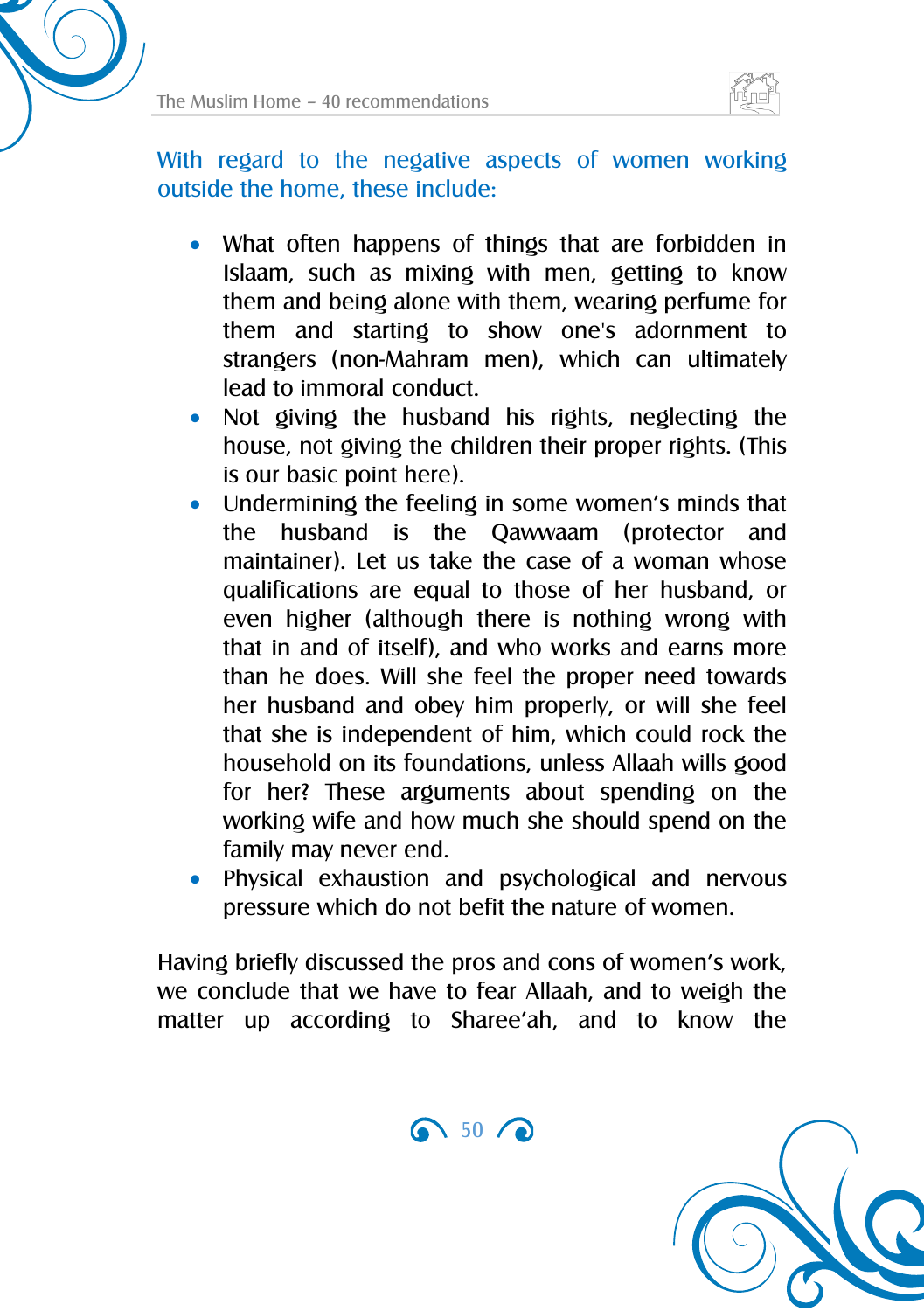With regard to the negative aspects of women working outside the home, these include:

- What often happens of things that are forbidden in Islaam, such as mixing with men, getting to know them and being alone with them, wearing perfume for them and starting to show one's adornment to strangers (non-Mahram men), which can ultimately lead to immoral conduct.
- Not giving the husband his rights, neglecting the house, not giving the children their proper rights. (This is our basic point here).
- Undermining the feeling in some women's minds that the husband is the Qawwaam (protector and maintainer). Let us take the case of a woman whose qualifications are equal to those of her husband, or even higher (although there is nothing wrong with that in and of itself), and who works and earns more than he does. Will she feel the proper need towards her husband and obey him properly, or will she feel that she is independent of him, which could rock the household on its foundations, unless Allaah wills good for her? These arguments about spending on the working wife and how much she should spend on the family may never end.
- Physical exhaustion and psychological and nervous pressure which do not befit the nature of women.

Having briefly discussed the pros and cons of women's work, we conclude that we have to fear Allaah, and to weigh the matter up according to Sharee'ah, and to know the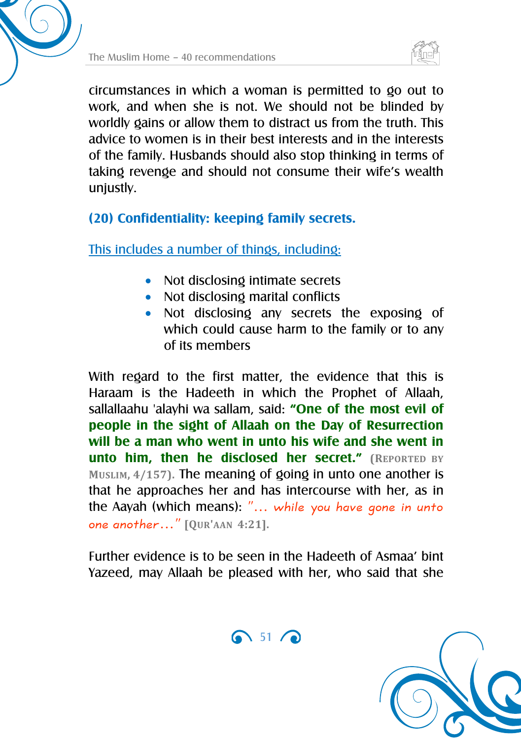circumstances in which a woman is permitted to go out to work, and when she is not. We should not be blinded by worldly gains or allow them to distract us from the truth. This advice to women is in their best interests and in the interests of the family. Husbands should also stop thinking in terms of taking revenge and should not consume their wife's wealth unjustly.

### (20) Confidentiality: keeping family secrets.

This includes a number of things, including:

- Not disclosing intimate secrets
- Not disclosing marital conflicts
- Not disclosing any secrets the exposing of which could cause harm to the family or to any of its members

With regard to the first matter, the evidence that this is Haraam is the Hadeeth in which the Prophet of Allaah, sallallaahu 'alayhi wa sallam, said: **"One of the most evil of people in the sight of Allaah on the Day of Resurrection will be a man who went in unto his wife and she went in unto him, then he disclosed her secret."** (REPORTED BY MUSLIM, 4/157). The meaning of going in unto one another is that he approaches her and has intercourse with her, as in the Aayah (which means): *"... while you have gone in unto one another..."* [QUR'AAN 4:21].

Further evidence is to be seen in the Hadeeth of Asmaa' bint Yazeed, may Allaah be pleased with her, who said that she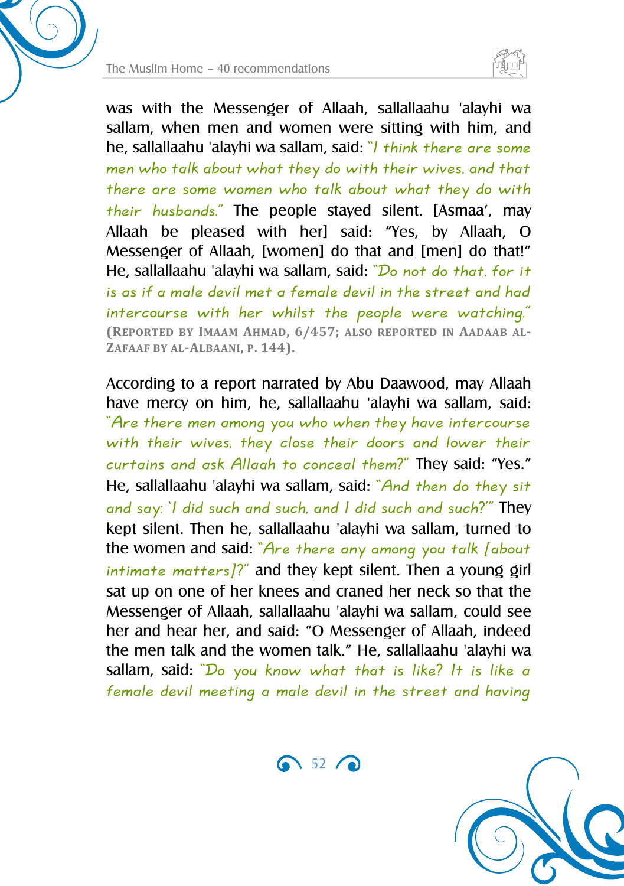was with the Messenger of Allaah, sallallaahu 'alayhi wa sallam, when men and women were sitting with him, and he, sallallaahu 'alayhi wa sallam, said: *"I think there are some men who talk about what they do with their wives, and that there are some women who talk about what they do with their husbands."* The people stayed silent. [Asmaa', may Allaah be pleased with her] said: "Yes, by Allaah, O Messenger of Allaah, [women] do that and [men] do that!" He, sallallaahu 'alayhi wa sallam, said: *"Do not do that, for it is as if a male devil met a female devil in the street and had intercourse with her whilst the people were watching."* **(Reported by Imaam Ahmad, 6/457; also reported in Aadaab al-Zafaaf by al-Albaani, p. 144).**

According to a report narrated by Abu Daawood, may Allaah have mercy on him, he, sallallaahu 'alayhi wa sallam, said: *"Are there men among you who when they have intercourse with their wives, they close their doors and lower their curtains and ask Allaah to conceal them?"* They said: "Yes." He, sallallaahu 'alayhi wa sallam, said: *"And then do they sit and say: 'I did such and such, and I did such and such?'"* They kept silent. Then he, sallallaahu 'alayhi wa sallam, turned to the women and said: *"Are there any among you talk [about intimate matters]?"* and they kept silent. Then a young girl sat up on one of her knees and craned her neck so that the Messenger of Allaah, sallallaahu 'alayhi wa sallam, could see her and hear her, and said: "O Messenger of Allaah, indeed the men talk and the women talk." He, sallallaahu 'alayhi wa sallam, said: *"Do you know what that is like? It is like a female devil meeting a male devil in the street and having*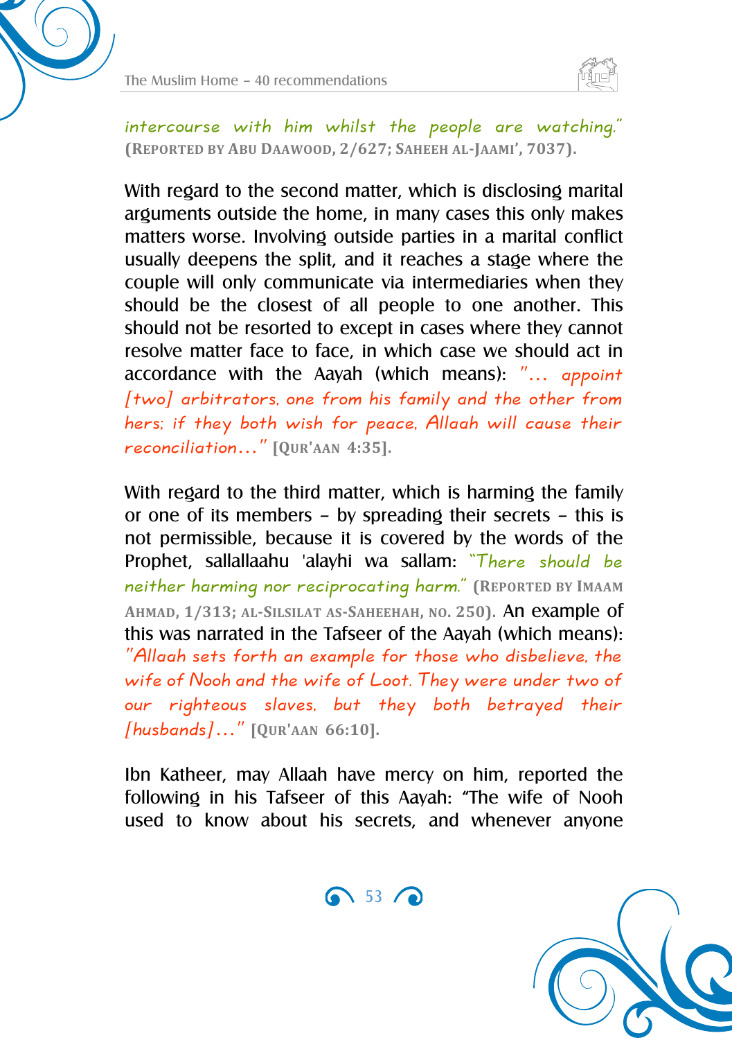*intercourse with him whilst the people are watching."* **(Reported by Abu Daawood, 2/627; Saheeh al-Jaami', 7037).**

With regard to the second matter, which is disclosing marital arguments outside the home, in many cases this only makes matters worse. Involving outside parties in a marital conflict usually deepens the split, and it reaches a stage where the couple will only communicate via intermediaries when they should be the closest of all people to one another. This should not be resorted to except in cases where they cannot resolve matter face to face, in which case we should act in accordance with the Aayah (which means): *"… appoint [two] arbitrators, one from his family and the other from hers; if they both wish for peace, Allaah will cause their reconciliation…"* **[Qur'aan 4:35].**

With regard to the third matter, which is harming the family or one of its members – by spreading their secrets – this is not permissible, because it is covered by the words of the Prophet, sallallaahu 'alayhi wa sallam: *"There should be neither harming nor reciprocating harm."* **(Reported by Imaam Ahmad, 1/313; al-Silsilat as-Saheehah, no. 250).** An example of this was narrated in the Tafseer of the Aayah (which means): *"Allaah sets forth an example for those who disbelieve, the wife of Nooh and the wife of Loot. They were under two of our righteous slaves, but they both betrayed their [husbands]…"* **[Qur'aan 66:10].**

Ibn Katheer, may Allaah have mercy on him, reported the following in his Tafseer of this Aayah: "The wife of Nooh used to know about his secrets, and whenever anyone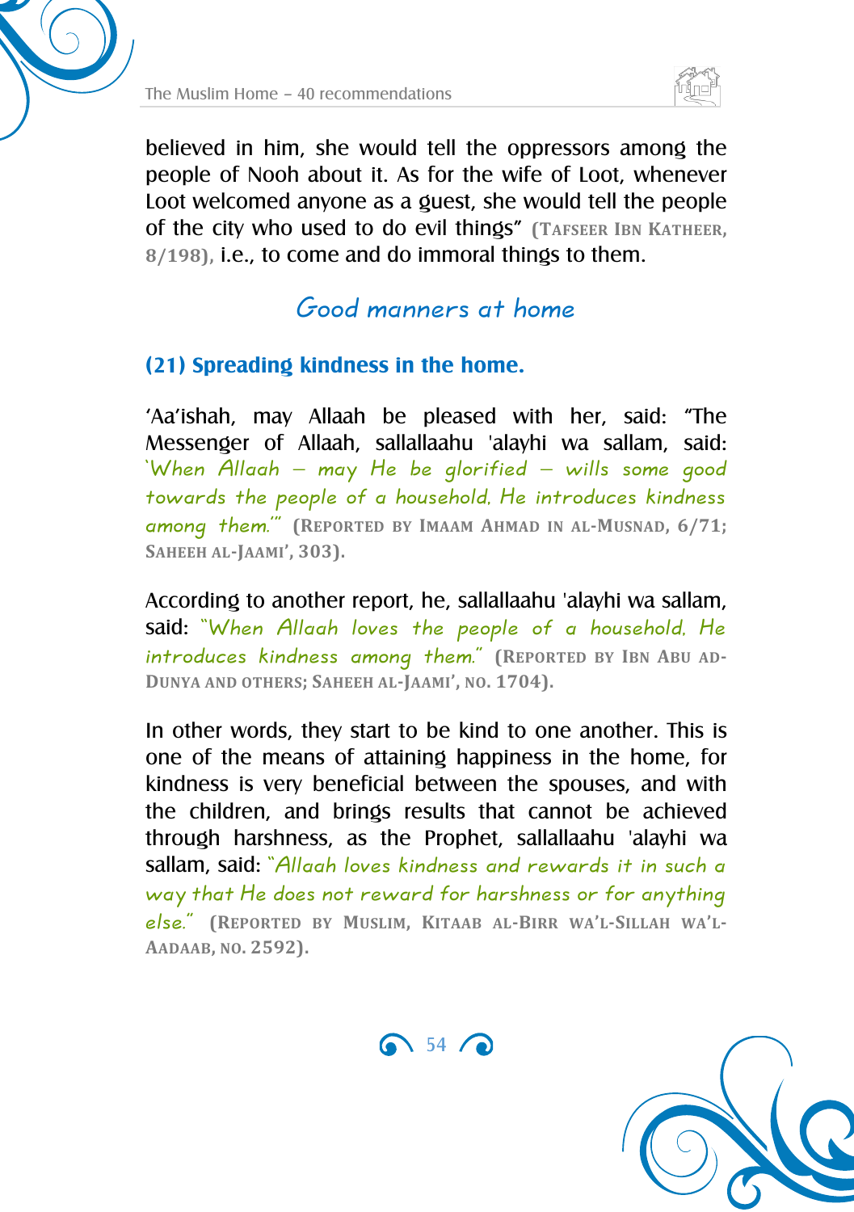believed in him, she would tell the oppressors among the people of Nooh about it. As for the wife of Loot, whenever Loot welcomed anyone as a guest, she would tell the people of the city who used to do evil things" (TAFSEER IBN KATHEER, 8/198), i.e., to come and do immoral things to them.

## Good manners at home

### (21) Spreading kindness in the home.

'Aa'ishah, may Allaah be pleased with her, said: "The Messenger of Allaah, sallallaahu 'alayhi wa sallam, said: *'When Allaah – may He be glorified – wills some good towards the people of a household, He introduces kindness among them.'*" (REPORTED BY IMAAM AHMAD IN AL-MUSNAD, 6/71; SAHEEH AL-JAAMI', 303).

According to another report, he, sallallaahu 'alayhi wa sallam, said: *"When Allaah loves the people of a household. He introduces kindness among them."* (REPORTED BY IBN ABU AD-DUNYA AND OTHERS; SAHEEH AL-JAAMI', NO. 1704).

In other words, they start to be kind to one another. This is one of the means of attaining happiness in the home, for kindness is very beneficial between the spouses, and with the children, and brings results that cannot be achieved through harshness, as the Prophet, sallallaahu 'alayhi wa sallam, said: *"Allaah loves kindness and rewards it in such a way that He does not reward for harshness or for anything else."* (REPORTED BY MUSLIM, KITAAB AL-BIRR WA'L-SILLAH WA'L-AADAAB, NO. 2592).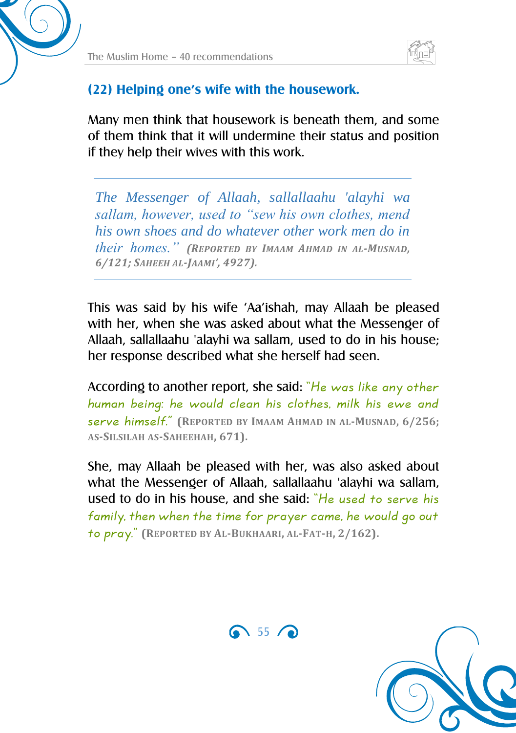### (22) Helping one's wife with the housework.

Many men think that housework is beneath them, and some of them think that it will undermine their status and position if they help their wives with this work.

> *The Messenger of Allaah, sallallaahu 'alayhi wa sallam, however, used to "sew his own clothes, mend his own shoes and do whatever other work men do in their homes."* ***(Reported by Imaam Ahmad in al-Musnad, 6/121; Saheeh al-Jaami', 4927).***

This was said by his wife 'Aa'ishah, may Allaah be pleased with her, when she was asked about what the Messenger of Allaah, sallallaahu 'alayhi wa sallam, used to do in his house; her response described what she herself had seen.

According to another report, she said: "He was like any other human being: he would clean his clothes, milk his ewe and serve himself." **(Reported by Imaam Ahmad in al-Musnad, 6/256; as-Silsilah as-Saheehah, 671).**

She, may Allaah be pleased with her, was also asked about what the Messenger of Allaah, sallallaahu 'alayhi wa sallam, used to do in his house, and she said: "He used to serve his family, then when the time for prayer came, he would go out to pray." **(Reported by al-Bukhaari, al-Fat-h, 2/162).**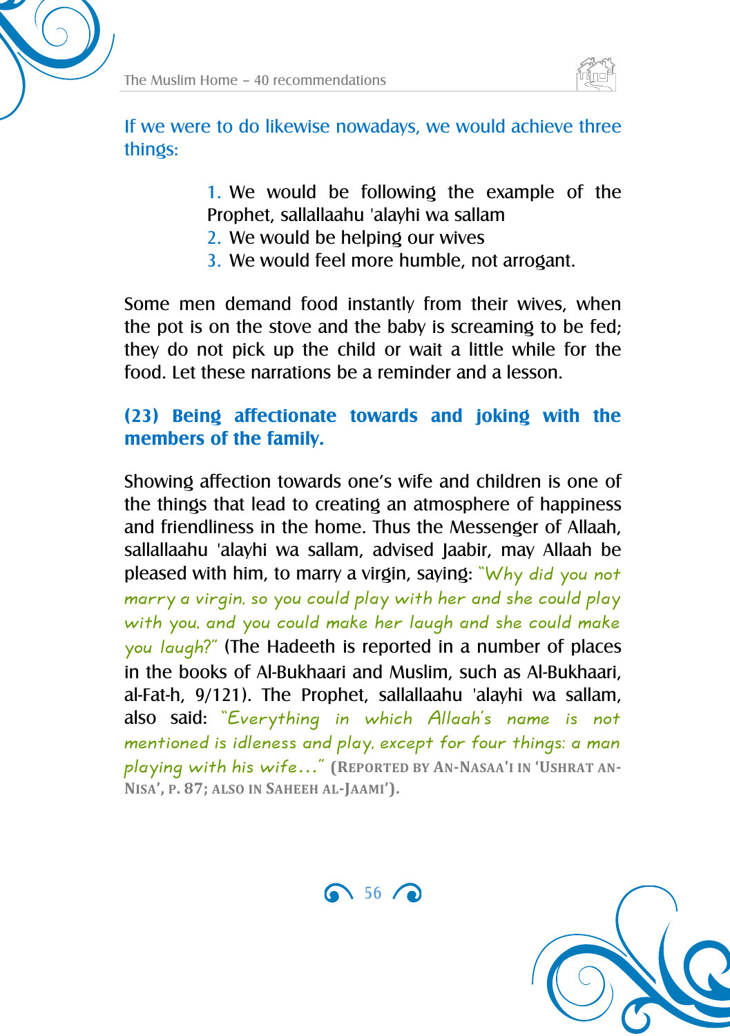If we were to do likewise nowadays, we would achieve three things:

1. We would be following the example of the Prophet, sallallaahu 'alayhi wa sallam
2. We would be helping our wives
3. We would feel more humble, not arrogant.

Some men demand food instantly from their wives, when the pot is on the stove and the baby is screaming to be fed; they do not pick up the child or wait a little while for the food. Let these narrations be a reminder and a lesson.

### (23) Being affectionate towards and joking with the members of the family.

Showing affection towards one's wife and children is one of the things that lead to creating an atmosphere of happiness and friendliness in the home. Thus the Messenger of Allaah, sallallaahu 'alayhi wa sallam, advised Jaabir, may Allaah be pleased with him, to marry a virgin, saying: *"Why did you not marry a virgin, so you could play with her and she could play with you, and you could make her laugh and she could make you laugh?"* (The Hadeeth is reported in a number of places in the books of Al-Bukhaari and Muslim, such as Al-Bukhaari, al-Fat-h, 9/121). The Prophet, sallallaahu 'alayhi wa sallam, also said: *"Everything in which Allaah's name is not mentioned is idleness and play, except for four things: a man playing with his wife..."* (REPORTED BY AN-NASAA'I IN 'USHRAT AN-NISA', P. 87; ALSO IN SAHEEH AL-JAAMI').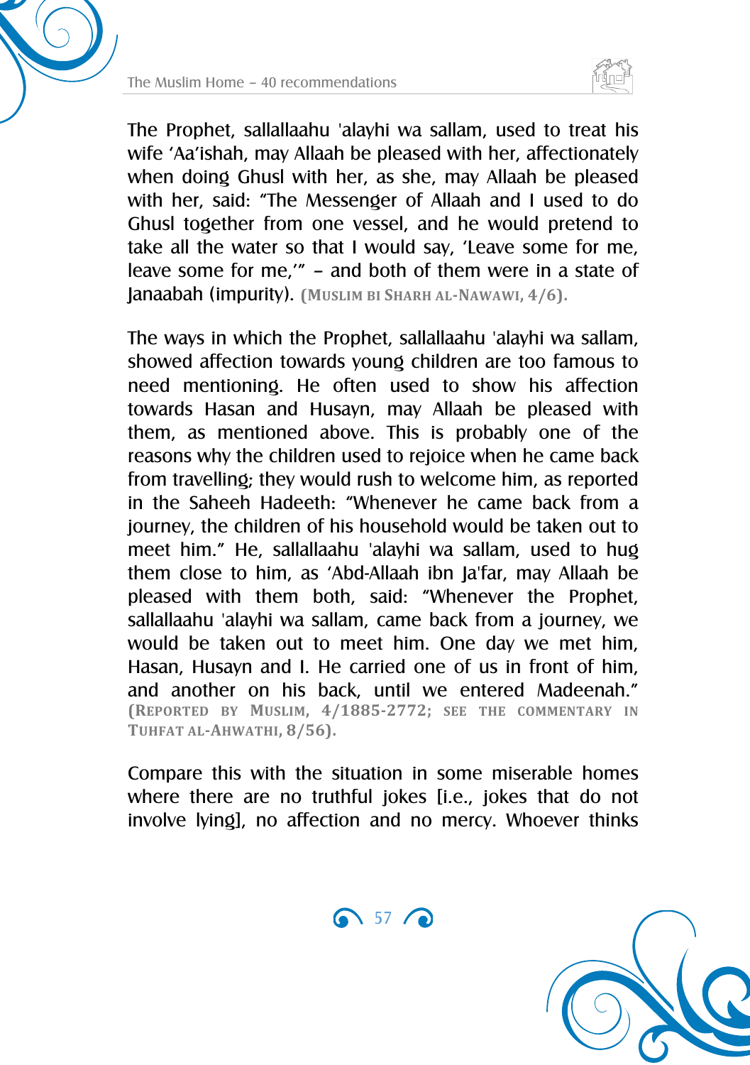The Prophet, sallallaahu 'alayhi wa sallam, used to treat his wife 'Aa'ishah, may Allaah be pleased with her, affectionately when doing Ghusl with her, as she, may Allaah be pleased with her, said: "The Messenger of Allaah and I used to do Ghusl together from one vessel, and he would pretend to take all the water so that I would say, 'Leave some for me, leave some for me,'" – and both of them were in a state of Janaabah (impurity). **(Muslim bi Sharh al-Nawawi, 4/6).**

The ways in which the Prophet, sallallaahu 'alayhi wa sallam, showed affection towards young children are too famous to need mentioning. He often used to show his affection towards Hasan and Husayn, may Allaah be pleased with them, as mentioned above. This is probably one of the reasons why the children used to rejoice when he came back from travelling; they would rush to welcome him, as reported in the Saheeh Hadeeth: "Whenever he came back from a journey, the children of his household would be taken out to meet him." He, sallallaahu 'alayhi wa sallam, used to hug them close to him, as 'Abd-Allaah ibn Ja'far, may Allaah be pleased with them both, said: "Whenever the Prophet, sallallaahu 'alayhi wa sallam, came back from a journey, we would be taken out to meet him. One day we met him, Hasan, Husayn and I. He carried one of us in front of him, and another on his back, until we entered Madeenah." **(Reported by Muslim, 4/1885-2772; see the commentary in Tuhfat al-Ahwathi, 8/56).**

Compare this with the situation in some miserable homes where there are no truthful jokes [i.e., jokes that do not involve lying], no affection and no mercy. Whoever thinks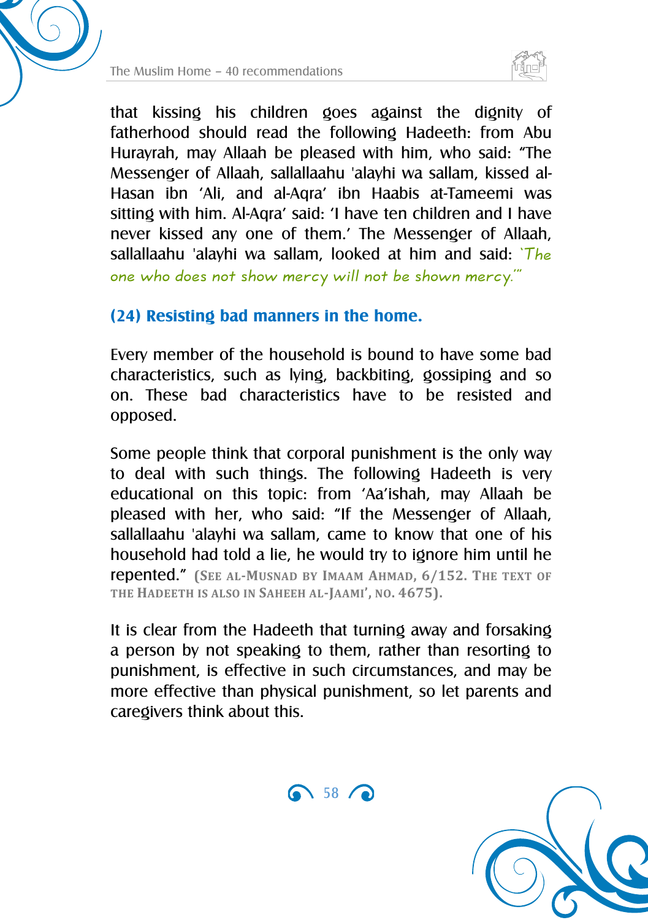that kissing his children goes against the dignity of fatherhood should read the following Hadeeth: from Abu Hurayrah, may Allaah be pleased with him, who said: "The Messenger of Allaah, sallallaahu 'alayhi wa sallam, kissed al-Hasan ibn 'Ali, and al-Aqra' ibn Haabis at-Tameemi was sitting with him. Al-Aqra' said: 'I have ten children and I have never kissed any one of them.' The Messenger of Allaah, sallallaahu 'alayhi wa sallam, looked at him and said: *'The one who does not show mercy will not be shown mercy.'*"

### (24) Resisting bad manners in the home.

Every member of the household is bound to have some bad characteristics, such as lying, backbiting, gossiping and so on. These bad characteristics have to be resisted and opposed.

Some people think that corporal punishment is the only way to deal with such things. The following Hadeeth is very educational on this topic: from 'Aa'ishah, may Allaah be pleased with her, who said: "If the Messenger of Allaah, sallallaahu 'alayhi wa sallam, came to know that one of his household had told a lie, he would try to ignore him until he repented." **(See al-Musnad by Imaam Ahmad, 6/152. The text of the Hadeeth is also in Saheeh al-Jaami', no. 4675).**

It is clear from the Hadeeth that turning away and forsaking a person by not speaking to them, rather than resorting to punishment, is effective in such circumstances, and may be more effective than physical punishment, so let parents and caregivers think about this.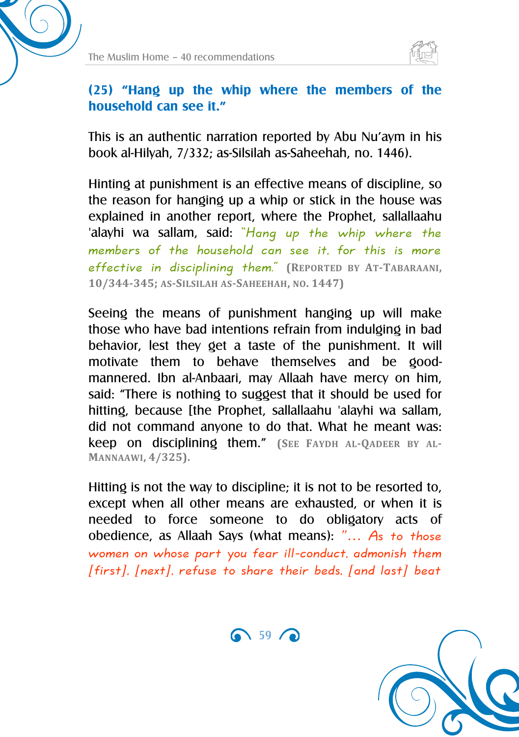### (25) "Hang up the whip where the members of the household can see it."

This is an authentic narration reported by Abu Nu'aym in his book al-Hilyah, 7/332; as-Silsilah as-Saheehah, no. 1446).

Hinting at punishment is an effective means of discipline, so the reason for hanging up a whip or stick in the house was explained in another report, where the Prophet, sallallaahu 'alayhi wa sallam, said: *"Hang up the whip where the members of the household can see it, for this is more effective in disciplining them."* **(Reported by at-Tabaraani, 10/344-345; as-Silsilah as-Saheehah, no. 1447)**

Seeing the means of punishment hanging up will make those who have bad intentions refrain from indulging in bad behavior, lest they get a taste of the punishment. It will motivate them to behave themselves and be good-mannered. Ibn al-Anbaari, may Allaah have mercy on him, said: "There is nothing to suggest that it should be used for hitting, because [the Prophet, sallallaahu 'alayhi wa sallam, did not command anyone to do that. What he meant was: keep on disciplining them." **(See Faydh al-Qadeer by al-Mannaawi, 4/325).**

Hitting is not the way to discipline; it is not to be resorted to, except when all other means are exhausted, or when it is needed to force someone to do obligatory acts of obedience, as Allaah Says (what means): *"... As to those women on whose part you fear ill-conduct, admonish them [first], [next], refuse to share their beds, [and last] beat*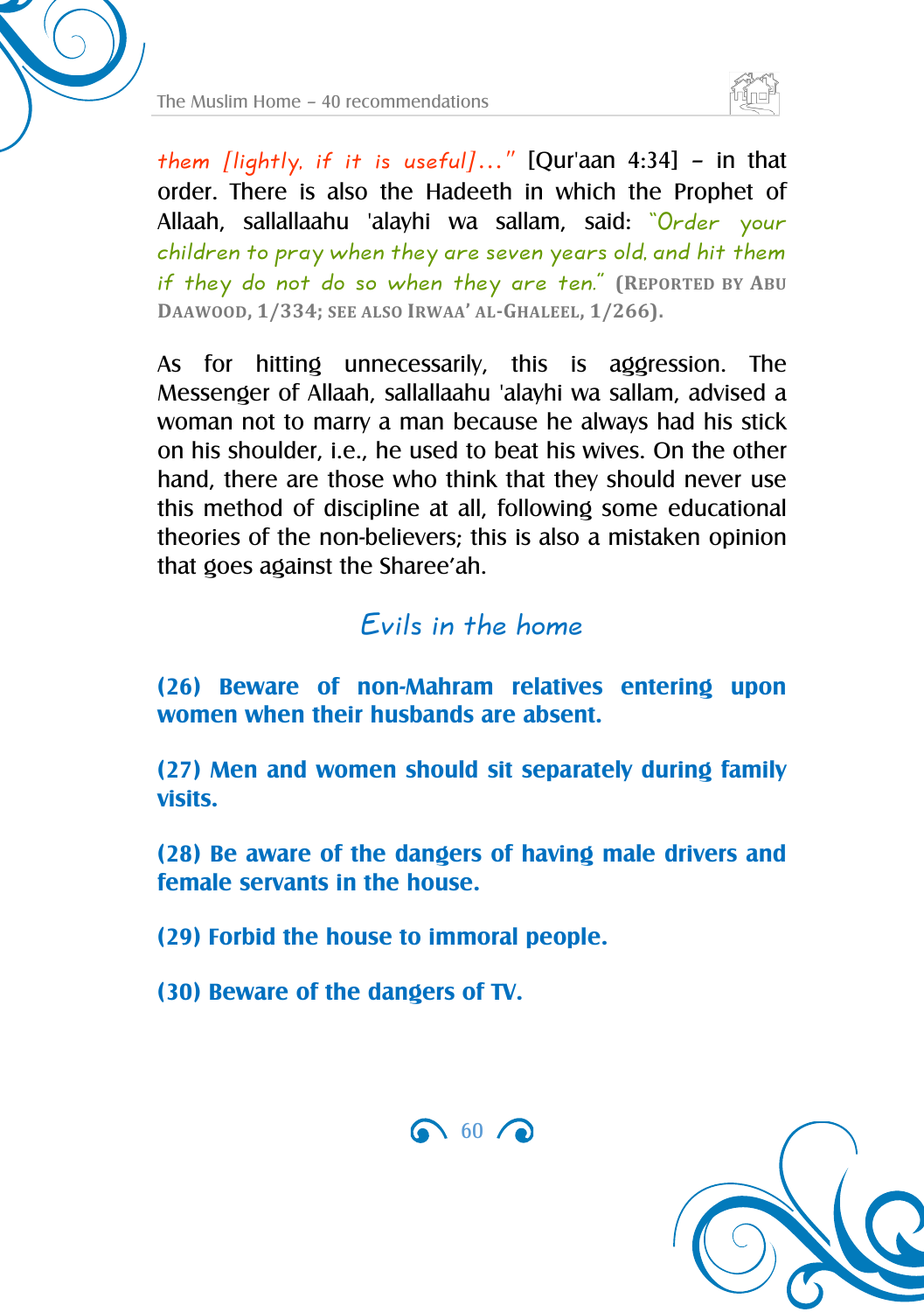*them [lightly, if it is useful]…"* [Qur'aan 4:34] – in that order. There is also the Hadeeth in which the Prophet of Allaah, sallallaahu 'alayhi wa sallam, said: *"Order your children to pray when they are seven years old, and hit them if they do not do so when they are ten."* **(Reported by Abu Daawood, 1/334; see also Irwaa' al-Ghaleel, 1/266).**

As for hitting unnecessarily, this is aggression. The Messenger of Allaah, sallallaahu 'alayhi wa sallam, advised a woman not to marry a man because he always had his stick on his shoulder, i.e., he used to beat his wives. On the other hand, there are those who think that they should never use this method of discipline at all, following some educational theories of the non-believers; this is also a mistaken opinion that goes against the Sharee'ah.

## Evils in the home

**(26) Beware of non-Mahram relatives entering upon women when their husbands are absent.**

**(27) Men and women should sit separately during family visits.**

**(28) Be aware of the dangers of having male drivers and female servants in the house.**

**(29) Forbid the house to immoral people.**

**(30) Beware of the dangers of TV.**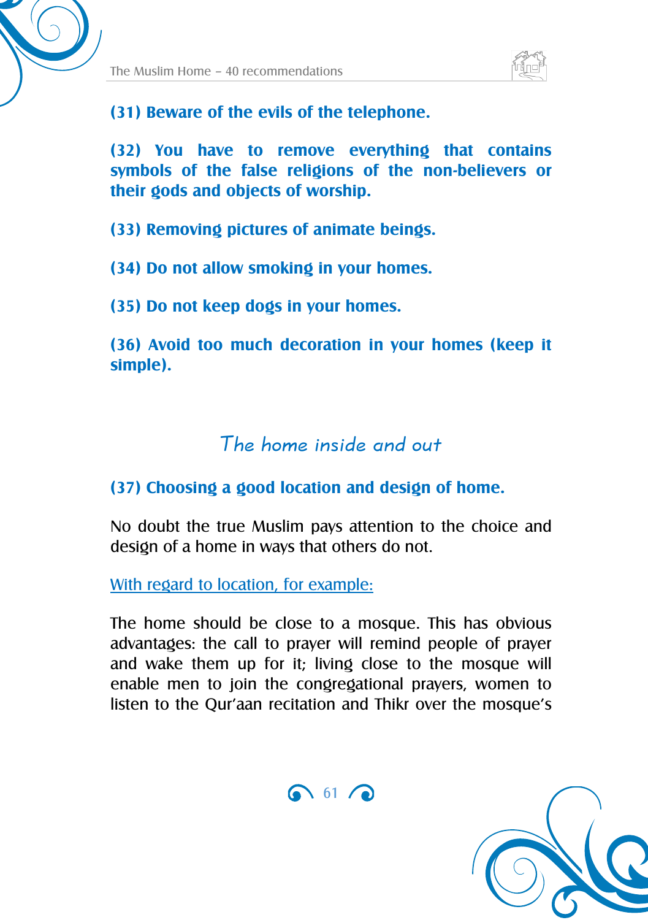**(31) Beware of the evils of the telephone.**

**(32) You have to remove everything that contains symbols of the false religions of the non-believers or their gods and objects of worship.**

**(33) Removing pictures of animate beings.**

**(34) Do not allow smoking in your homes.**

**(35) Do not keep dogs in your homes.**

**(36) Avoid too much decoration in your homes (keep it simple).**

## The home inside and out

**(37) Choosing a good location and design of home.**

No doubt the true Muslim pays attention to the choice and design of a home in ways that others do not.

With regard to location, for example:

The home should be close to a mosque. This has obvious advantages: the call to prayer will remind people of prayer and wake them up for it; living close to the mosque will enable men to join the congregational prayers, women to listen to the Qur'aan recitation and Thikr over the mosque's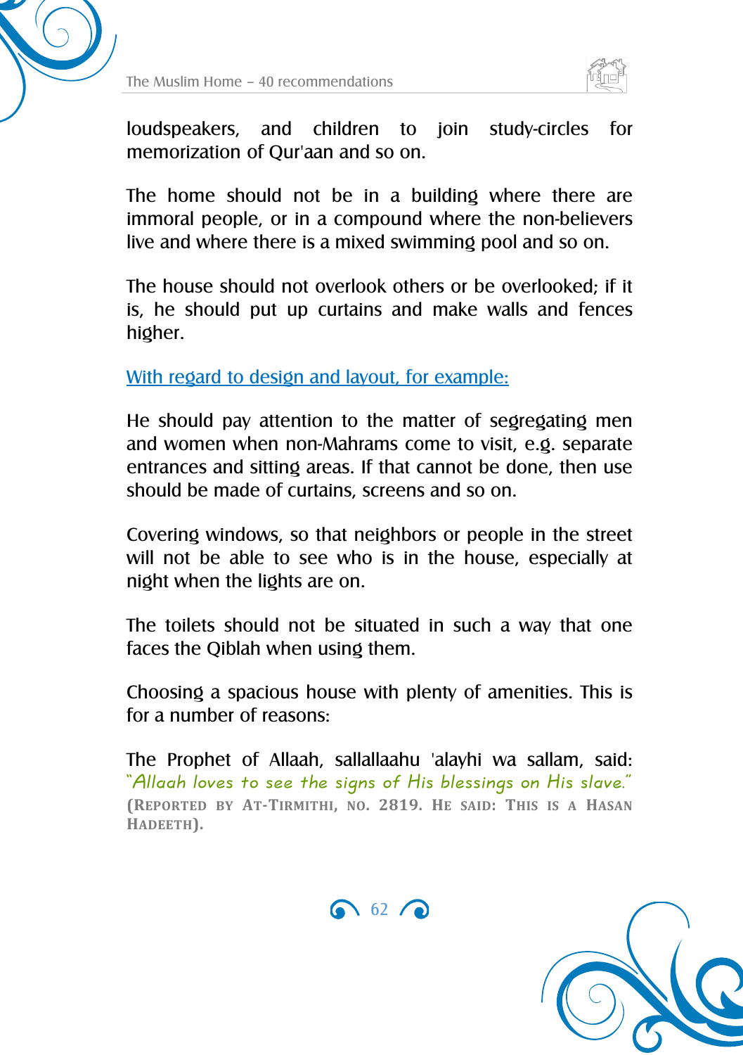loudspeakers, and children to join study-circles for memorization of Qur'aan and so on.

The home should not be in a building where there are immoral people, or in a compound where the non-believers live and where there is a mixed swimming pool and so on.

The house should not overlook others or be overlooked; if it is, he should put up curtains and make walls and fences higher.

With regard to design and layout, for example:

He should pay attention to the matter of segregating men and women when non-Mahrams come to visit, e.g. separate entrances and sitting areas. If that cannot be done, then use should be made of curtains, screens and so on.

Covering windows, so that neighbors or people in the street will not be able to see who is in the house, especially at night when the lights are on.

The toilets should not be situated in such a way that one faces the Qiblah when using them.

Choosing a spacious house with plenty of amenities. This is for a number of reasons:

The Prophet of Allaah, sallallaahu 'alayhi wa sallam, said: *"Allaah loves to see the signs of His blessings on His slave."* (Reported by at-Tirmithi, no. 2819. He said: This is a hasan hadeeth).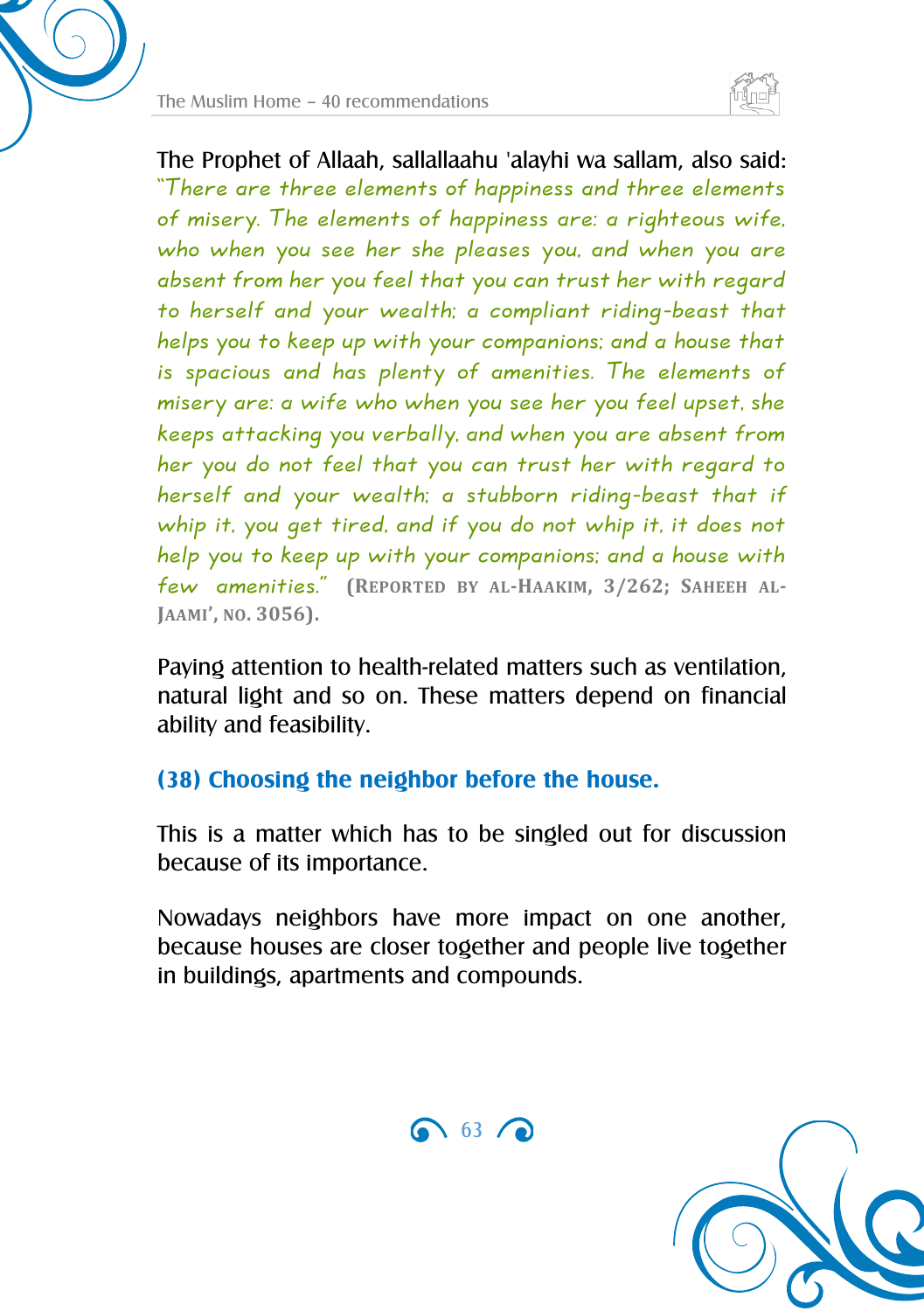The Prophet of Allaah, sallallaahu 'alayhi wa sallam, also said: *"There are three elements of happiness and three elements of misery. The elements of happiness are: a righteous wife, who when you see her she pleases you, and when you are absent from her you feel that you can trust her with regard to herself and your wealth; a compliant riding-beast that helps you to keep up with your companions; and a house that is spacious and has plenty of amenities. The elements of misery are: a wife who when you see her you feel upset, she keeps attacking you verbally, and when you are absent from her you do not feel that you can trust her with regard to herself and your wealth; a stubborn riding-beast that if whip it, you get tired, and if you do not whip it, it does not help you to keep up with your companions; and a house with few amenities."* **(Reported by al-Haakim, 3/262; Saheeh al-Jaami', no. 3056).**

Paying attention to health-related matters such as ventilation, natural light and so on. These matters depend on financial ability and feasibility.

### (38) Choosing the neighbor before the house.

This is a matter which has to be singled out for discussion because of its importance.

Nowadays neighbors have more impact on one another, because houses are closer together and people live together in buildings, apartments and compounds.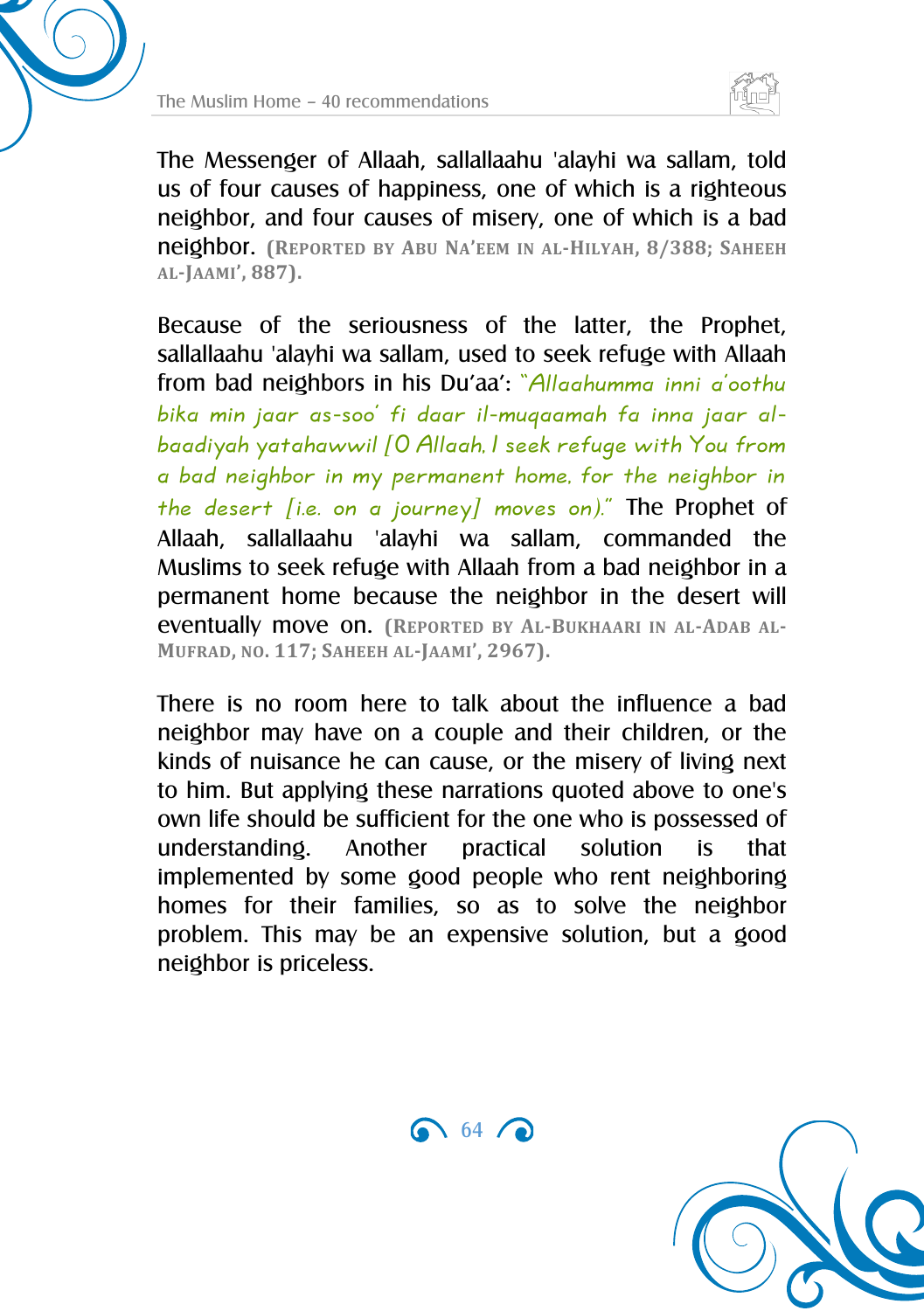The Messenger of Allaah, sallallaahu 'alayhi wa sallam, told us of four causes of happiness, one of which is a righteous neighbor, and four causes of misery, one of which is a bad neighbor. (Reported by Abu Na'eem in al-Hilyah, 8/388; Saheeh al-Jaami', 887).

Because of the seriousness of the latter, the Prophet, sallallaahu 'alayhi wa sallam, used to seek refuge with Allaah from bad neighbors in his Du'aa': *"Allaahumma inni a'oothu bika min jaar as-soo' fi daar il-muqaamah fa inna jaar al-baadiyah yatahawwil [O Allaah, I seek refuge with You from a bad neighbor in my permanent home, for the neighbor in the desert [i.e. on a journey] moves on)."* The Prophet of Allaah, sallallaahu 'alayhi wa sallam, commanded the Muslims to seek refuge with Allaah from a bad neighbor in a permanent home because the neighbor in the desert will eventually move on. (Reported by al-Bukhaari in al-Adab al-Mufrad, no. 117; Saheeh al-Jaami', 2967).

There is no room here to talk about the influence a bad neighbor may have on a couple and their children, or the kinds of nuisance he can cause, or the misery of living next to him. But applying these narrations quoted above to one's own life should be sufficient for the one who is possessed of understanding. Another practical solution is that implemented by some good people who rent neighboring homes for their families, so as to solve the neighbor problem. This may be an expensive solution, but a good neighbor is priceless.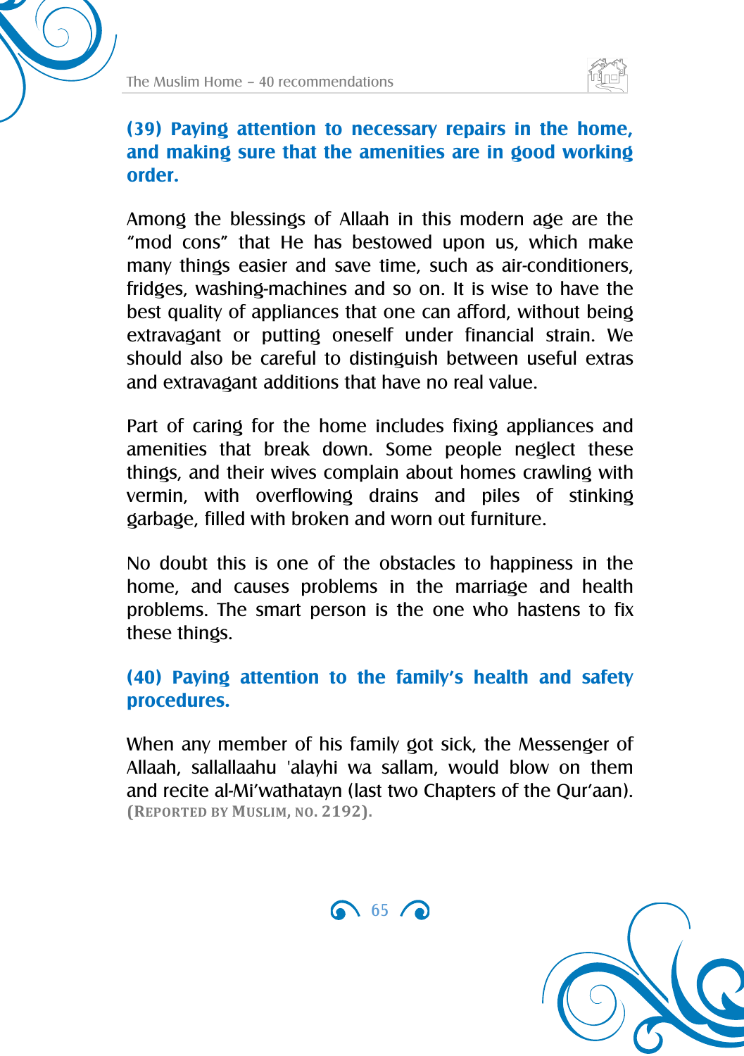## (39) Paying attention to necessary repairs in the home, and making sure that the amenities are in good working order.

Among the blessings of Allaah in this modern age are the "mod cons" that He has bestowed upon us, which make many things easier and save time, such as air-conditioners, fridges, washing-machines and so on. It is wise to have the best quality of appliances that one can afford, without being extravagant or putting oneself under financial strain. We should also be careful to distinguish between useful extras and extravagant additions that have no real value.

Part of caring for the home includes fixing appliances and amenities that break down. Some people neglect these things, and their wives complain about homes crawling with vermin, with overflowing drains and piles of stinking garbage, filled with broken and worn out furniture.

No doubt this is one of the obstacles to happiness in the home, and causes problems in the marriage and health problems. The smart person is the one who hastens to fix these things.

## (40) Paying attention to the family's health and safety procedures.

When any member of his family got sick, the Messenger of Allaah, sallallaahu 'alayhi wa sallam, would blow on them and recite al-Mi'wathatayn (last two Chapters of the Qur'aan). **(Reported by Muslim, no. 2192).**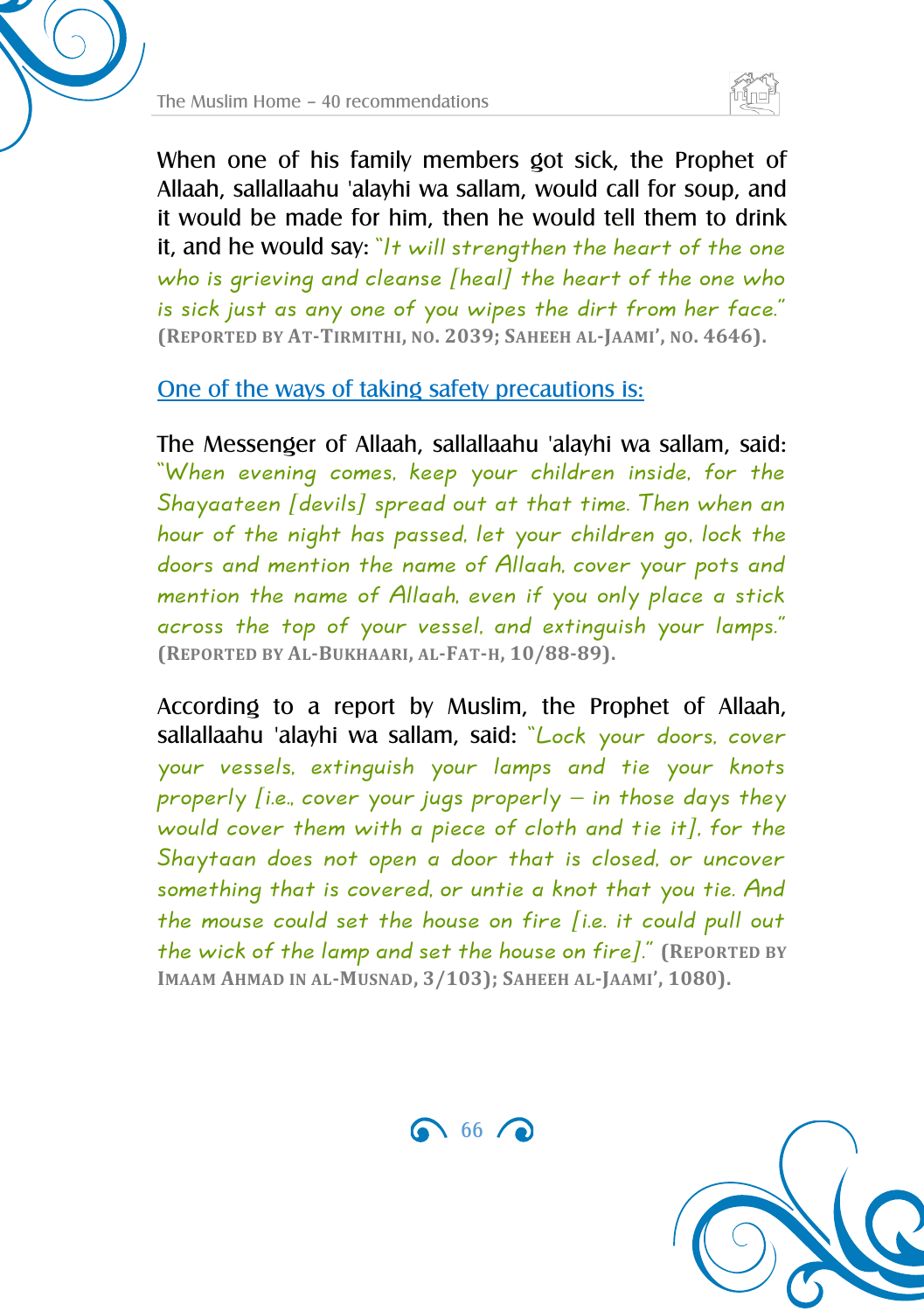When one of his family members got sick, the Prophet of Allaah, sallallaahu 'alayhi wa sallam, would call for soup, and it would be made for him, then he would tell them to drink it, and he would say: *"It will strengthen the heart of the one who is grieving and cleanse [heal] the heart of the one who is sick just as any one of you wipes the dirt from her face."* **(Reported by At-Tirmithi, no. 2039; Saheeh al-Jaami', no. 4646).**

## One of the ways of taking safety precautions is:

The Messenger of Allaah, sallallaahu 'alayhi wa sallam, said: *"When evening comes, keep your children inside, for the Shayaateen [devils] spread out at that time. Then when an hour of the night has passed, let your children go, lock the doors and mention the name of Allaah, cover your pots and mention the name of Allaah, even if you only place a stick across the top of your vessel, and extinguish your lamps."* **(Reported by al-Bukhaari, al-Fat-h, 10/88-89).**

According to a report by Muslim, the Prophet of Allaah, sallallaahu 'alayhi wa sallam, said: *"Lock your doors, cover your vessels, extinguish your lamps and tie your knots properly [i.e., cover your jugs properly – in those days they would cover them with a piece of cloth and tie it], for the Shaytaan does not open a door that is closed, or uncover something that is covered, or untie a knot that you tie. And the mouse could set the house on fire [i.e. it could pull out the wick of the lamp and set the house on fire]."* **(Reported by Imaam Ahmad in al-Musnad, 3/103); Saheeh al-Jaami', 1080).**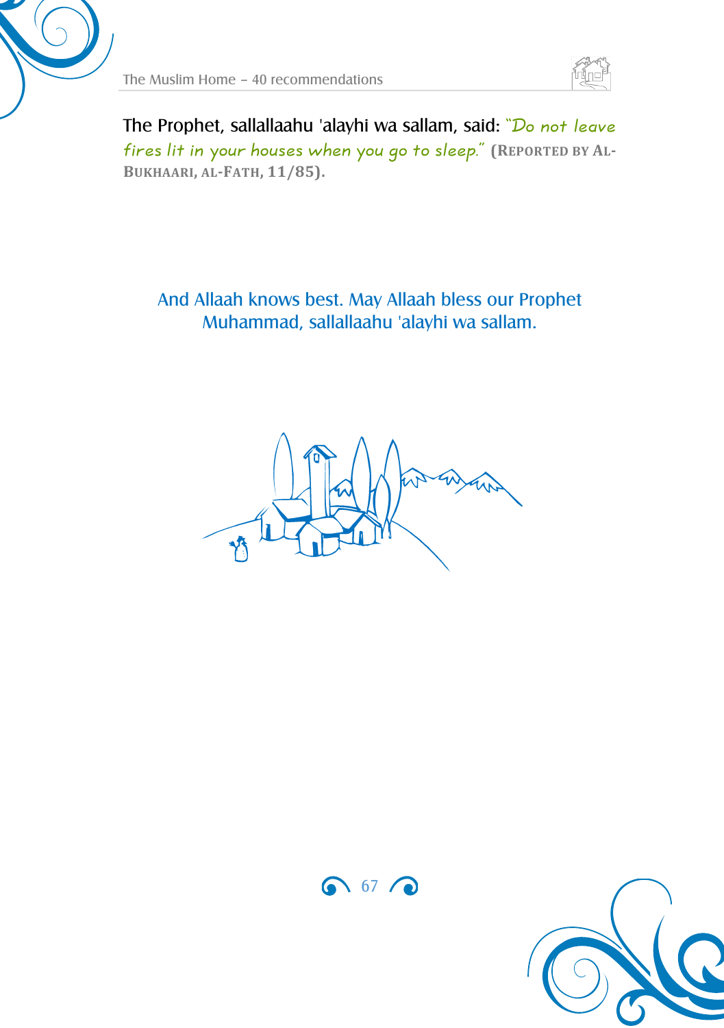The Prophet, sallallaahu 'alayhi wa sallam, said: *"Do not leave fires lit in your houses when you go to sleep."* **(REPORTED BY AL-BUKHAARI, AL-FATH, 11/85).**

And Allaah knows best. May Allaah bless our Prophet Muhammad, sallallaahu 'alayhi wa sallam.